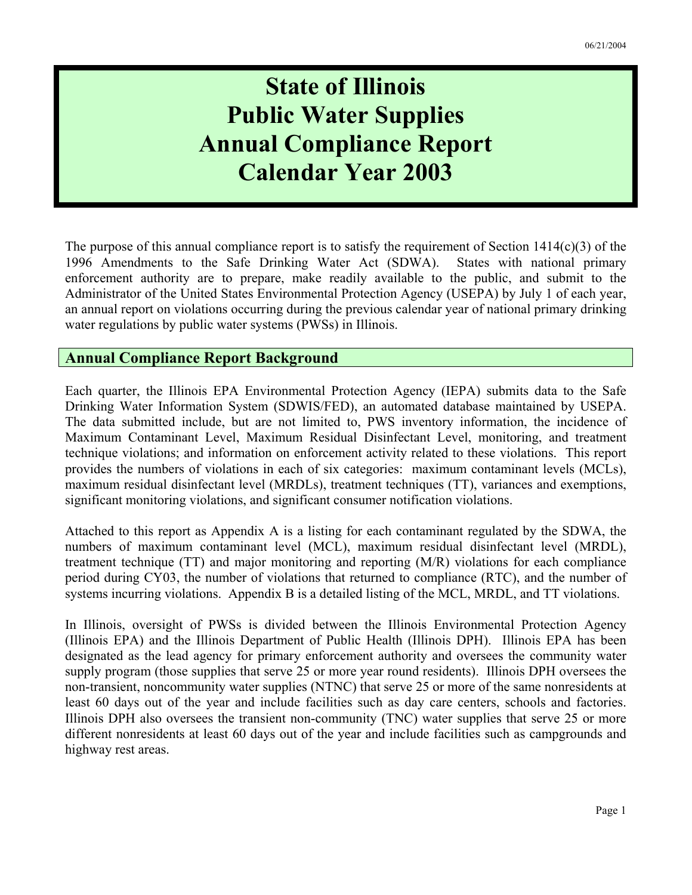# State of Illinois
# Public Water Supplies
# Annual Compliance Report
# Calendar Year 2003

The purpose of this annual compliance report is to satisfy the requirement of Section 1414(c)(3) of the 1996 Amendments to the Safe Drinking Water Act (SDWA). States with national primary enforcement authority are to prepare, make readily available to the public, and submit to the Administrator of the United States Environmental Protection Agency (USEPA) by July 1 of each year, an annual report on violations occurring during the previous calendar year of national primary drinking water regulations by public water systems (PWSs) in Illinois.

## Annual Compliance Report Background

Each quarter, the Illinois EPA Environmental Protection Agency (IEPA) submits data to the Safe Drinking Water Information System (SDWIS/FED), an automated database maintained by USEPA. The data submitted include, but are not limited to, PWS inventory information, the incidence of Maximum Contaminant Level, Maximum Residual Disinfectant Level, monitoring, and treatment technique violations; and information on enforcement activity related to these violations. This report provides the numbers of violations in each of six categories: maximum contaminant levels (MCLs), maximum residual disinfectant level (MRDLs), treatment techniques (TT), variances and exemptions, significant monitoring violations, and significant consumer notification violations.

Attached to this report as Appendix A is a listing for each contaminant regulated by the SDWA, the numbers of maximum contaminant level (MCL), maximum residual disinfectant level (MRDL), treatment technique (TT) and major monitoring and reporting (M/R) violations for each compliance period during CY03, the number of violations that returned to compliance (RTC), and the number of systems incurring violations. Appendix B is a detailed listing of the MCL, MRDL, and TT violations.

In Illinois, oversight of PWSs is divided between the Illinois Environmental Protection Agency (Illinois EPA) and the Illinois Department of Public Health (Illinois DPH). Illinois EPA has been designated as the lead agency for primary enforcement authority and oversees the community water supply program (those supplies that serve 25 or more year round residents). Illinois DPH oversees the non-transient, noncommunity water supplies (NTNC) that serve 25 or more of the same nonresidents at least 60 days out of the year and include facilities such as day care centers, schools and factories. Illinois DPH also oversees the transient non-community (TNC) water supplies that serve 25 or more different nonresidents at least 60 days out of the year and include facilities such as campgrounds and highway rest areas.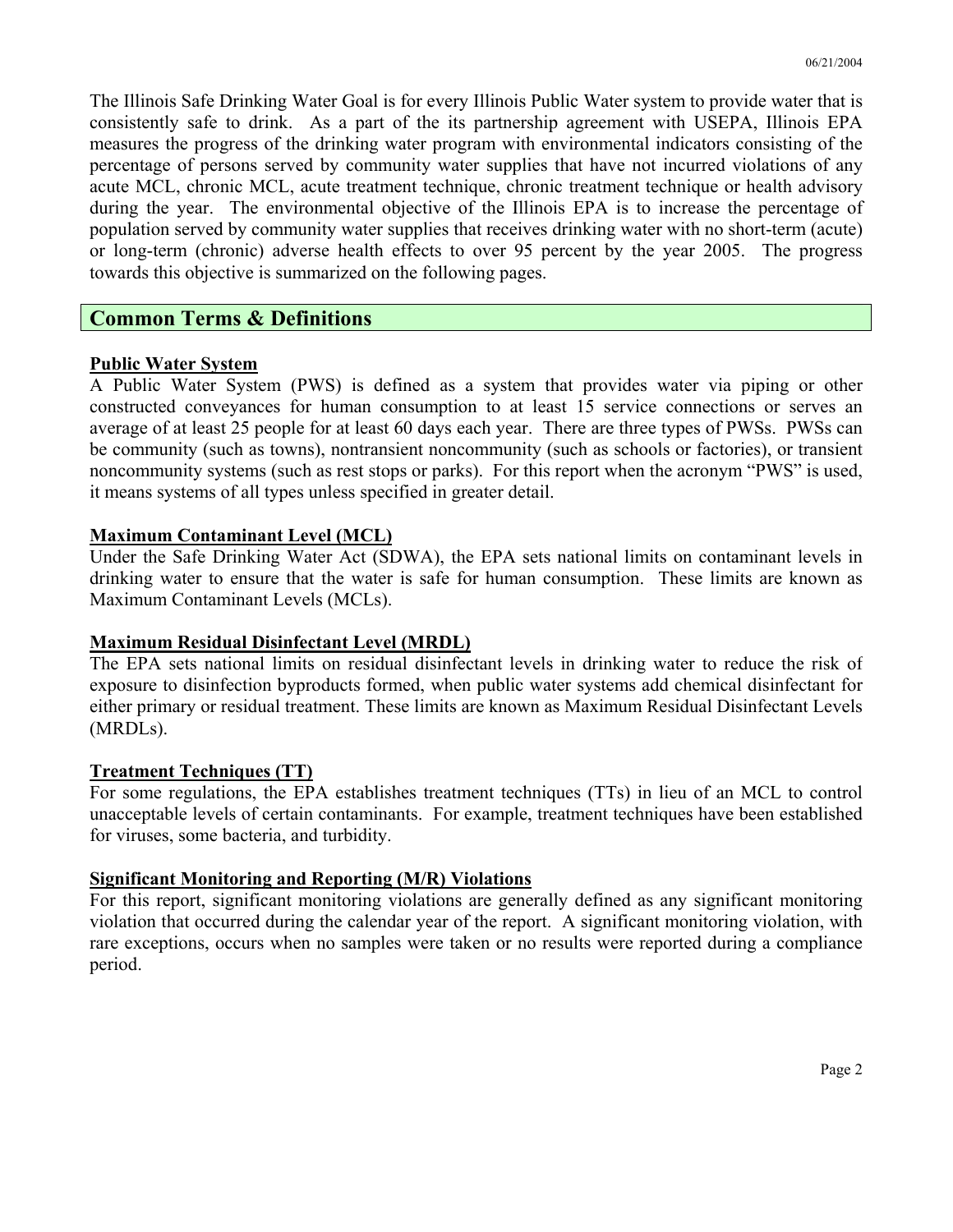The Illinois Safe Drinking Water Goal is for every Illinois Public Water system to provide water that is consistently safe to drink. As a part of the its partnership agreement with USEPA, Illinois EPA measures the progress of the drinking water program with environmental indicators consisting of the percentage of persons served by community water supplies that have not incurred violations of any acute MCL, chronic MCL, acute treatment technique, chronic treatment technique or health advisory during the year. The environmental objective of the Illinois EPA is to increase the percentage of population served by community water supplies that receives drinking water with no short-term (acute) or long-term (chronic) adverse health effects to over 95 percent by the year 2005. The progress towards this objective is summarized on the following pages.

## Common Terms & Definitions

**Public Water System**

A Public Water System (PWS) is defined as a system that provides water via piping or other constructed conveyances for human consumption to at least 15 service connections or serves an average of at least 25 people for at least 60 days each year. There are three types of PWSs. PWSs can be community (such as towns), nontransient noncommunity (such as schools or factories), or transient noncommunity systems (such as rest stops or parks). For this report when the acronym "PWS" is used, it means systems of all types unless specified in greater detail.

**Maximum Contaminant Level (MCL)**

Under the Safe Drinking Water Act (SDWA), the EPA sets national limits on contaminant levels in drinking water to ensure that the water is safe for human consumption. These limits are known as Maximum Contaminant Levels (MCLs).

**Maximum Residual Disinfectant Level (MRDL)**

The EPA sets national limits on residual disinfectant levels in drinking water to reduce the risk of exposure to disinfection byproducts formed, when public water systems add chemical disinfectant for either primary or residual treatment. These limits are known as Maximum Residual Disinfectant Levels (MRDLs).

**Treatment Techniques (TT)**

For some regulations, the EPA establishes treatment techniques (TTs) in lieu of an MCL to control unacceptable levels of certain contaminants. For example, treatment techniques have been established for viruses, some bacteria, and turbidity.

**Significant Monitoring and Reporting (M/R) Violations**

For this report, significant monitoring violations are generally defined as any significant monitoring violation that occurred during the calendar year of the report. A significant monitoring violation, with rare exceptions, occurs when no samples were taken or no results were reported during a compliance period.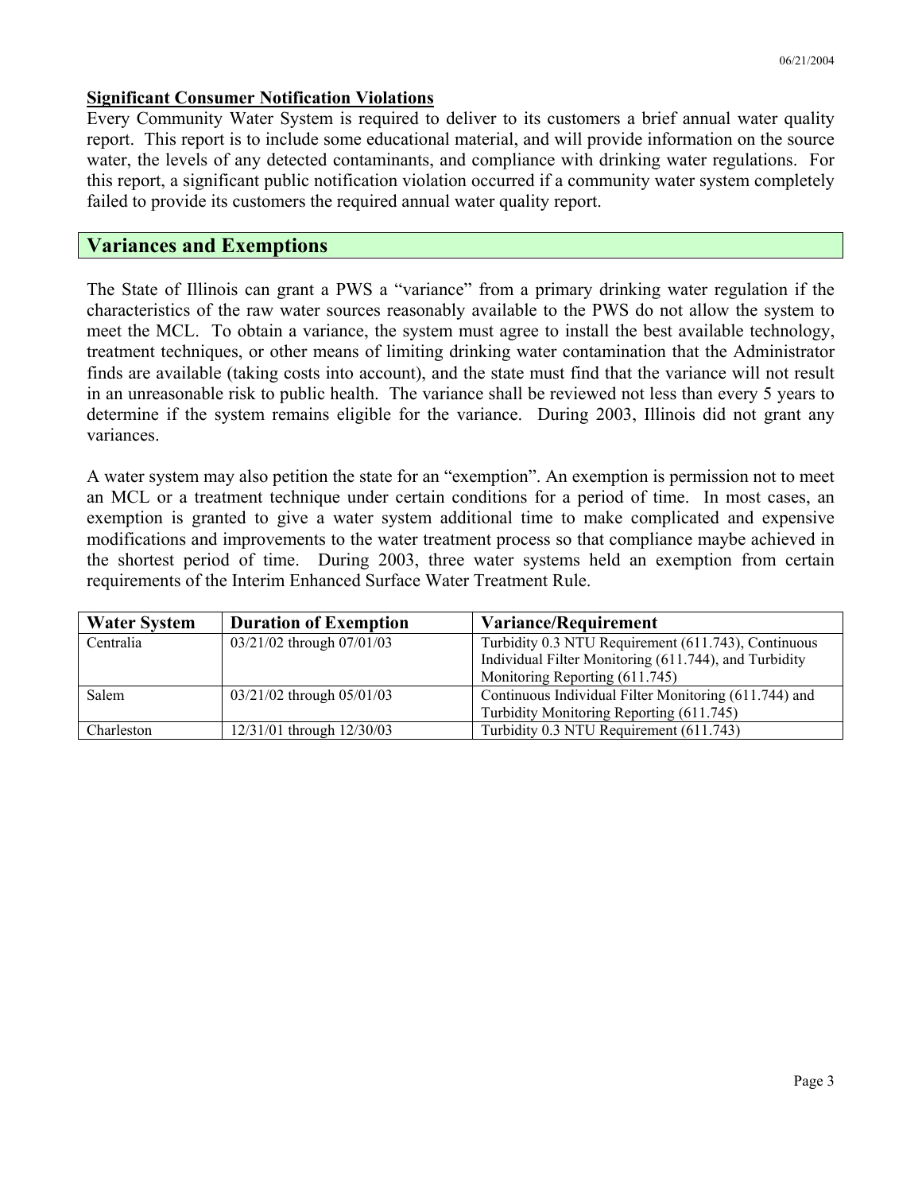**Significant Consumer Notification Violations**

Every Community Water System is required to deliver to its customers a brief annual water quality report. This report is to include some educational material, and will provide information on the source water, the levels of any detected contaminants, and compliance with drinking water regulations. For this report, a significant public notification violation occurred if a community water system completely failed to provide its customers the required annual water quality report.

## Variances and Exemptions

The State of Illinois can grant a PWS a "variance" from a primary drinking water regulation if the characteristics of the raw water sources reasonably available to the PWS do not allow the system to meet the MCL. To obtain a variance, the system must agree to install the best available technology, treatment techniques, or other means of limiting drinking water contamination that the Administrator finds are available (taking costs into account), and the state must find that the variance will not result in an unreasonable risk to public health. The variance shall be reviewed not less than every 5 years to determine if the system remains eligible for the variance. During 2003, Illinois did not grant any variances.

A water system may also petition the state for an "exemption". An exemption is permission not to meet an MCL or a treatment technique under certain conditions for a period of time. In most cases, an exemption is granted to give a water system additional time to make complicated and expensive modifications and improvements to the water treatment process so that compliance maybe achieved in the shortest period of time. During 2003, three water systems held an exemption from certain requirements of the Interim Enhanced Surface Water Treatment Rule.

| Water System | Duration of Exemption | Variance/Requirement |
|---|---|---|
| Centralia | 03/21/02 through 07/01/03 | Turbidity 0.3 NTU Requirement (611.743), Continuous Individual Filter Monitoring (611.744), and Turbidity Monitoring Reporting (611.745) |
| Salem | 03/21/02 through 05/01/03 | Continuous Individual Filter Monitoring (611.744) and Turbidity Monitoring Reporting (611.745) |
| Charleston | 12/31/01 through 12/30/03 | Turbidity 0.3 NTU Requirement (611.743) |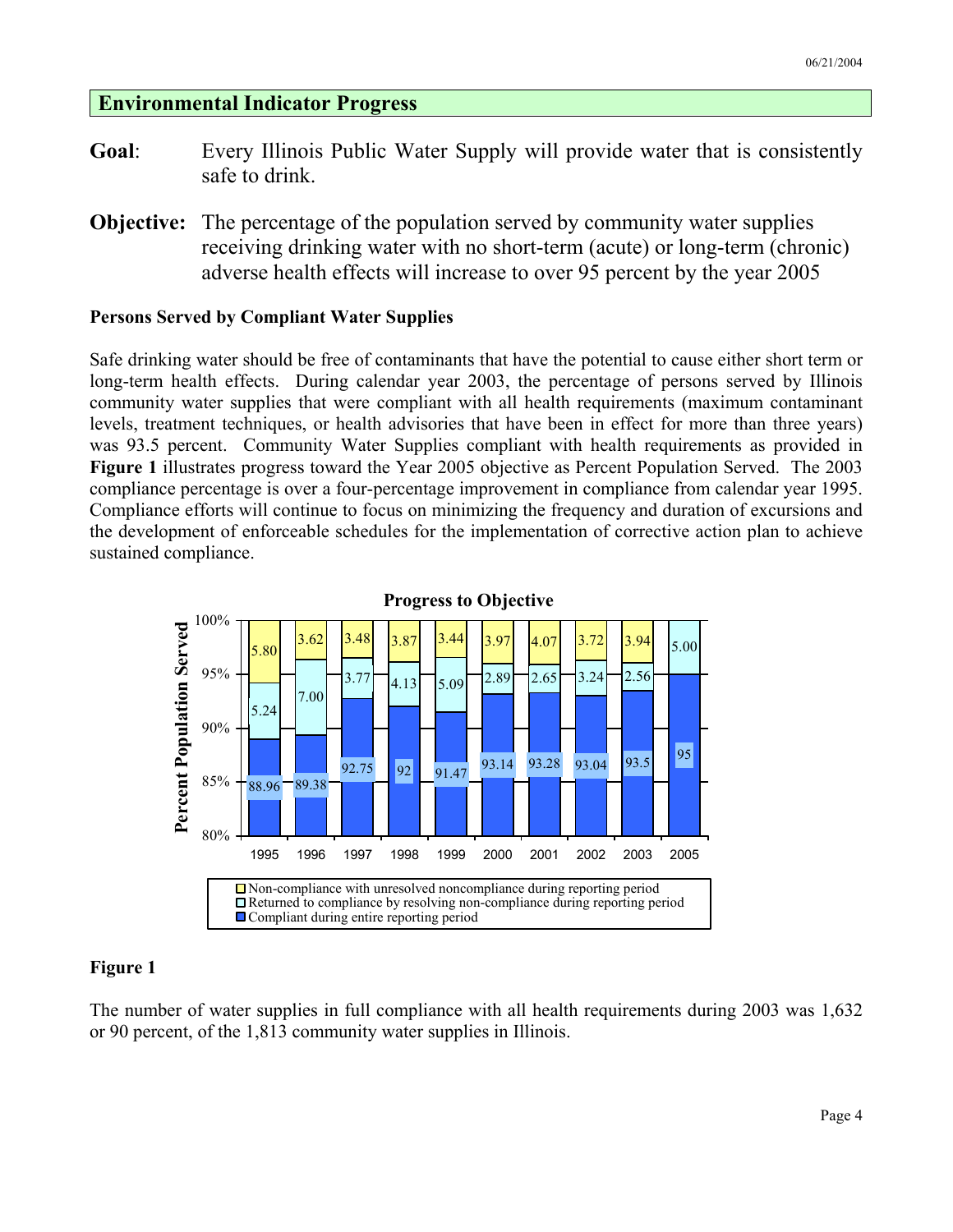## Environmental Indicator Progress

**Goal**: Every Illinois Public Water Supply will provide water that is consistently safe to drink.

**Objective:** The percentage of the population served by community water supplies receiving drinking water with no short-term (acute) or long-term (chronic) adverse health effects will increase to over 95 percent by the year 2005

**Persons Served by Compliant Water Supplies**

Safe drinking water should be free of contaminants that have the potential to cause either short term or long-term health effects. During calendar year 2003, the percentage of persons served by Illinois community water supplies that were compliant with all health requirements (maximum contaminant levels, treatment techniques, or health advisories that have been in effect for more than three years) was 93.5 percent. Community Water Supplies compliant with health requirements as provided in **Figure 1** illustrates progress toward the Year 2005 objective as Percent Population Served. The 2003 compliance percentage is over a four-percentage improvement in compliance from calendar year 1995. Compliance efforts will continue to focus on minimizing the frequency and duration of excursions and the development of enforceable schedules for the implementation of corrective action plan to achieve sustained compliance.

**Progress to Objective** (Percent Population Served)

| Year | Compliant during entire reporting period | Returned to compliance by resolving non-compliance during reporting period | Non-compliance with unresolved noncompliance during reporting period |
|---|---|---|---|
| 1995 | 88.96 | 5.24 | 5.80 |
| 1996 | 89.38 | 7.00 | 3.62 |
| 1997 | 92.75 | 3.77 | 3.48 |
| 1998 | 92 | 4.13 | 3.87 |
| 1999 | 91.47 | 5.09 | 3.44 |
| 2000 | 93.14 | 2.89 | 3.97 |
| 2001 | 93.28 | 2.65 | 4.07 |
| 2002 | 93.04 | 3.24 | 3.72 |
| 2003 | 93.5 | 2.56 | 3.94 |
| 2005 | 95 | 5.00 | |

**Figure 1**

The number of water supplies in full compliance with all health requirements during 2003 was 1,632 or 90 percent, of the 1,813 community water supplies in Illinois.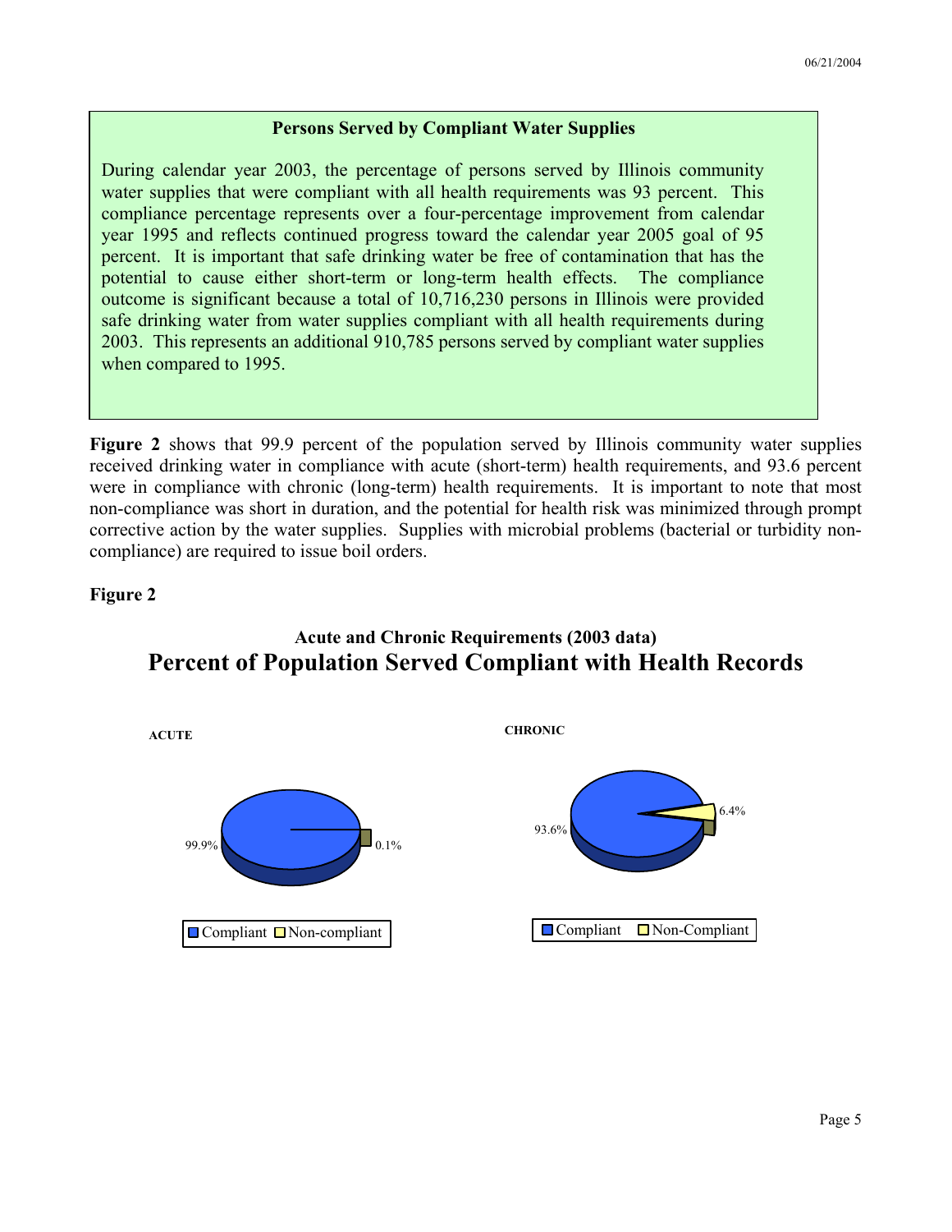### Persons Served by Compliant Water Supplies

During calendar year 2003, the percentage of persons served by Illinois community water supplies that were compliant with all health requirements was 93 percent. This compliance percentage represents over a four-percentage improvement from calendar year 1995 and reflects continued progress toward the calendar year 2005 goal of 95 percent. It is important that safe drinking water be free of contamination that has the potential to cause either short-term or long-term health effects. The compliance outcome is significant because a total of 10,716,230 persons in Illinois were provided safe drinking water from water supplies compliant with all health requirements during 2003. This represents an additional 910,785 persons served by compliant water supplies when compared to 1995.

**Figure 2** shows that 99.9 percent of the population served by Illinois community water supplies received drinking water in compliance with acute (short-term) health requirements, and 93.6 percent were in compliance with chronic (long-term) health requirements. It is important to note that most non-compliance was short in duration, and the potential for health risk was minimized through prompt corrective action by the water supplies. Supplies with microbial problems (bacterial or turbidity non-compliance) are required to issue boil orders.

**Figure 2**

**Acute and Chronic Requirements (2003 data)**

## Percent of Population Served Compliant with Health Records

**ACUTE**

| Compliant | Non-compliant |
|---|---|
| 99.9% | 0.1% |

**CHRONIC**

| Compliant | Non-Compliant |
|---|---|
| 93.6% | 6.4% |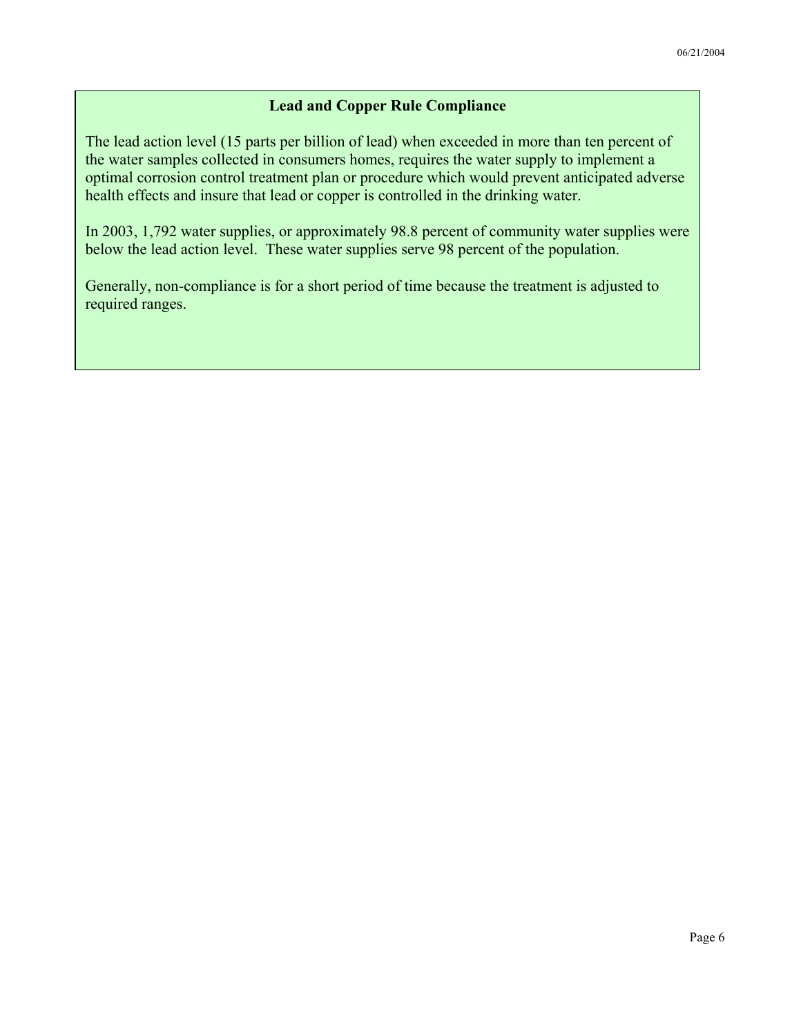## Lead and Copper Rule Compliance

The lead action level (15 parts per billion of lead) when exceeded in more than ten percent of the water samples collected in consumers homes, requires the water supply to implement a optimal corrosion control treatment plan or procedure which would prevent anticipated adverse health effects and insure that lead or copper is controlled in the drinking water.

In 2003, 1,792 water supplies, or approximately 98.8 percent of community water supplies were below the lead action level. These water supplies serve 98 percent of the population.

Generally, non-compliance is for a short period of time because the treatment is adjusted to required ranges.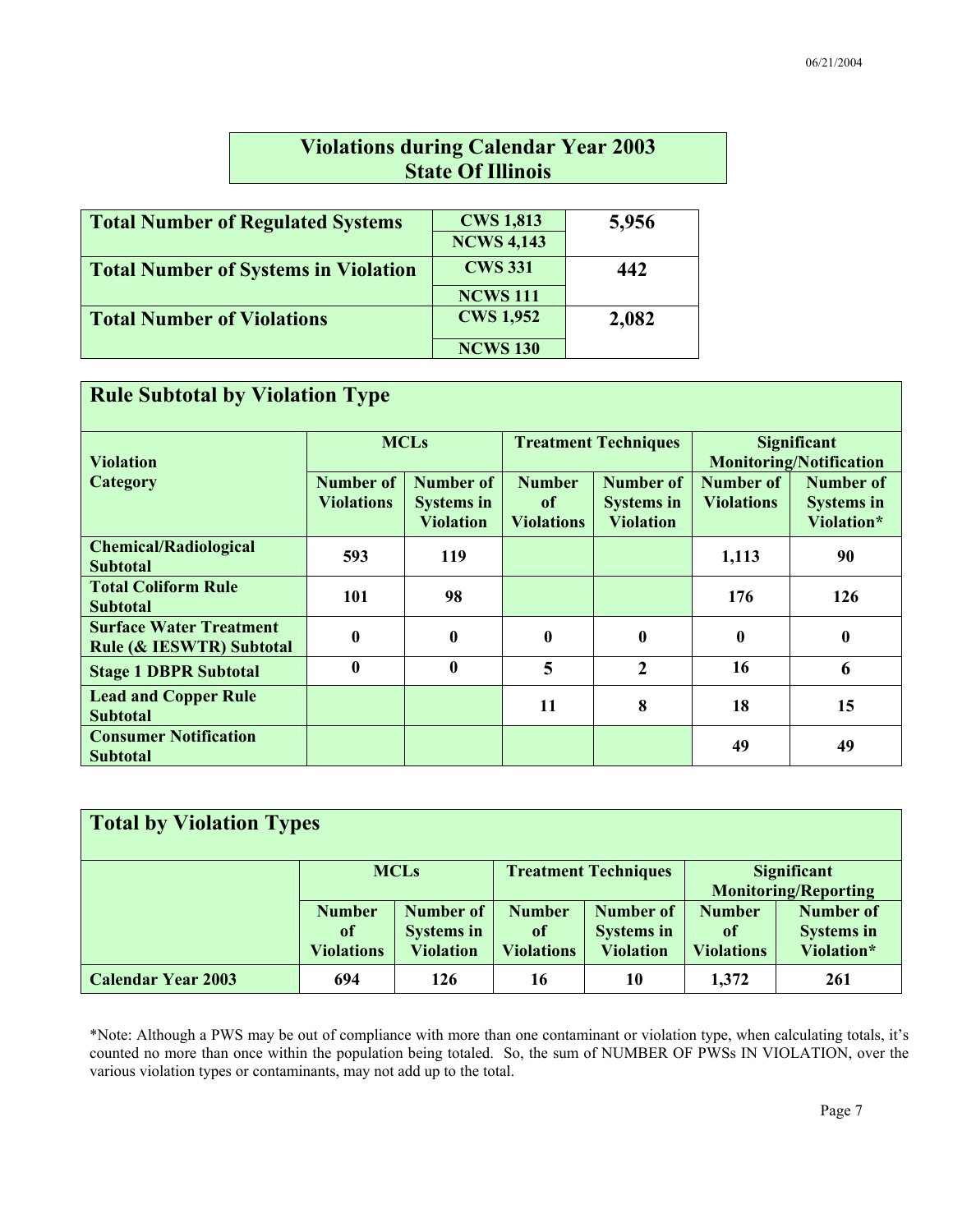# Violations during Calendar Year 2003
# State Of Illinois

| | | |
|---|---|---|
| **Total Number of Regulated Systems** | **CWS 1,813** | **5,956** |
| | **NCWS 4,143** | |
| **Total Number of Systems in Violation** | **CWS 331** | **442** |
| | **NCWS 111** | |
| **Total Number of Violations** | **CWS 1,952** | **2,082** |
| | **NCWS 130** | |

## Rule Subtotal by Violation Type

| Violation Category | MCLs | | Treatment Techniques | | Significant Monitoring/Notification | |
|---|---|---|---|---|---|---|
| | Number of Violations | Number of Systems in Violation | Number of Violations | Number of Systems in Violation | Number of Violations | Number of Systems in Violation* |
| **Chemical/Radiological Subtotal** | **593** | **119** | | | **1,113** | **90** |
| **Total Coliform Rule Subtotal** | **101** | **98** | | | **176** | **126** |
| **Surface Water Treatment Rule (& IESWTR) Subtotal** | **0** | **0** | **0** | **0** | **0** | **0** |
| **Stage 1 DBPR Subtotal** | **0** | **0** | **5** | **2** | **16** | **6** |
| **Lead and Copper Rule Subtotal** | | | **11** | **8** | **18** | **15** |
| **Consumer Notification Subtotal** | | | | | **49** | **49** |

## Total by Violation Types

| | MCLs | | Treatment Techniques | | Significant Monitoring/Reporting | |
|---|---|---|---|---|---|---|
| | Number of Violations | Number of Systems in Violation | Number of Violations | Number of Systems in Violation | Number of Violations | Number of Systems in Violation* |
| **Calendar Year 2003** | **694** | **126** | **16** | **10** | **1,372** | **261** |

*Note: Although a PWS may be out of compliance with more than one contaminant or violation type, when calculating totals, it's counted no more than once within the population being totaled. So, the sum of NUMBER OF PWSs IN VIOLATION, over the various violation types or contaminants, may not add up to the total.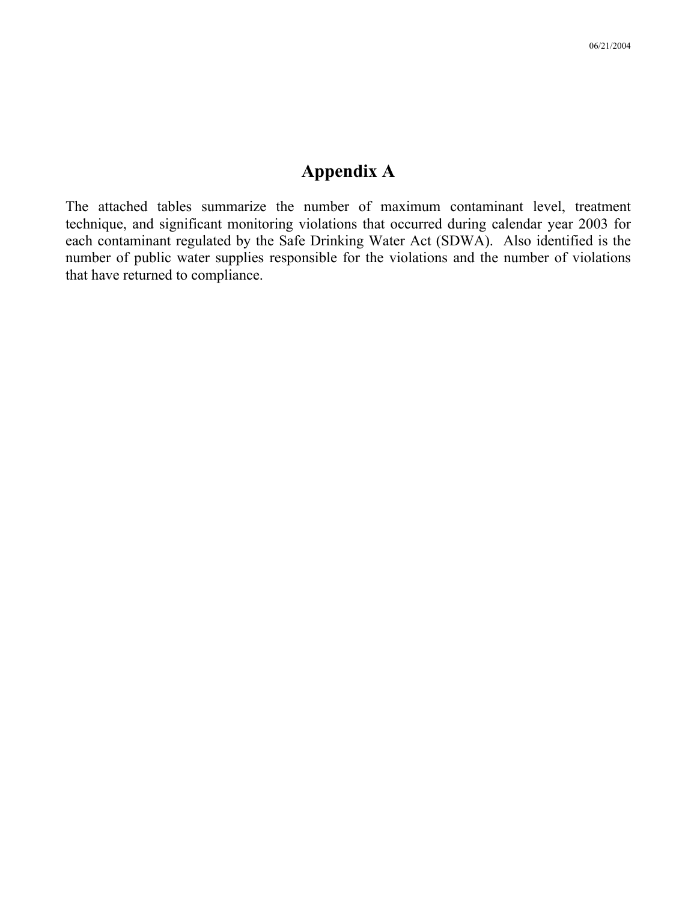# Appendix A

The attached tables summarize the number of maximum contaminant level, treatment technique, and significant monitoring violations that occurred during calendar year 2003 for each contaminant regulated by the Safe Drinking Water Act (SDWA). Also identified is the number of public water supplies responsible for the violations and the number of violations that have returned to compliance.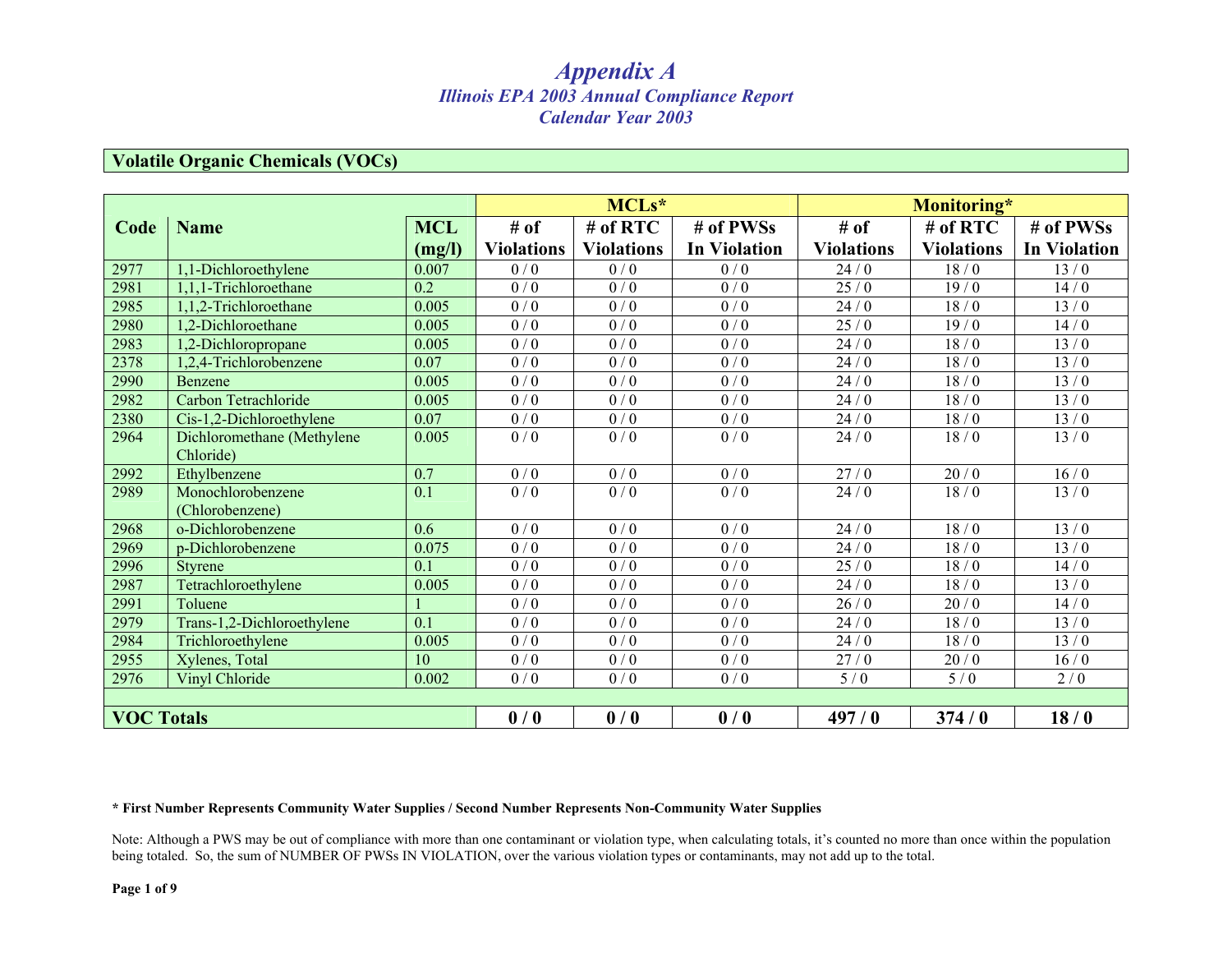# *Appendix A*

## *Illinois EPA 2003 Annual Compliance Report*
## *Calendar Year 2003*

### Volatile Organic Chemicals (VOCs)

| Code | Name | MCL (mg/l) | MCLs* | | | Monitoring* | | |
|---|---|---|---|---|---|---|---|---|
| | | | # of Violations | # of RTC Violations | # of PWSs In Violation | # of Violations | # of RTC Violations | # of PWSs In Violation |
| 2977 | 1,1-Dichloroethylene | 0.007 | 0 / 0 | 0 / 0 | 0 / 0 | 24 / 0 | 18 / 0 | 13 / 0 |
| 2981 | 1,1,1-Trichloroethane | 0.2 | 0 / 0 | 0 / 0 | 0 / 0 | 25 / 0 | 19 / 0 | 14 / 0 |
| 2985 | 1,1,2-Trichloroethane | 0.005 | 0 / 0 | 0 / 0 | 0 / 0 | 24 / 0 | 18 / 0 | 13 / 0 |
| 2980 | 1,2-Dichloroethane | 0.005 | 0 / 0 | 0 / 0 | 0 / 0 | 25 / 0 | 19 / 0 | 14 / 0 |
| 2983 | 1,2-Dichloropropane | 0.005 | 0 / 0 | 0 / 0 | 0 / 0 | 24 / 0 | 18 / 0 | 13 / 0 |
| 2378 | 1,2,4-Trichlorobenzene | 0.07 | 0 / 0 | 0 / 0 | 0 / 0 | 24 / 0 | 18 / 0 | 13 / 0 |
| 2990 | Benzene | 0.005 | 0 / 0 | 0 / 0 | 0 / 0 | 24 / 0 | 18 / 0 | 13 / 0 |
| 2982 | Carbon Tetrachloride | 0.005 | 0 / 0 | 0 / 0 | 0 / 0 | 24 / 0 | 18 / 0 | 13 / 0 |
| 2380 | Cis-1,2-Dichloroethylene | 0.07 | 0 / 0 | 0 / 0 | 0 / 0 | 24 / 0 | 18 / 0 | 13 / 0 |
| 2964 | Dichloromethane (Methylene Chloride) | 0.005 | 0 / 0 | 0 / 0 | 0 / 0 | 24 / 0 | 18 / 0 | 13 / 0 |
| 2992 | Ethylbenzene | 0.7 | 0 / 0 | 0 / 0 | 0 / 0 | 27 / 0 | 20 / 0 | 16 / 0 |
| 2989 | Monochlorobenzene (Chlorobenzene) | 0.1 | 0 / 0 | 0 / 0 | 0 / 0 | 24 / 0 | 18 / 0 | 13 / 0 |
| 2968 | o-Dichlorobenzene | 0.6 | 0 / 0 | 0 / 0 | 0 / 0 | 24 / 0 | 18 / 0 | 13 / 0 |
| 2969 | p-Dichlorobenzene | 0.075 | 0 / 0 | 0 / 0 | 0 / 0 | 24 / 0 | 18 / 0 | 13 / 0 |
| 2996 | Styrene | 0.1 | 0 / 0 | 0 / 0 | 0 / 0 | 25 / 0 | 18 / 0 | 14 / 0 |
| 2987 | Tetrachloroethylene | 0.005 | 0 / 0 | 0 / 0 | 0 / 0 | 24 / 0 | 18 / 0 | 13 / 0 |
| 2991 | Toluene | 1 | 0 / 0 | 0 / 0 | 0 / 0 | 26 / 0 | 20 / 0 | 14 / 0 |
| 2979 | Trans-1,2-Dichloroethylene | 0.1 | 0 / 0 | 0 / 0 | 0 / 0 | 24 / 0 | 18 / 0 | 13 / 0 |
| 2984 | Trichloroethylene | 0.005 | 0 / 0 | 0 / 0 | 0 / 0 | 24 / 0 | 18 / 0 | 13 / 0 |
| 2955 | Xylenes, Total | 10 | 0 / 0 | 0 / 0 | 0 / 0 | 27 / 0 | 20 / 0 | 16 / 0 |
| 2976 | Vinyl Chloride | 0.002 | 0 / 0 | 0 / 0 | 0 / 0 | 5 / 0 | 5 / 0 | 2 / 0 |
| **VOC Totals** | | | **0 / 0** | **0 / 0** | **0 / 0** | **497 / 0** | **374 / 0** | **18 / 0** |

**\* First Number Represents Community Water Supplies / Second Number Represents Non-Community Water Supplies**

Note: Although a PWS may be out of compliance with more than one contaminant or violation type, when calculating totals, it's counted no more than once within the population being totaled. So, the sum of NUMBER OF PWSs IN VIOLATION, over the various violation types or contaminants, may not add up to the total.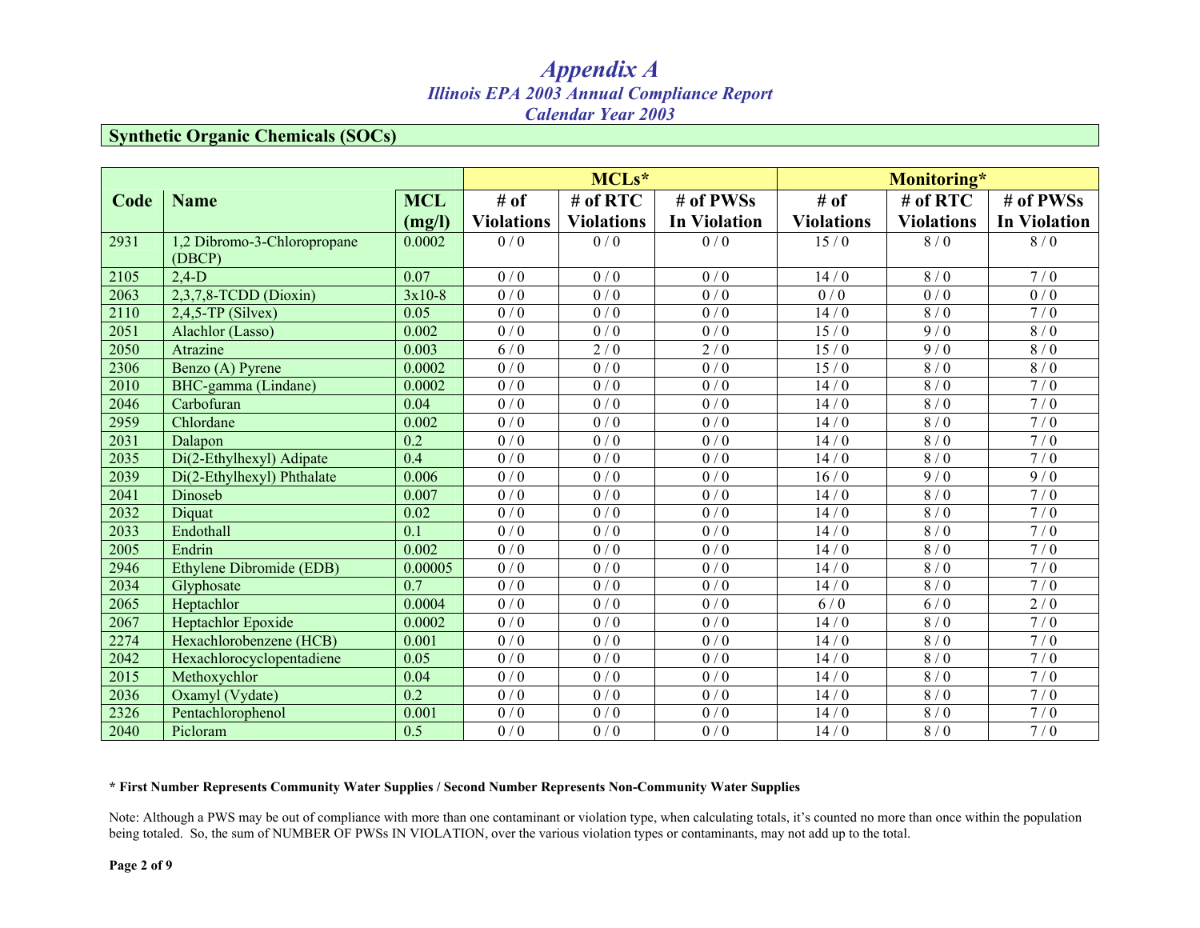# *Appendix A*

## *Illinois EPA 2003 Annual Compliance Report*

## *Calendar Year 2003*

### Synthetic Organic Chemicals (SOCs)

| Code | Name | MCL (mg/l) | MCLs* | | | Monitoring* | | |
|---|---|---|---|---|---|---|---|---|
| | | | # of Violations | # of RTC Violations | # of PWSs In Violation | # of Violations | # of RTC Violations | # of PWSs In Violation |
| 2931 | 1,2 Dibromo-3-Chloropropane (DBCP) | 0.0002 | 0 / 0 | 0 / 0 | 0 / 0 | 15 / 0 | 8 / 0 | 8 / 0 |
| 2105 | 2,4-D | 0.07 | 0 / 0 | 0 / 0 | 0 / 0 | 14 / 0 | 8 / 0 | 7 / 0 |
| 2063 | 2,3,7,8-TCDD (Dioxin) | 3x10-8 | 0 / 0 | 0 / 0 | 0 / 0 | 0 / 0 | 0 / 0 | 0 / 0 |
| 2110 | 2,4,5-TP (Silvex) | 0.05 | 0 / 0 | 0 / 0 | 0 / 0 | 14 / 0 | 8 / 0 | 7 / 0 |
| 2051 | Alachlor (Lasso) | 0.002 | 0 / 0 | 0 / 0 | 0 / 0 | 15 / 0 | 9 / 0 | 8 / 0 |
| 2050 | Atrazine | 0.003 | 6 / 0 | 2 / 0 | 2 / 0 | 15 / 0 | 9 / 0 | 8 / 0 |
| 2306 | Benzo (A) Pyrene | 0.0002 | 0 / 0 | 0 / 0 | 0 / 0 | 15 / 0 | 8 / 0 | 8 / 0 |
| 2010 | BHC-gamma (Lindane) | 0.0002 | 0 / 0 | 0 / 0 | 0 / 0 | 14 / 0 | 8 / 0 | 7 / 0 |
| 2046 | Carbofuran | 0.04 | 0 / 0 | 0 / 0 | 0 / 0 | 14 / 0 | 8 / 0 | 7 / 0 |
| 2959 | Chlordane | 0.002 | 0 / 0 | 0 / 0 | 0 / 0 | 14 / 0 | 8 / 0 | 7 / 0 |
| 2031 | Dalapon | 0.2 | 0 / 0 | 0 / 0 | 0 / 0 | 14 / 0 | 8 / 0 | 7 / 0 |
| 2035 | Di(2-Ethylhexyl) Adipate | 0.4 | 0 / 0 | 0 / 0 | 0 / 0 | 14 / 0 | 8 / 0 | 7 / 0 |
| 2039 | Di(2-Ethylhexyl) Phthalate | 0.006 | 0 / 0 | 0 / 0 | 0 / 0 | 16 / 0 | 9 / 0 | 9 / 0 |
| 2041 | Dinoseb | 0.007 | 0 / 0 | 0 / 0 | 0 / 0 | 14 / 0 | 8 / 0 | 7 / 0 |
| 2032 | Diquat | 0.02 | 0 / 0 | 0 / 0 | 0 / 0 | 14 / 0 | 8 / 0 | 7 / 0 |
| 2033 | Endothall | 0.1 | 0 / 0 | 0 / 0 | 0 / 0 | 14 / 0 | 8 / 0 | 7 / 0 |
| 2005 | Endrin | 0.002 | 0 / 0 | 0 / 0 | 0 / 0 | 14 / 0 | 8 / 0 | 7 / 0 |
| 2946 | Ethylene Dibromide (EDB) | 0.00005 | 0 / 0 | 0 / 0 | 0 / 0 | 14 / 0 | 8 / 0 | 7 / 0 |
| 2034 | Glyphosate | 0.7 | 0 / 0 | 0 / 0 | 0 / 0 | 14 / 0 | 8 / 0 | 7 / 0 |
| 2065 | Heptachlor | 0.0004 | 0 / 0 | 0 / 0 | 0 / 0 | 6 / 0 | 6 / 0 | 2 / 0 |
| 2067 | Heptachlor Epoxide | 0.0002 | 0 / 0 | 0 / 0 | 0 / 0 | 14 / 0 | 8 / 0 | 7 / 0 |
| 2274 | Hexachlorobenzene (HCB) | 0.001 | 0 / 0 | 0 / 0 | 0 / 0 | 14 / 0 | 8 / 0 | 7 / 0 |
| 2042 | Hexachlorocyclopentadiene | 0.05 | 0 / 0 | 0 / 0 | 0 / 0 | 14 / 0 | 8 / 0 | 7 / 0 |
| 2015 | Methoxychlor | 0.04 | 0 / 0 | 0 / 0 | 0 / 0 | 14 / 0 | 8 / 0 | 7 / 0 |
| 2036 | Oxamyl (Vydate) | 0.2 | 0 / 0 | 0 / 0 | 0 / 0 | 14 / 0 | 8 / 0 | 7 / 0 |
| 2326 | Pentachlorophenol | 0.001 | 0 / 0 | 0 / 0 | 0 / 0 | 14 / 0 | 8 / 0 | 7 / 0 |
| 2040 | Picloram | 0.5 | 0 / 0 | 0 / 0 | 0 / 0 | 14 / 0 | 8 / 0 | 7 / 0 |

**\* First Number Represents Community Water Supplies / Second Number Represents Non-Community Water Supplies**

Note: Although a PWS may be out of compliance with more than one contaminant or violation type, when calculating totals, it's counted no more than once within the population being totaled. So, the sum of NUMBER OF PWSs IN VIOLATION, over the various violation types or contaminants, may not add up to the total.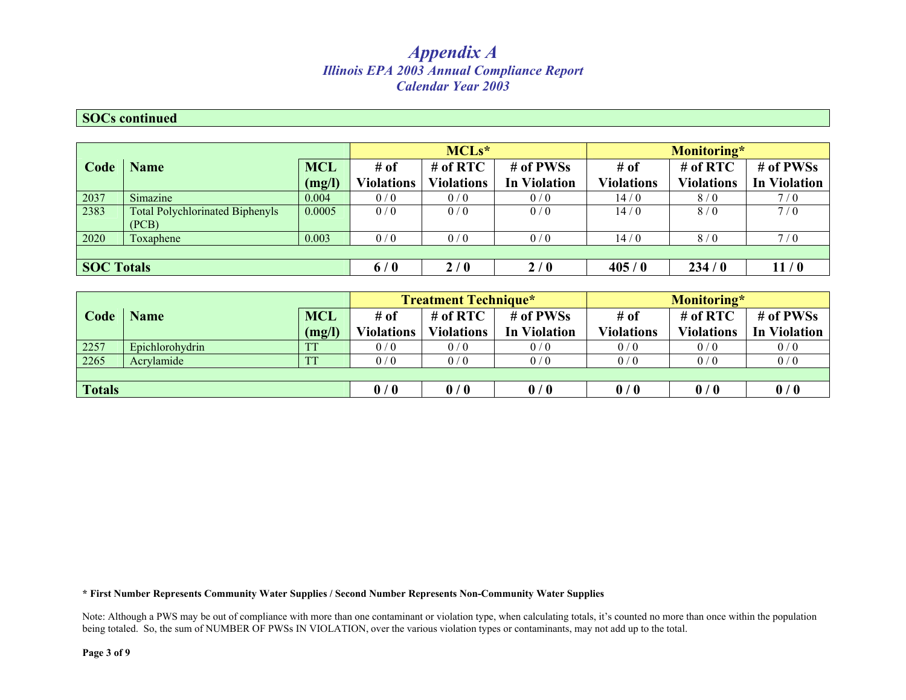# *Appendix A*

## *Illinois EPA 2003 Annual Compliance Report*

## *Calendar Year 2003*

**SOCs continued**

| Code | Name | MCL (mg/l) | MCLs* | | | Monitoring* | | |
|---|---|---|---|---|---|---|---|---|
| | | | # of Violations | # of RTC Violations | # of PWSs In Violation | # of Violations | # of RTC Violations | # of PWSs In Violation |
| 2037 | Simazine | 0.004 | 0 / 0 | 0 / 0 | 0 / 0 | 14 / 0 | 8 / 0 | 7 / 0 |
| 2383 | Total Polychlorinated Biphenyls (PCB) | 0.0005 | 0 / 0 | 0 / 0 | 0 / 0 | 14 / 0 | 8 / 0 | 7 / 0 |
| 2020 | Toxaphene | 0.003 | 0 / 0 | 0 / 0 | 0 / 0 | 14 / 0 | 8 / 0 | 7 / 0 |
| **SOC Totals** | | | **6 / 0** | **2 / 0** | **2 / 0** | **405 / 0** | **234 / 0** | **11 / 0** |

| Code | Name | MCL (mg/l) | Treatment Technique* | | | Monitoring* | | |
|---|---|---|---|---|---|---|---|---|
| | | | # of Violations | # of RTC Violations | # of PWSs In Violation | # of Violations | # of RTC Violations | # of PWSs In Violation |
| 2257 | Epichlorohydrin | TT | 0 / 0 | 0 / 0 | 0 / 0 | 0 / 0 | 0 / 0 | 0 / 0 |
| 2265 | Acrylamide | TT | 0 / 0 | 0 / 0 | 0 / 0 | 0 / 0 | 0 / 0 | 0 / 0 |
| **Totals** | | | **0 / 0** | **0 / 0** | **0 / 0** | **0 / 0** | **0 / 0** | **0 / 0** |

**\* First Number Represents Community Water Supplies / Second Number Represents Non-Community Water Supplies**

Note: Although a PWS may be out of compliance with more than one contaminant or violation type, when calculating totals, it's counted no more than once within the population being totaled. So, the sum of NUMBER OF PWSs IN VIOLATION, over the various violation types or contaminants, may not add up to the total.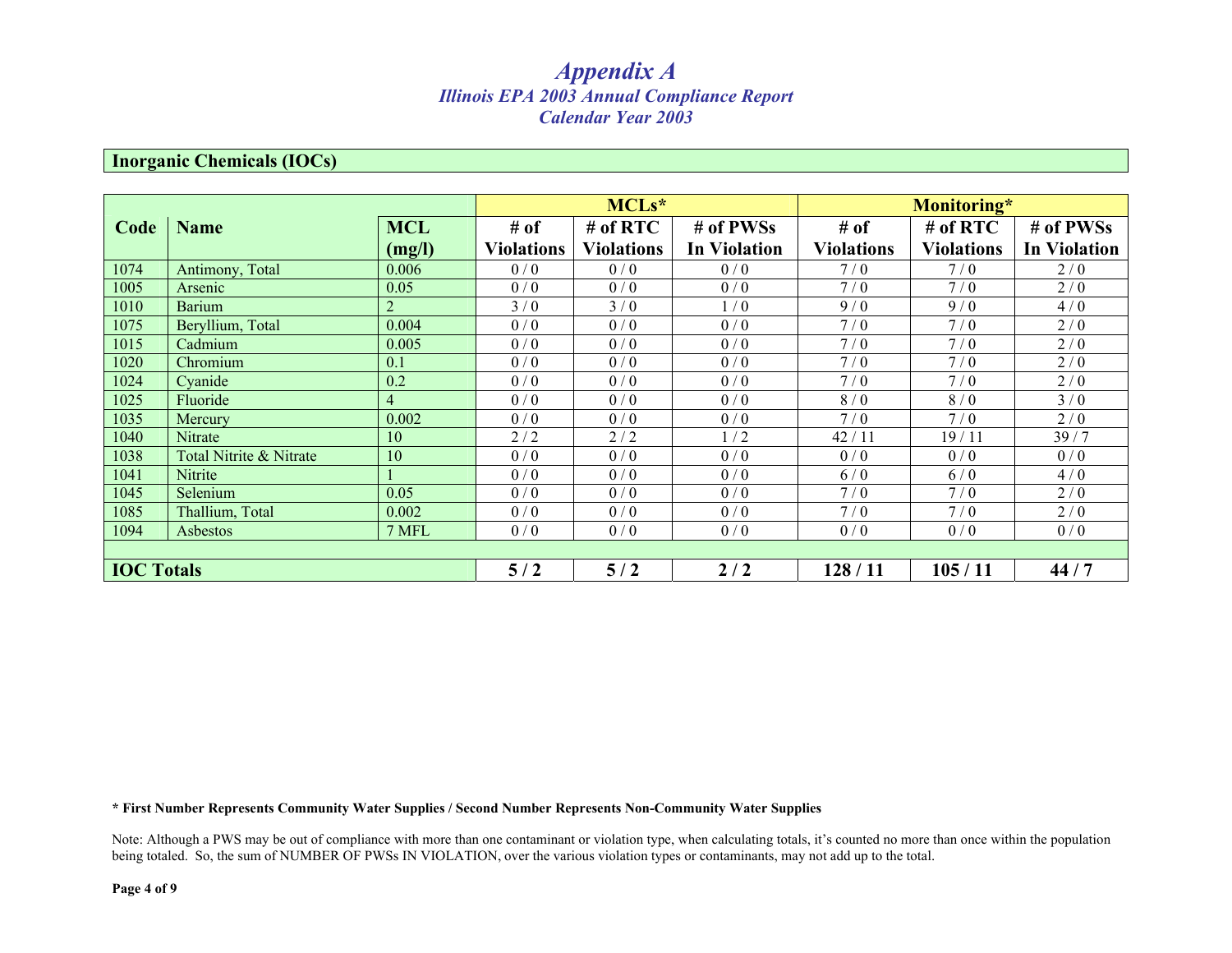# *Appendix A*

## *Illinois EPA 2003 Annual Compliance Report*
## *Calendar Year 2003*

### Inorganic Chemicals (IOCs)

| Code | Name | MCL (mg/l) | MCLs* | | | Monitoring* | | |
|---|---|---|---|---|---|---|---|---|
| | | | # of Violations | # of RTC Violations | # of PWSs In Violation | # of Violations | # of RTC Violations | # of PWSs In Violation |
| 1074 | Antimony, Total | 0.006 | 0 / 0 | 0 / 0 | 0 / 0 | 7 / 0 | 7 / 0 | 2 / 0 |
| 1005 | Arsenic | 0.05 | 0 / 0 | 0 / 0 | 0 / 0 | 7 / 0 | 7 / 0 | 2 / 0 |
| 1010 | Barium | 2 | 3 / 0 | 3 / 0 | 1 / 0 | 9 / 0 | 9 / 0 | 4 / 0 |
| 1075 | Beryllium, Total | 0.004 | 0 / 0 | 0 / 0 | 0 / 0 | 7 / 0 | 7 / 0 | 2 / 0 |
| 1015 | Cadmium | 0.005 | 0 / 0 | 0 / 0 | 0 / 0 | 7 / 0 | 7 / 0 | 2 / 0 |
| 1020 | Chromium | 0.1 | 0 / 0 | 0 / 0 | 0 / 0 | 7 / 0 | 7 / 0 | 2 / 0 |
| 1024 | Cyanide | 0.2 | 0 / 0 | 0 / 0 | 0 / 0 | 7 / 0 | 7 / 0 | 2 / 0 |
| 1025 | Fluoride | 4 | 0 / 0 | 0 / 0 | 0 / 0 | 8 / 0 | 8 / 0 | 3 / 0 |
| 1035 | Mercury | 0.002 | 0 / 0 | 0 / 0 | 0 / 0 | 7 / 0 | 7 / 0 | 2 / 0 |
| 1040 | Nitrate | 10 | 2 / 2 | 2 / 2 | 1 / 2 | 42 / 11 | 19 / 11 | 39 / 7 |
| 1038 | Total Nitrite & Nitrate | 10 | 0 / 0 | 0 / 0 | 0 / 0 | 0 / 0 | 0 / 0 | 0 / 0 |
| 1041 | Nitrite | 1 | 0 / 0 | 0 / 0 | 0 / 0 | 6 / 0 | 6 / 0 | 4 / 0 |
| 1045 | Selenium | 0.05 | 0 / 0 | 0 / 0 | 0 / 0 | 7 / 0 | 7 / 0 | 2 / 0 |
| 1085 | Thallium, Total | 0.002 | 0 / 0 | 0 / 0 | 0 / 0 | 7 / 0 | 7 / 0 | 2 / 0 |
| 1094 | Asbestos | 7 MFL | 0 / 0 | 0 / 0 | 0 / 0 | 0 / 0 | 0 / 0 | 0 / 0 |
| **IOC Totals** | | | **5 / 2** | **5 / 2** | **2 / 2** | **128 / 11** | **105 / 11** | **44 / 7** |

**\* First Number Represents Community Water Supplies / Second Number Represents Non-Community Water Supplies**

Note: Although a PWS may be out of compliance with more than one contaminant or violation type, when calculating totals, it's counted no more than once within the population being totaled. So, the sum of NUMBER OF PWSs IN VIOLATION, over the various violation types or contaminants, may not add up to the total.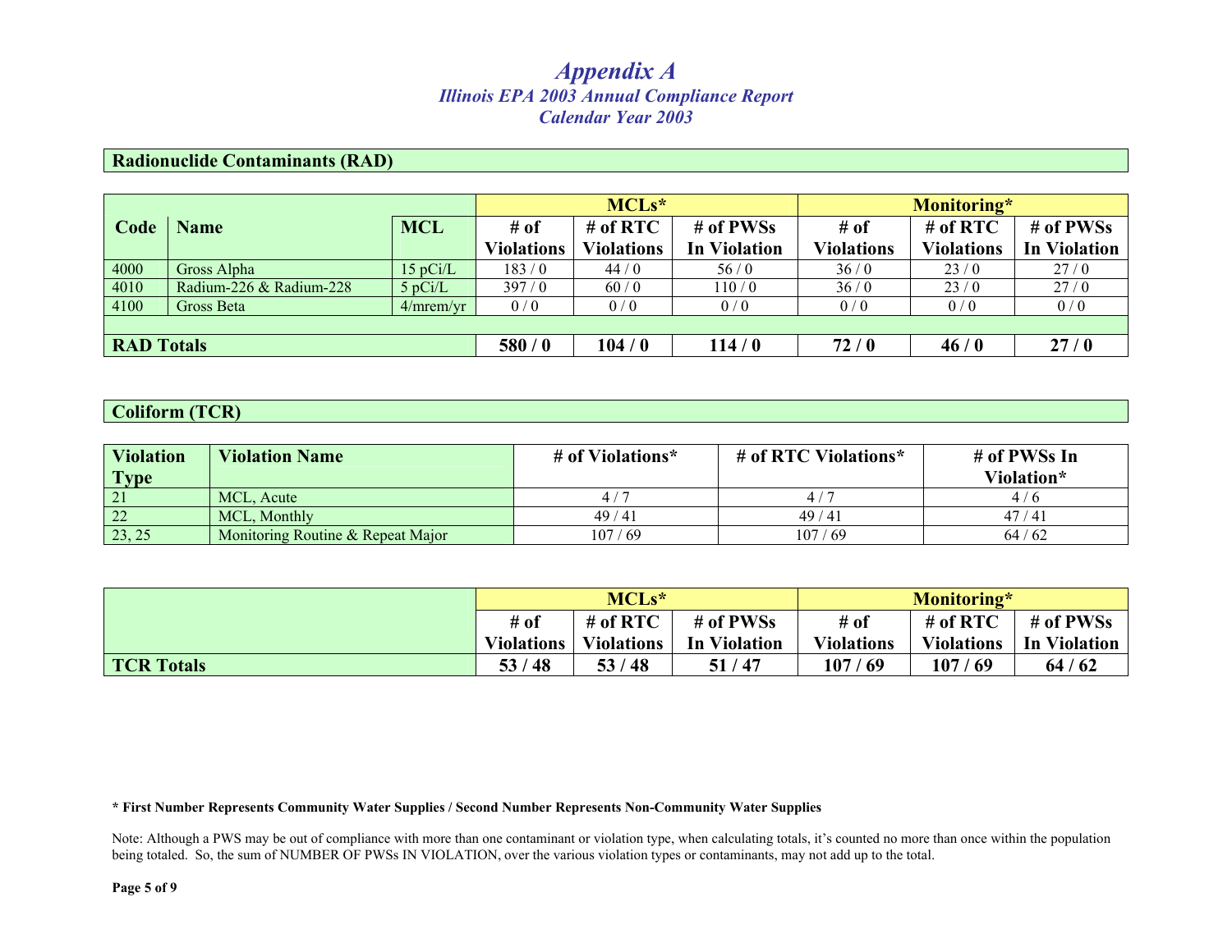# Appendix A

## Illinois EPA 2003 Annual Compliance Report
## Calendar Year 2003

### Radionuclide Contaminants (RAD)

| Code | Name | MCL | MCLs* | | | Monitoring* | | |
|---|---|---|---|---|---|---|---|---|
| | | | # of Violations | # of RTC Violations | # of PWSs In Violation | # of Violations | # of RTC Violations | # of PWSs In Violation |
| 4000 | Gross Alpha | 15 pCi/L | 183 / 0 | 44 / 0 | 56 / 0 | 36 / 0 | 23 / 0 | 27 / 0 |
| 4010 | Radium-226 & Radium-228 | 5 pCi/L | 397 / 0 | 60 / 0 | 110 / 0 | 36 / 0 | 23 / 0 | 27 / 0 |
| 4100 | Gross Beta | 4/mrem/yr | 0 / 0 | 0 / 0 | 0 / 0 | 0 / 0 | 0 / 0 | 0 / 0 |
| **RAD Totals** | | | **580 / 0** | **104 / 0** | **114 / 0** | **72 / 0** | **46 / 0** | **27 / 0** |

### Coliform (TCR)

| Violation Type | Violation Name | # of Violations* | # of RTC Violations* | # of PWSs In Violation* |
|---|---|---|---|---|
| 21 | MCL, Acute | 4 / 7 | 4 / 7 | 4 / 6 |
| 22 | MCL, Monthly | 49 / 41 | 49 / 41 | 47 / 41 |
| 23, 25 | Monitoring Routine & Repeat Major | 107 / 69 | 107 / 69 | 64 / 62 |

| | MCLs* | | | Monitoring* | | |
|---|---|---|---|---|---|---|
| | # of Violations | # of RTC Violations | # of PWSs In Violation | # of Violations | # of RTC Violations | # of PWSs In Violation |
| **TCR Totals** | **53 / 48** | **53 / 48** | **51 / 47** | **107 / 69** | **107 / 69** | **64 / 62** |

**\* First Number Represents Community Water Supplies / Second Number Represents Non-Community Water Supplies**

Note: Although a PWS may be out of compliance with more than one contaminant or violation type, when calculating totals, it's counted no more than once within the population being totaled. So, the sum of NUMBER OF PWSs IN VIOLATION, over the various violation types or contaminants, may not add up to the total.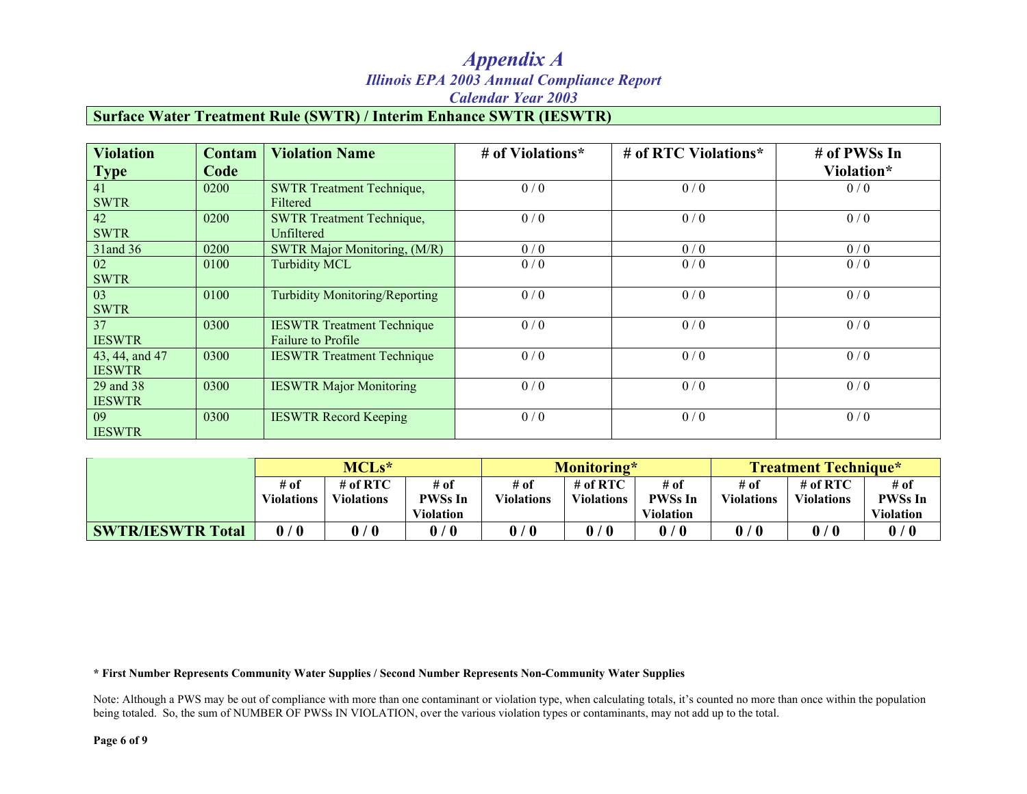# *Appendix A*

### *Illinois EPA 2003 Annual Compliance Report*

### *Calendar Year 2003*

**Surface Water Treatment Rule (SWTR) / Interim Enhance SWTR (IESWTR)**

| Violation Type | Contam Code | Violation Name | # of Violations* | # of RTC Violations* | # of PWSs In Violation* |
|---|---|---|---|---|---|
| 41 SWTR | 0200 | SWTR Treatment Technique, Filtered | 0 / 0 | 0 / 0 | 0 / 0 |
| 42 SWTR | 0200 | SWTR Treatment Technique, Unfiltered | 0 / 0 | 0 / 0 | 0 / 0 |
| 31and 36 | 0200 | SWTR Major Monitoring, (M/R) | 0 / 0 | 0 / 0 | 0 / 0 |
| 02 SWTR | 0100 | Turbidity MCL | 0 / 0 | 0 / 0 | 0 / 0 |
| 03 SWTR | 0100 | Turbidity Monitoring/Reporting | 0 / 0 | 0 / 0 | 0 / 0 |
| 37 IESWTR | 0300 | IESWTR Treatment Technique Failure to Profile | 0 / 0 | 0 / 0 | 0 / 0 |
| 43, 44, and 47 IESWTR | 0300 | IESWTR Treatment Technique | 0 / 0 | 0 / 0 | 0 / 0 |
| 29 and 38 IESWTR | 0300 | IESWTR Major Monitoring | 0 / 0 | 0 / 0 | 0 / 0 |
| 09 IESWTR | 0300 | IESWTR Record Keeping | 0 / 0 | 0 / 0 | 0 / 0 |

| | MCLs* | | | Monitoring* | | | Treatment Technique* | | |
|---|---|---|---|---|---|---|---|---|---|
| | # of Violations | # of RTC Violations | # of PWSs In Violation | # of Violations | # of RTC Violations | # of PWSs In Violation | # of Violations | # of RTC Violations | # of PWSs In Violation |
| **SWTR/IESWTR Total** | **0 / 0** | **0 / 0** | **0 / 0** | **0 / 0** | **0 / 0** | **0 / 0** | **0 / 0** | **0 / 0** | **0 / 0** |

**\* First Number Represents Community Water Supplies / Second Number Represents Non-Community Water Supplies**

Note: Although a PWS may be out of compliance with more than one contaminant or violation type, when calculating totals, it's counted no more than once within the population being totaled. So, the sum of NUMBER OF PWSs IN VIOLATION, over the various violation types or contaminants, may not add up to the total.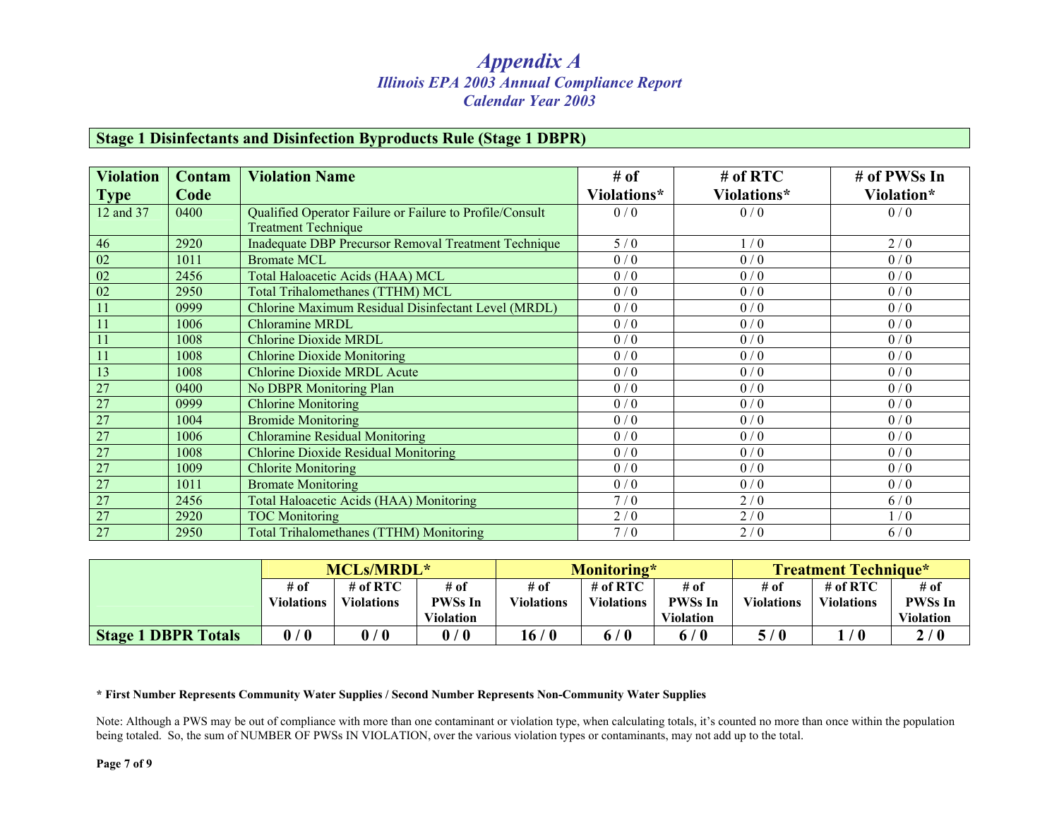# *Appendix A*
### *Illinois EPA 2003 Annual Compliance Report*
### *Calendar Year 2003*

## Stage 1 Disinfectants and Disinfection Byproducts Rule (Stage 1 DBPR)

| Violation Type | Contam Code | Violation Name | # of Violations* | # of RTC Violations* | # of PWSs In Violation* |
|---|---|---|---|---|---|
| 12 and 37 | 0400 | Qualified Operator Failure or Failure to Profile/Consult Treatment Technique | 0 / 0 | 0 / 0 | 0 / 0 |
| 46 | 2920 | Inadequate DBP Precursor Removal Treatment Technique | 5 / 0 | 1 / 0 | 2 / 0 |
| 02 | 1011 | Bromate MCL | 0 / 0 | 0 / 0 | 0 / 0 |
| 02 | 2456 | Total Haloacetic Acids (HAA) MCL | 0 / 0 | 0 / 0 | 0 / 0 |
| 02 | 2950 | Total Trihalomethanes (TTHM) MCL | 0 / 0 | 0 / 0 | 0 / 0 |
| 11 | 0999 | Chlorine Maximum Residual Disinfectant Level (MRDL) | 0 / 0 | 0 / 0 | 0 / 0 |
| 11 | 1006 | Chloramine MRDL | 0 / 0 | 0 / 0 | 0 / 0 |
| 11 | 1008 | Chlorine Dioxide MRDL | 0 / 0 | 0 / 0 | 0 / 0 |
| 11 | 1008 | Chlorine Dioxide Monitoring | 0 / 0 | 0 / 0 | 0 / 0 |
| 13 | 1008 | Chlorine Dioxide MRDL Acute | 0 / 0 | 0 / 0 | 0 / 0 |
| 27 | 0400 | No DBPR Monitoring Plan | 0 / 0 | 0 / 0 | 0 / 0 |
| 27 | 0999 | Chlorine Monitoring | 0 / 0 | 0 / 0 | 0 / 0 |
| 27 | 1004 | Bromide Monitoring | 0 / 0 | 0 / 0 | 0 / 0 |
| 27 | 1006 | Chloramine Residual Monitoring | 0 / 0 | 0 / 0 | 0 / 0 |
| 27 | 1008 | Chlorine Dioxide Residual Monitoring | 0 / 0 | 0 / 0 | 0 / 0 |
| 27 | 1009 | Chlorite Monitoring | 0 / 0 | 0 / 0 | 0 / 0 |
| 27 | 1011 | Bromate Monitoring | 0 / 0 | 0 / 0 | 0 / 0 |
| 27 | 2456 | Total Haloacetic Acids (HAA) Monitoring | 7 / 0 | 2 / 0 | 6 / 0 |
| 27 | 2920 | TOC Monitoring | 2 / 0 | 2 / 0 | 1 / 0 |
| 27 | 2950 | Total Trihalomethanes (TTHM) Monitoring | 7 / 0 | 2 / 0 | 6 / 0 |

| | MCLs/MRDL* | | | Monitoring* | | | Treatment Technique* | | |
|---|---|---|---|---|---|---|---|---|---|
| | # of Violations | # of RTC Violations | # of PWSs In Violation | # of Violations | # of RTC Violations | # of PWSs In Violation | # of Violations | # of RTC Violations | # of PWSs In Violation |
| **Stage 1 DBPR Totals** | **0 / 0** | **0 / 0** | **0 / 0** | **16 / 0** | **6 / 0** | **6 / 0** | **5 / 0** | **1 / 0** | **2 / 0** |

**\* First Number Represents Community Water Supplies / Second Number Represents Non-Community Water Supplies**

Note: Although a PWS may be out of compliance with more than one contaminant or violation type, when calculating totals, it's counted no more than once within the population being totaled. So, the sum of NUMBER OF PWSs IN VIOLATION, over the various violation types or contaminants, may not add up to the total.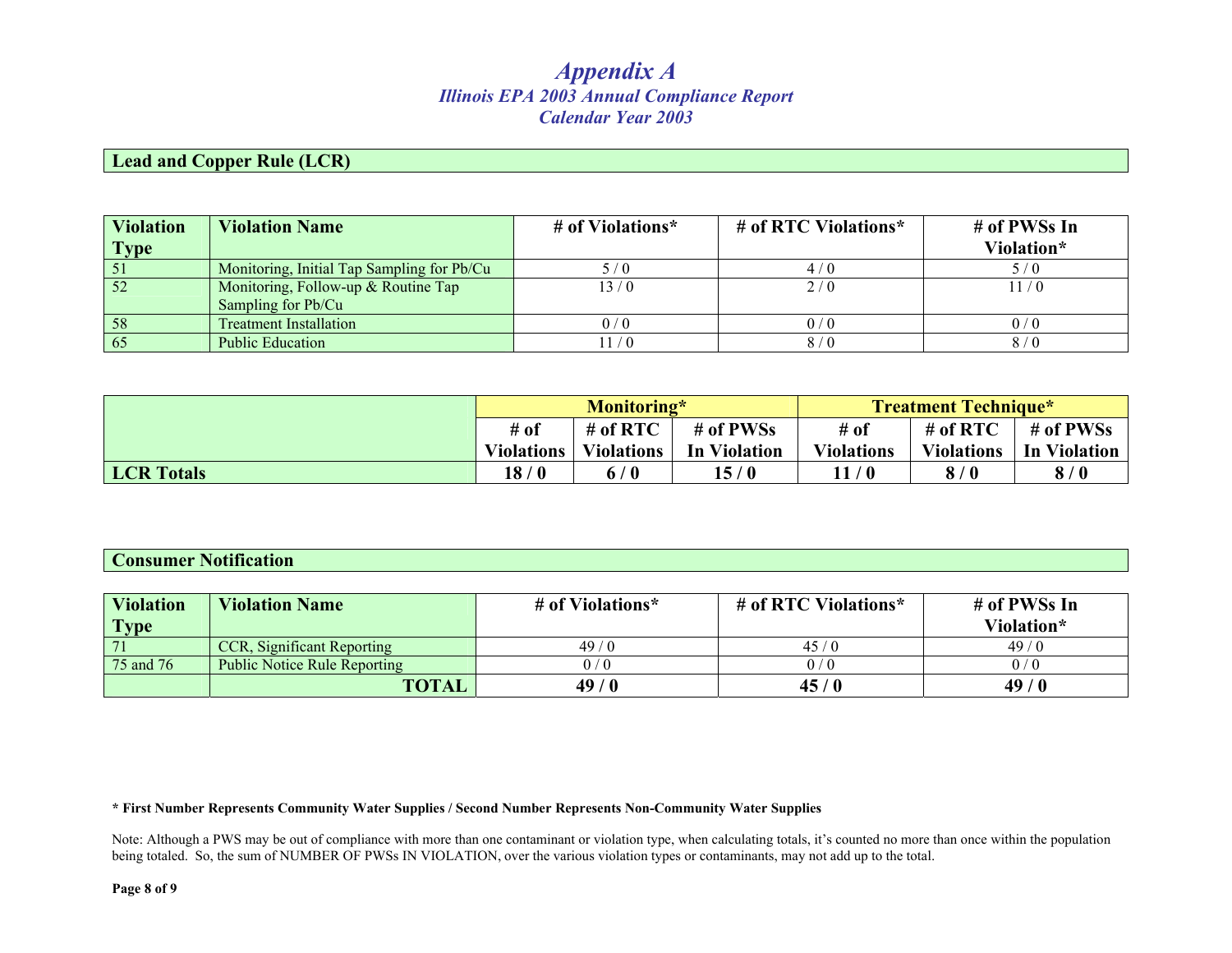# *Appendix A*

## *Illinois EPA 2003 Annual Compliance Report*
## *Calendar Year 2003*

### Lead and Copper Rule (LCR)

| Violation Type | Violation Name | # of Violations* | # of RTC Violations* | # of PWSs In Violation* |
|---|---|---|---|---|
| 51 | Monitoring, Initial Tap Sampling for Pb/Cu | 5 / 0 | 4 / 0 | 5 / 0 |
| 52 | Monitoring, Follow-up & Routine Tap Sampling for Pb/Cu | 13 / 0 | 2 / 0 | 11 / 0 |
| 58 | Treatment Installation | 0 / 0 | 0 / 0 | 0 / 0 |
| 65 | Public Education | 11 / 0 | 8 / 0 | 8 / 0 |

| | Monitoring* | | | Treatment Technique* | | |
|---|---|---|---|---|---|---|
| | # of Violations | # of RTC Violations | # of PWSs In Violation | # of Violations | # of RTC Violations | # of PWSs In Violation |
| **LCR Totals** | **18 / 0** | **6 / 0** | **15 / 0** | **11 / 0** | **8 / 0** | **8 / 0** |

### Consumer Notification

| Violation Type | Violation Name | # of Violations* | # of RTC Violations* | # of PWSs In Violation* |
|---|---|---|---|---|
| 71 | CCR, Significant Reporting | 49 / 0 | 45 / 0 | 49 / 0 |
| 75 and 76 | Public Notice Rule Reporting | 0 / 0 | 0 / 0 | 0 / 0 |
| | **TOTAL** | **49 / 0** | **45 / 0** | **49 / 0** |

**\* First Number Represents Community Water Supplies / Second Number Represents Non-Community Water Supplies**

Note: Although a PWS may be out of compliance with more than one contaminant or violation type, when calculating totals, it's counted no more than once within the population being totaled. So, the sum of NUMBER OF PWSs IN VIOLATION, over the various violation types or contaminants, may not add up to the total.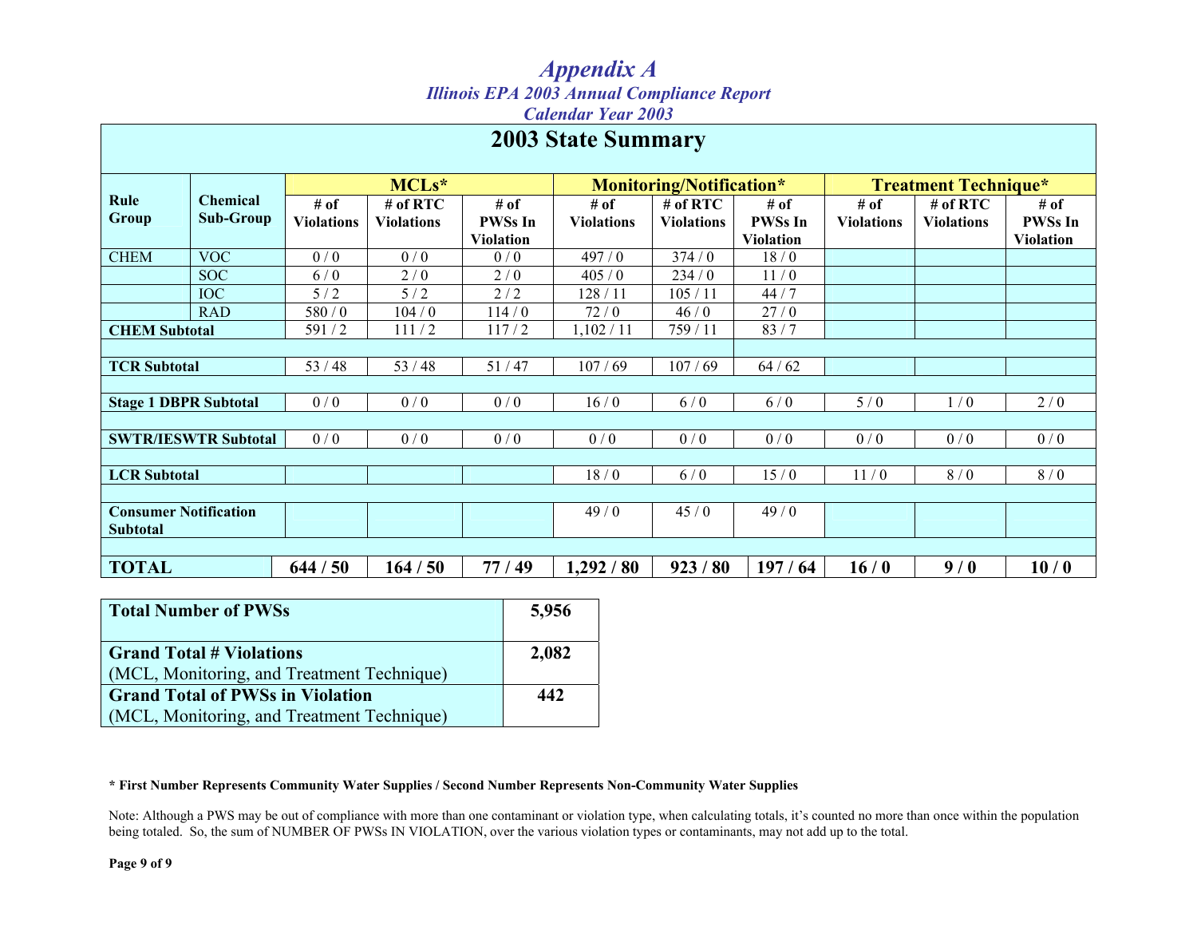# Appendix A

## *Illinois EPA 2003 Annual Compliance Report*

### *Calendar Year 2003*

## 2003 State Summary

| Rule Group | Chemical Sub-Group | MCLs* | | | Monitoring/Notification* | | | Treatment Technique* | | |
|---|---|---|---|---|---|---|---|---|---|---|
| | | # of Violations | # of RTC Violations | # of PWSs In Violation | # of Violations | # of RTC Violations | # of PWSs In Violation | # of Violations | # of RTC Violations | # of PWSs In Violation |
| CHEM | VOC | 0 / 0 | 0 / 0 | 0 / 0 | 497 / 0 | 374 / 0 | 18 / 0 | | | |
| | SOC | 6 / 0 | 2 / 0 | 2 / 0 | 405 / 0 | 234 / 0 | 11 / 0 | | | |
| | IOC | 5 / 2 | 5 / 2 | 2 / 2 | 128 / 11 | 105 / 11 | 44 / 7 | | | |
| | RAD | 580 / 0 | 104 / 0 | 114 / 0 | 72 / 0 | 46 / 0 | 27 / 0 | | | |
| **CHEM Subtotal** | | 591 / 2 | 111 / 2 | 117 / 2 | 1,102 / 11 | 759 / 11 | 83 / 7 | | | |
| **TCR Subtotal** | | 53 / 48 | 53 / 48 | 51 / 47 | 107 / 69 | 107 / 69 | 64 / 62 | | | |
| **Stage 1 DBPR Subtotal** | | 0 / 0 | 0 / 0 | 0 / 0 | 16 / 0 | 6 / 0 | 6 / 0 | 5 / 0 | 1 / 0 | 2 / 0 |
| **SWTR/IESWTR Subtotal** | | 0 / 0 | 0 / 0 | 0 / 0 | 0 / 0 | 0 / 0 | 0 / 0 | 0 / 0 | 0 / 0 | 0 / 0 |
| **LCR Subtotal** | | | | | 18 / 0 | 6 / 0 | 15 / 0 | 11 / 0 | 8 / 0 | 8 / 0 |
| **Consumer Notification Subtotal** | | | | | 49 / 0 | 45 / 0 | 49 / 0 | | | |
| **TOTAL** | | **644 / 50** | **164 / 50** | **77 / 49** | **1,292 / 80** | **923 / 80** | **197 / 64** | **16 / 0** | **9 / 0** | **10 / 0** |

| | |
|---|---|
| **Total Number of PWSs** | **5,956** |
| **Grand Total # Violations** (MCL, Monitoring, and Treatment Technique) | **2,082** |
| **Grand Total of PWSs in Violation** (MCL, Monitoring, and Treatment Technique) | **442** |

**\* First Number Represents Community Water Supplies / Second Number Represents Non-Community Water Supplies**

Note: Although a PWS may be out of compliance with more than one contaminant or violation type, when calculating totals, it's counted no more than once within the population being totaled. So, the sum of NUMBER OF PWSs IN VIOLATION, over the various violation types or contaminants, may not add up to the total.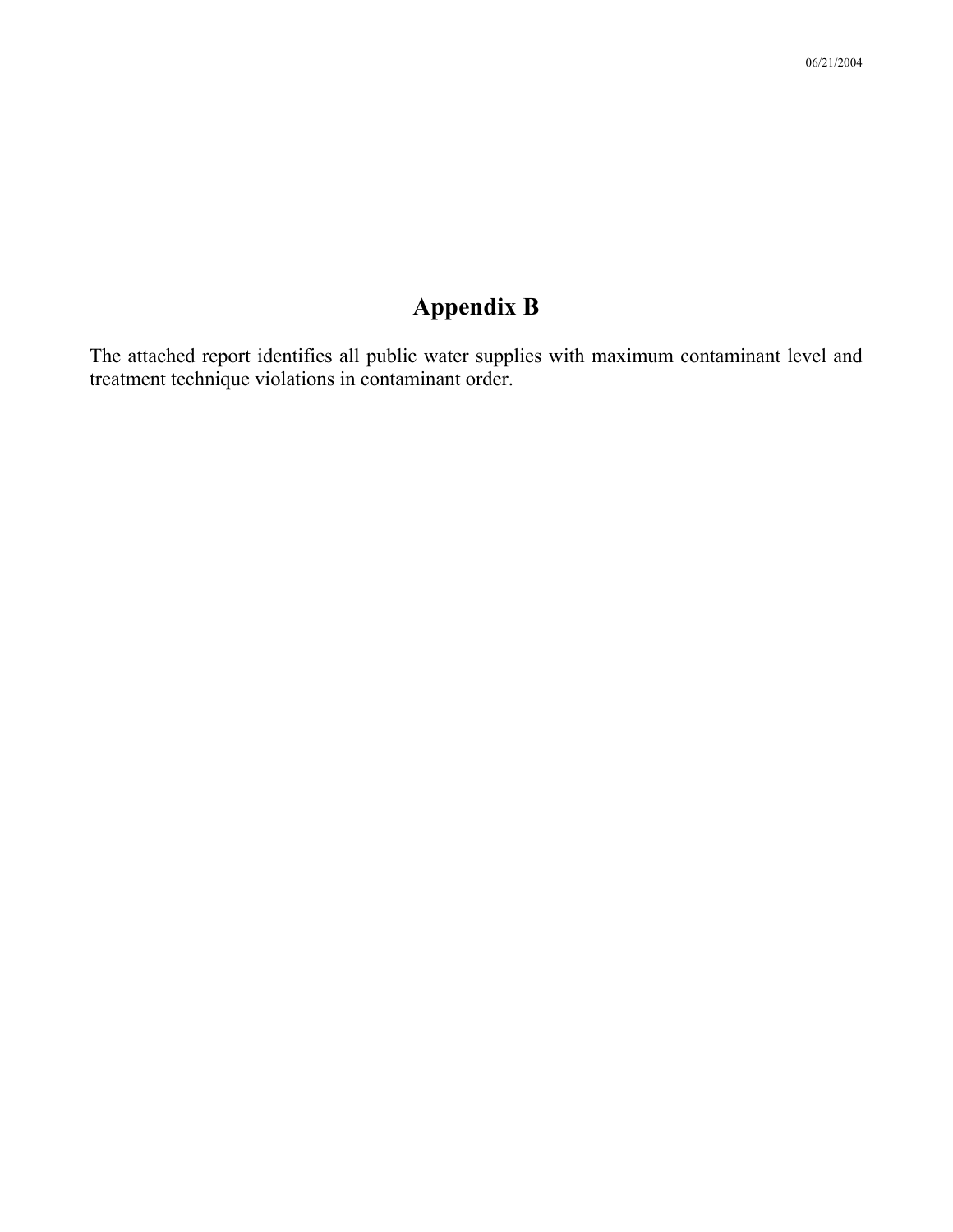# Appendix B

The attached report identifies all public water supplies with maximum contaminant level and treatment technique violations in contaminant order.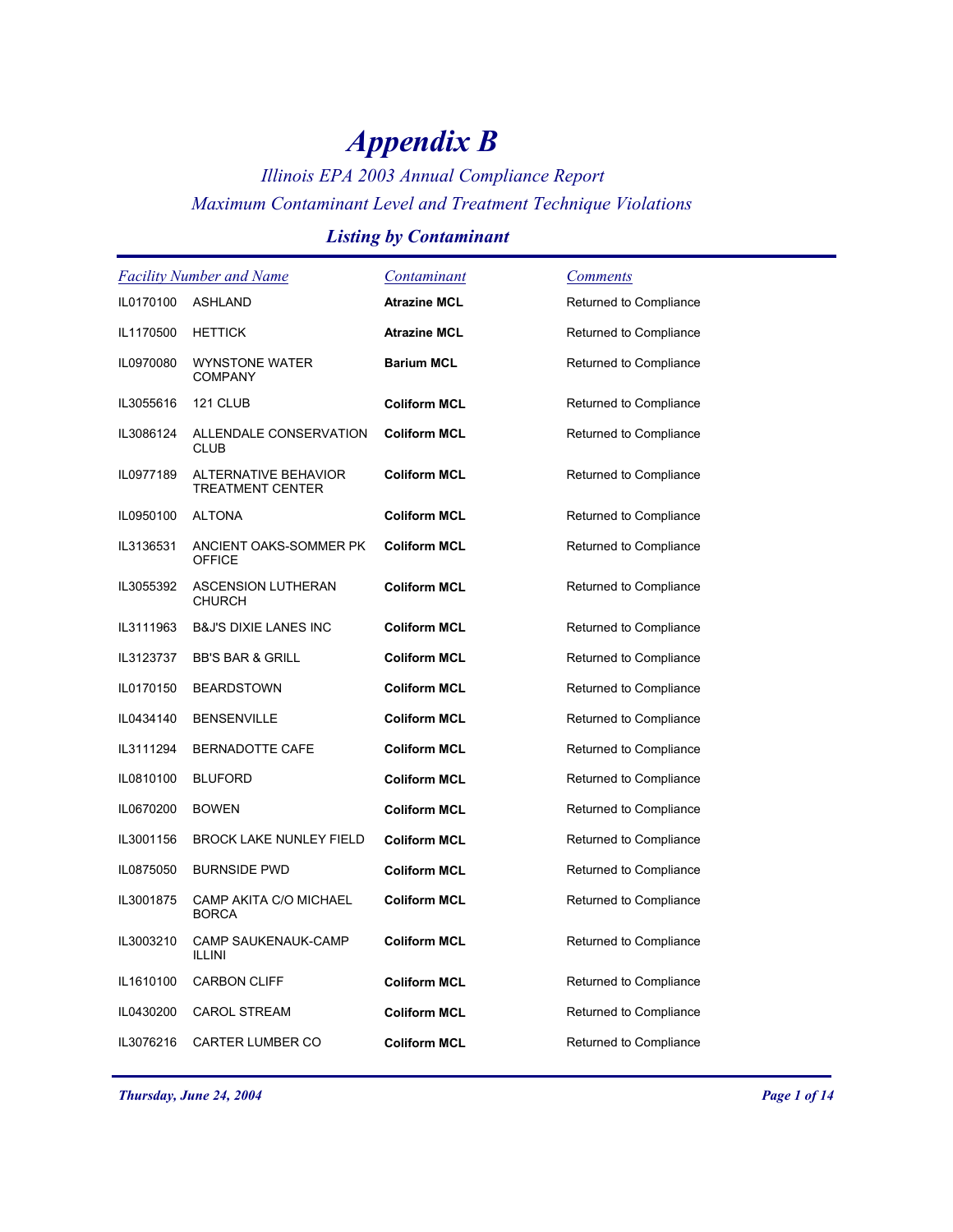# *Appendix B*

## *Illinois EPA 2003 Annual Compliance Report*
## *Maximum Contaminant Level and Treatment Technique Violations*

### *Listing by Contaminant*

| *Facility Number and Name* | | *Contaminant* | *Comments* |
|---|---|---|---|
| IL0170100 | ASHLAND | **Atrazine MCL** | Returned to Compliance |
| IL1170500 | HETTICK | **Atrazine MCL** | Returned to Compliance |
| IL0970080 | WYNSTONE WATER COMPANY | **Barium MCL** | Returned to Compliance |
| IL3055616 | 121 CLUB | **Coliform MCL** | Returned to Compliance |
| IL3086124 | ALLENDALE CONSERVATION CLUB | **Coliform MCL** | Returned to Compliance |
| IL0977189 | ALTERNATIVE BEHAVIOR TREATMENT CENTER | **Coliform MCL** | Returned to Compliance |
| IL0950100 | ALTONA | **Coliform MCL** | Returned to Compliance |
| IL3136531 | ANCIENT OAKS-SOMMER PK OFFICE | **Coliform MCL** | Returned to Compliance |
| IL3055392 | ASCENSION LUTHERAN CHURCH | **Coliform MCL** | Returned to Compliance |
| IL3111963 | B&J'S DIXIE LANES INC | **Coliform MCL** | Returned to Compliance |
| IL3123737 | BB'S BAR & GRILL | **Coliform MCL** | Returned to Compliance |
| IL0170150 | BEARDSTOWN | **Coliform MCL** | Returned to Compliance |
| IL0434140 | BENSENVILLE | **Coliform MCL** | Returned to Compliance |
| IL3111294 | BERNADOTTE CAFE | **Coliform MCL** | Returned to Compliance |
| IL0810100 | BLUFORD | **Coliform MCL** | Returned to Compliance |
| IL0670200 | BOWEN | **Coliform MCL** | Returned to Compliance |
| IL3001156 | BROCK LAKE NUNLEY FIELD | **Coliform MCL** | Returned to Compliance |
| IL0875050 | BURNSIDE PWD | **Coliform MCL** | Returned to Compliance |
| IL3001875 | CAMP AKITA C/O MICHAEL BORCA | **Coliform MCL** | Returned to Compliance |
| IL3003210 | CAMP SAUKENAUK-CAMP ILLINI | **Coliform MCL** | Returned to Compliance |
| IL1610100 | CARBON CLIFF | **Coliform MCL** | Returned to Compliance |
| IL0430200 | CAROL STREAM | **Coliform MCL** | Returned to Compliance |
| IL3076216 | CARTER LUMBER CO | **Coliform MCL** | Returned to Compliance |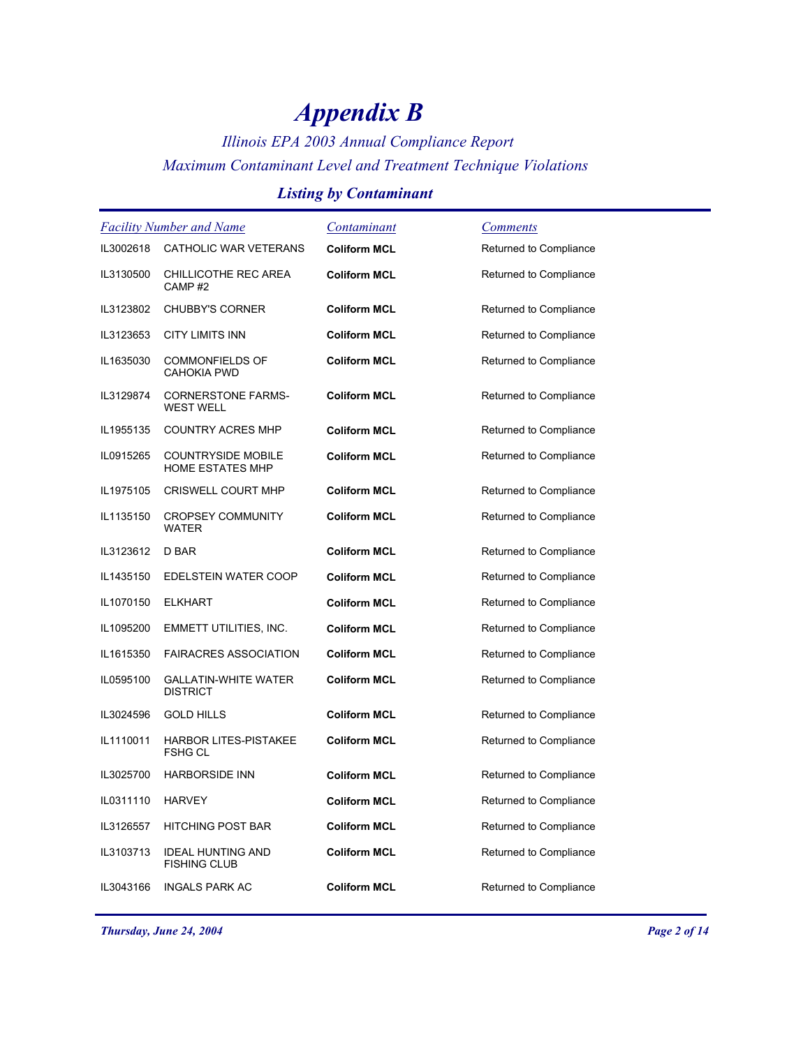# *Appendix B*

### *Illinois EPA 2003 Annual Compliance Report*
### *Maximum Contaminant Level and Treatment Technique Violations*

## *Listing by Contaminant*

| *Facility Number and Name* | | *Contaminant* | *Comments* |
|---|---|---|---|
| IL3002618 | CATHOLIC WAR VETERANS | **Coliform MCL** | Returned to Compliance |
| IL3130500 | CHILLICOTHE REC AREA CAMP #2 | **Coliform MCL** | Returned to Compliance |
| IL3123802 | CHUBBY'S CORNER | **Coliform MCL** | Returned to Compliance |
| IL3123653 | CITY LIMITS INN | **Coliform MCL** | Returned to Compliance |
| IL1635030 | COMMONFIELDS OF CAHOKIA PWD | **Coliform MCL** | Returned to Compliance |
| IL3129874 | CORNERSTONE FARMS-WEST WELL | **Coliform MCL** | Returned to Compliance |
| IL1955135 | COUNTRY ACRES MHP | **Coliform MCL** | Returned to Compliance |
| IL0915265 | COUNTRYSIDE MOBILE HOME ESTATES MHP | **Coliform MCL** | Returned to Compliance |
| IL1975105 | CRISWELL COURT MHP | **Coliform MCL** | Returned to Compliance |
| IL1135150 | CROPSEY COMMUNITY WATER | **Coliform MCL** | Returned to Compliance |
| IL3123612 | D BAR | **Coliform MCL** | Returned to Compliance |
| IL1435150 | EDELSTEIN WATER COOP | **Coliform MCL** | Returned to Compliance |
| IL1070150 | ELKHART | **Coliform MCL** | Returned to Compliance |
| IL1095200 | EMMETT UTILITIES, INC. | **Coliform MCL** | Returned to Compliance |
| IL1615350 | FAIRACRES ASSOCIATION | **Coliform MCL** | Returned to Compliance |
| IL0595100 | GALLATIN-WHITE WATER DISTRICT | **Coliform MCL** | Returned to Compliance |
| IL3024596 | GOLD HILLS | **Coliform MCL** | Returned to Compliance |
| IL1110011 | HARBOR LITES-PISTAKEE FSHG CL | **Coliform MCL** | Returned to Compliance |
| IL3025700 | HARBORSIDE INN | **Coliform MCL** | Returned to Compliance |
| IL0311110 | HARVEY | **Coliform MCL** | Returned to Compliance |
| IL3126557 | HITCHING POST BAR | **Coliform MCL** | Returned to Compliance |
| IL3103713 | IDEAL HUNTING AND FISHING CLUB | **Coliform MCL** | Returned to Compliance |
| IL3043166 | INGALS PARK AC | **Coliform MCL** | Returned to Compliance |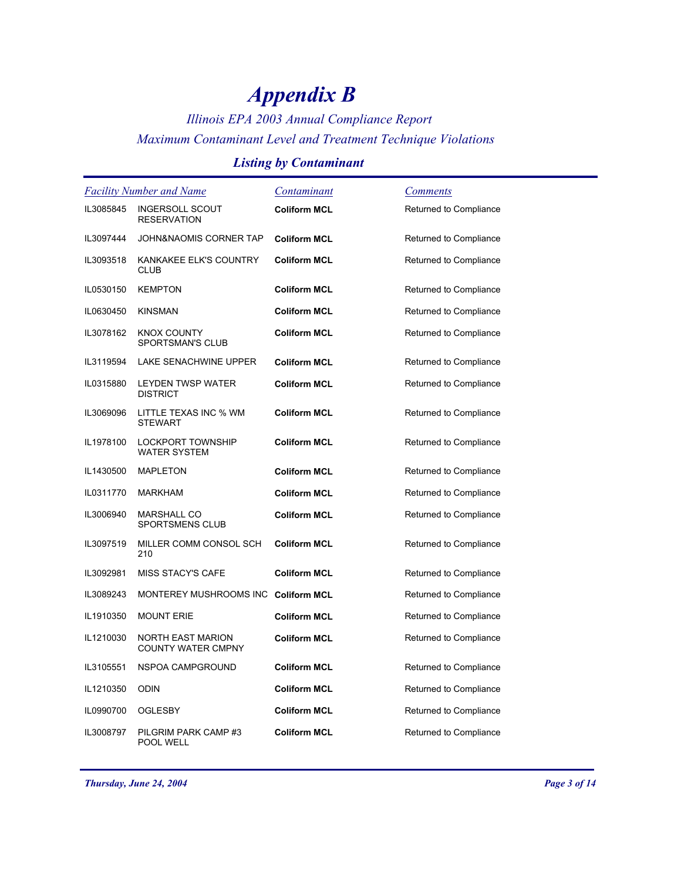# *Appendix B*

*Illinois EPA 2003 Annual Compliance Report*

*Maximum Contaminant Level and Treatment Technique Violations*

### *Listing by Contaminant*

| *Facility Number and Name* | | *Contaminant* | *Comments* |
|---|---|---|---|
| IL3085845 | INGERSOLL SCOUT RESERVATION | **Coliform MCL** | Returned to Compliance |
| IL3097444 | JOHN&NAOMIS CORNER TAP | **Coliform MCL** | Returned to Compliance |
| IL3093518 | KANKAKEE ELK'S COUNTRY CLUB | **Coliform MCL** | Returned to Compliance |
| IL0530150 | KEMPTON | **Coliform MCL** | Returned to Compliance |
| IL0630450 | KINSMAN | **Coliform MCL** | Returned to Compliance |
| IL3078162 | KNOX COUNTY SPORTSMAN'S CLUB | **Coliform MCL** | Returned to Compliance |
| IL3119594 | LAKE SENACHWINE UPPER | **Coliform MCL** | Returned to Compliance |
| IL0315880 | LEYDEN TWSP WATER DISTRICT | **Coliform MCL** | Returned to Compliance |
| IL3069096 | LITTLE TEXAS INC % WM STEWART | **Coliform MCL** | Returned to Compliance |
| IL1978100 | LOCKPORT TOWNSHIP WATER SYSTEM | **Coliform MCL** | Returned to Compliance |
| IL1430500 | MAPLETON | **Coliform MCL** | Returned to Compliance |
| IL0311770 | MARKHAM | **Coliform MCL** | Returned to Compliance |
| IL3006940 | MARSHALL CO SPORTSMENS CLUB | **Coliform MCL** | Returned to Compliance |
| IL3097519 | MILLER COMM CONSOL SCH 210 | **Coliform MCL** | Returned to Compliance |
| IL3092981 | MISS STACY'S CAFE | **Coliform MCL** | Returned to Compliance |
| IL3089243 | MONTEREY MUSHROOMS INC | **Coliform MCL** | Returned to Compliance |
| IL1910350 | MOUNT ERIE | **Coliform MCL** | Returned to Compliance |
| IL1210030 | NORTH EAST MARION COUNTY WATER CMPNY | **Coliform MCL** | Returned to Compliance |
| IL3105551 | NSPOA CAMPGROUND | **Coliform MCL** | Returned to Compliance |
| IL1210350 | ODIN | **Coliform MCL** | Returned to Compliance |
| IL0990700 | OGLESBY | **Coliform MCL** | Returned to Compliance |
| IL3008797 | PILGRIM PARK CAMP #3 POOL WELL | **Coliform MCL** | Returned to Compliance |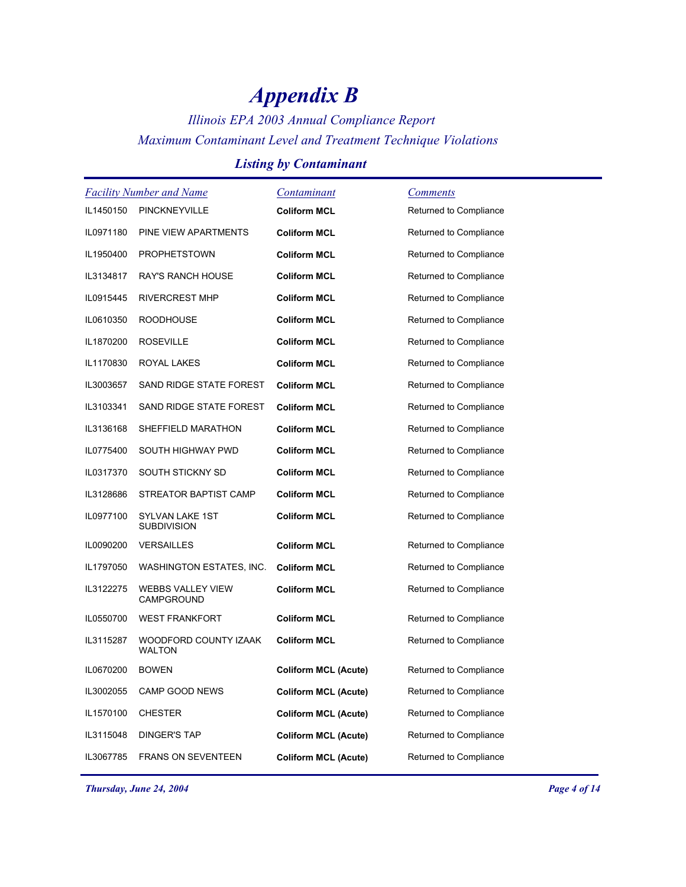# Appendix B

*Illinois EPA 2003 Annual Compliance Report*

*Maximum Contaminant Level and Treatment Technique Violations*

### *Listing by Contaminant*

| Facility Number | Name | Contaminant | Comments |
|---|---|---|---|
| IL1450150 | PINCKNEYVILLE | **Coliform MCL** | Returned to Compliance |
| IL0971180 | PINE VIEW APARTMENTS | **Coliform MCL** | Returned to Compliance |
| IL1950400 | PROPHETSTOWN | **Coliform MCL** | Returned to Compliance |
| IL3134817 | RAY'S RANCH HOUSE | **Coliform MCL** | Returned to Compliance |
| IL0915445 | RIVERCREST MHP | **Coliform MCL** | Returned to Compliance |
| IL0610350 | ROODHOUSE | **Coliform MCL** | Returned to Compliance |
| IL1870200 | ROSEVILLE | **Coliform MCL** | Returned to Compliance |
| IL1170830 | ROYAL LAKES | **Coliform MCL** | Returned to Compliance |
| IL3003657 | SAND RIDGE STATE FOREST | **Coliform MCL** | Returned to Compliance |
| IL3103341 | SAND RIDGE STATE FOREST | **Coliform MCL** | Returned to Compliance |
| IL3136168 | SHEFFIELD MARATHON | **Coliform MCL** | Returned to Compliance |
| IL0775400 | SOUTH HIGHWAY PWD | **Coliform MCL** | Returned to Compliance |
| IL0317370 | SOUTH STICKNY SD | **Coliform MCL** | Returned to Compliance |
| IL3128686 | STREATOR BAPTIST CAMP | **Coliform MCL** | Returned to Compliance |
| IL0977100 | SYLVAN LAKE 1ST SUBDIVISION | **Coliform MCL** | Returned to Compliance |
| IL0090200 | VERSAILLES | **Coliform MCL** | Returned to Compliance |
| IL1797050 | WASHINGTON ESTATES, INC. | **Coliform MCL** | Returned to Compliance |
| IL3122275 | WEBBS VALLEY VIEW CAMPGROUND | **Coliform MCL** | Returned to Compliance |
| IL0550700 | WEST FRANKFORT | **Coliform MCL** | Returned to Compliance |
| IL3115287 | WOODFORD COUNTY IZAAK WALTON | **Coliform MCL** | Returned to Compliance |
| IL0670200 | BOWEN | **Coliform MCL (Acute)** | Returned to Compliance |
| IL3002055 | CAMP GOOD NEWS | **Coliform MCL (Acute)** | Returned to Compliance |
| IL1570100 | CHESTER | **Coliform MCL (Acute)** | Returned to Compliance |
| IL3115048 | DINGER'S TAP | **Coliform MCL (Acute)** | Returned to Compliance |
| IL3067785 | FRANS ON SEVENTEEN | **Coliform MCL (Acute)** | Returned to Compliance |

*Thursday, June 24, 2004*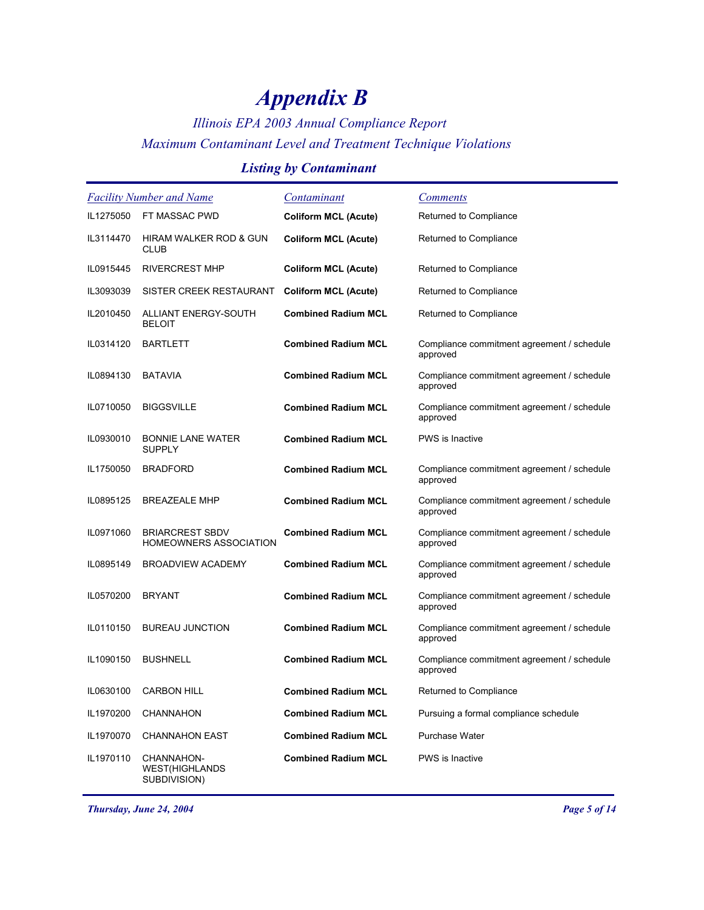# *Appendix B*

### *Illinois EPA 2003 Annual Compliance Report*
### *Maximum Contaminant Level and Treatment Technique Violations*

## *Listing by Contaminant*

| *Facility Number and Name* | | *Contaminant* | *Comments* |
|---|---|---|---|
| IL1275050 | FT MASSAC PWD | **Coliform MCL (Acute)** | Returned to Compliance |
| IL3114470 | HIRAM WALKER ROD & GUN CLUB | **Coliform MCL (Acute)** | Returned to Compliance |
| IL0915445 | RIVERCREST MHP | **Coliform MCL (Acute)** | Returned to Compliance |
| IL3093039 | SISTER CREEK RESTAURANT | **Coliform MCL (Acute)** | Returned to Compliance |
| IL2010450 | ALLIANT ENERGY-SOUTH BELOIT | **Combined Radium MCL** | Returned to Compliance |
| IL0314120 | BARTLETT | **Combined Radium MCL** | Compliance commitment agreement / schedule approved |
| IL0894130 | BATAVIA | **Combined Radium MCL** | Compliance commitment agreement / schedule approved |
| IL0710050 | BIGGSVILLE | **Combined Radium MCL** | Compliance commitment agreement / schedule approved |
| IL0930010 | BONNIE LANE WATER SUPPLY | **Combined Radium MCL** | PWS is Inactive |
| IL1750050 | BRADFORD | **Combined Radium MCL** | Compliance commitment agreement / schedule approved |
| IL0895125 | BREAZEALE MHP | **Combined Radium MCL** | Compliance commitment agreement / schedule approved |
| IL0971060 | BRIARCREST SBDV HOMEOWNERS ASSOCIATION | **Combined Radium MCL** | Compliance commitment agreement / schedule approved |
| IL0895149 | BROADVIEW ACADEMY | **Combined Radium MCL** | Compliance commitment agreement / schedule approved |
| IL0570200 | BRYANT | **Combined Radium MCL** | Compliance commitment agreement / schedule approved |
| IL0110150 | BUREAU JUNCTION | **Combined Radium MCL** | Compliance commitment agreement / schedule approved |
| IL1090150 | BUSHNELL | **Combined Radium MCL** | Compliance commitment agreement / schedule approved |
| IL0630100 | CARBON HILL | **Combined Radium MCL** | Returned to Compliance |
| IL1970200 | CHANNAHON | **Combined Radium MCL** | Pursuing a formal compliance schedule |
| IL1970070 | CHANNAHON EAST | **Combined Radium MCL** | Purchase Water |
| IL1970110 | CHANNAHON-WEST(HIGHLANDS SUBDIVISION) | **Combined Radium MCL** | PWS is Inactive |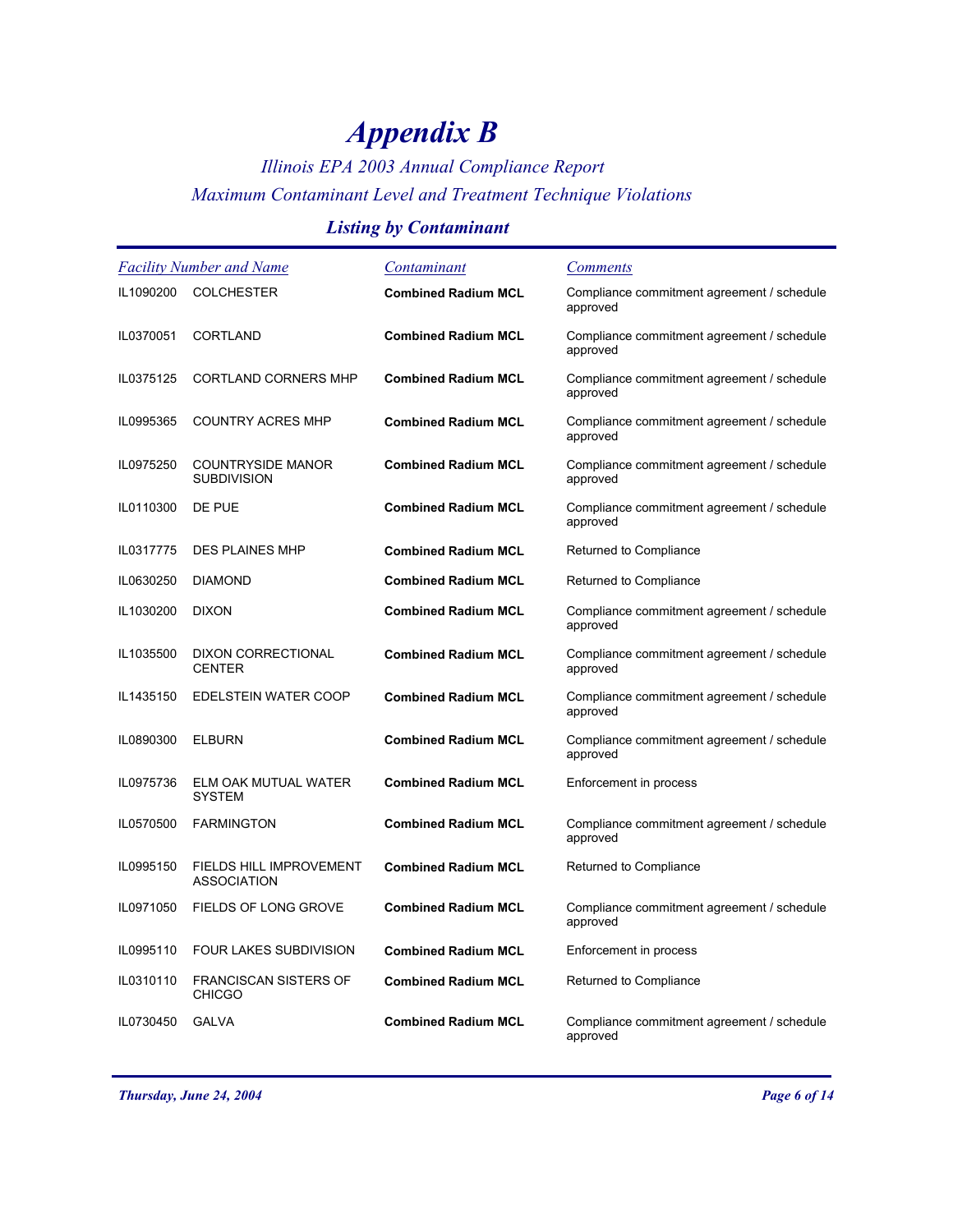# Appendix B

*Illinois EPA 2003 Annual Compliance Report*

*Maximum Contaminant Level and Treatment Technique Violations*

### *Listing by Contaminant*

| Facility Number and Name | | Contaminant | Comments |
|---|---|---|---|
| IL1090200 | COLCHESTER | **Combined Radium MCL** | Compliance commitment agreement / schedule approved |
| IL0370051 | CORTLAND | **Combined Radium MCL** | Compliance commitment agreement / schedule approved |
| IL0375125 | CORTLAND CORNERS MHP | **Combined Radium MCL** | Compliance commitment agreement / schedule approved |
| IL0995365 | COUNTRY ACRES MHP | **Combined Radium MCL** | Compliance commitment agreement / schedule approved |
| IL0975250 | COUNTRYSIDE MANOR SUBDIVISION | **Combined Radium MCL** | Compliance commitment agreement / schedule approved |
| IL0110300 | DE PUE | **Combined Radium MCL** | Compliance commitment agreement / schedule approved |
| IL0317775 | DES PLAINES MHP | **Combined Radium MCL** | Returned to Compliance |
| IL0630250 | DIAMOND | **Combined Radium MCL** | Returned to Compliance |
| IL1030200 | DIXON | **Combined Radium MCL** | Compliance commitment agreement / schedule approved |
| IL1035500 | DIXON CORRECTIONAL CENTER | **Combined Radium MCL** | Compliance commitment agreement / schedule approved |
| IL1435150 | EDELSTEIN WATER COOP | **Combined Radium MCL** | Compliance commitment agreement / schedule approved |
| IL0890300 | ELBURN | **Combined Radium MCL** | Compliance commitment agreement / schedule approved |
| IL0975736 | ELM OAK MUTUAL WATER SYSTEM | **Combined Radium MCL** | Enforcement in process |
| IL0570500 | FARMINGTON | **Combined Radium MCL** | Compliance commitment agreement / schedule approved |
| IL0995150 | FIELDS HILL IMPROVEMENT ASSOCIATION | **Combined Radium MCL** | Returned to Compliance |
| IL0971050 | FIELDS OF LONG GROVE | **Combined Radium MCL** | Compliance commitment agreement / schedule approved |
| IL0995110 | FOUR LAKES SUBDIVISION | **Combined Radium MCL** | Enforcement in process |
| IL0310110 | FRANCISCAN SISTERS OF CHICGO | **Combined Radium MCL** | Returned to Compliance |
| IL0730450 | GALVA | **Combined Radium MCL** | Compliance commitment agreement / schedule approved |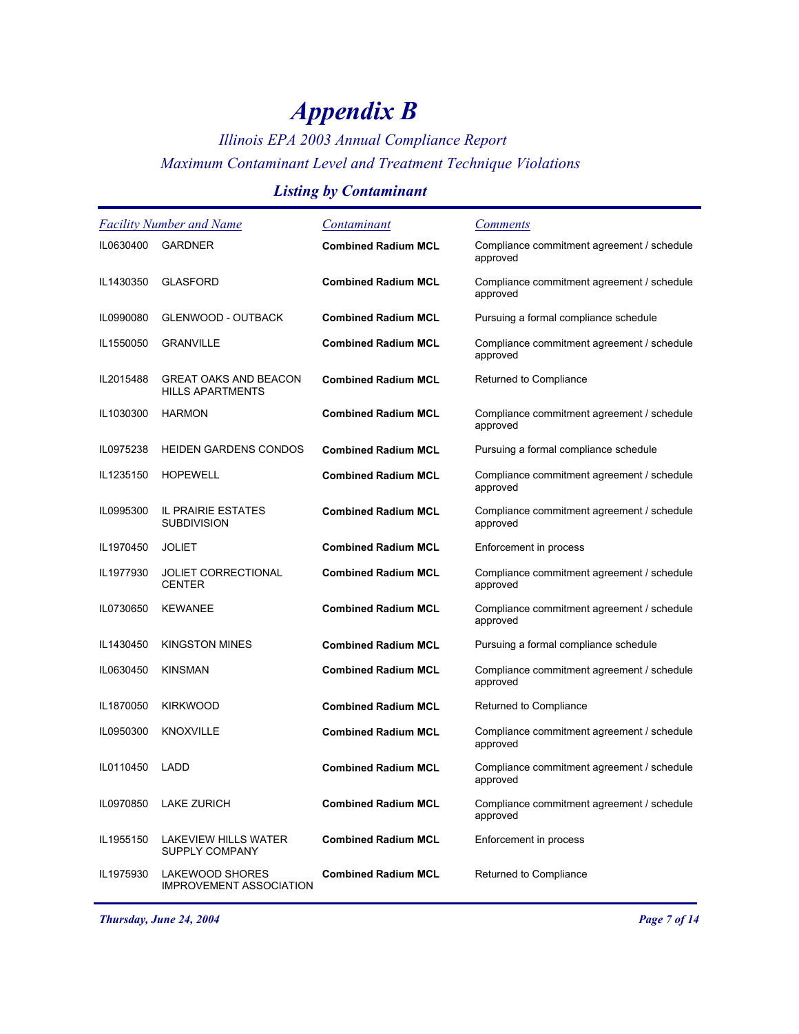# *Appendix B*

### *Illinois EPA 2003 Annual Compliance Report*

### *Maximum Contaminant Level and Treatment Technique Violations*

## *Listing by Contaminant*

| *Facility Number and Name* | | *Contaminant* | *Comments* |
|---|---|---|---|
| IL0630400 | GARDNER | **Combined Radium MCL** | Compliance commitment agreement / schedule approved |
| IL1430350 | GLASFORD | **Combined Radium MCL** | Compliance commitment agreement / schedule approved |
| IL0990080 | GLENWOOD - OUTBACK | **Combined Radium MCL** | Pursuing a formal compliance schedule |
| IL1550050 | GRANVILLE | **Combined Radium MCL** | Compliance commitment agreement / schedule approved |
| IL2015488 | GREAT OAKS AND BEACON HILLS APARTMENTS | **Combined Radium MCL** | Returned to Compliance |
| IL1030300 | HARMON | **Combined Radium MCL** | Compliance commitment agreement / schedule approved |
| IL0975238 | HEIDEN GARDENS CONDOS | **Combined Radium MCL** | Pursuing a formal compliance schedule |
| IL1235150 | HOPEWELL | **Combined Radium MCL** | Compliance commitment agreement / schedule approved |
| IL0995300 | IL PRAIRIE ESTATES SUBDIVISION | **Combined Radium MCL** | Compliance commitment agreement / schedule approved |
| IL1970450 | JOLIET | **Combined Radium MCL** | Enforcement in process |
| IL1977930 | JOLIET CORRECTIONAL CENTER | **Combined Radium MCL** | Compliance commitment agreement / schedule approved |
| IL0730650 | KEWANEE | **Combined Radium MCL** | Compliance commitment agreement / schedule approved |
| IL1430450 | KINGSTON MINES | **Combined Radium MCL** | Pursuing a formal compliance schedule |
| IL0630450 | KINSMAN | **Combined Radium MCL** | Compliance commitment agreement / schedule approved |
| IL1870050 | KIRKWOOD | **Combined Radium MCL** | Returned to Compliance |
| IL0950300 | KNOXVILLE | **Combined Radium MCL** | Compliance commitment agreement / schedule approved |
| IL0110450 | LADD | **Combined Radium MCL** | Compliance commitment agreement / schedule approved |
| IL0970850 | LAKE ZURICH | **Combined Radium MCL** | Compliance commitment agreement / schedule approved |
| IL1955150 | LAKEVIEW HILLS WATER SUPPLY COMPANY | **Combined Radium MCL** | Enforcement in process |
| IL1975930 | LAKEWOOD SHORES IMPROVEMENT ASSOCIATION | **Combined Radium MCL** | Returned to Compliance |

*Thursday, June 24, 2004*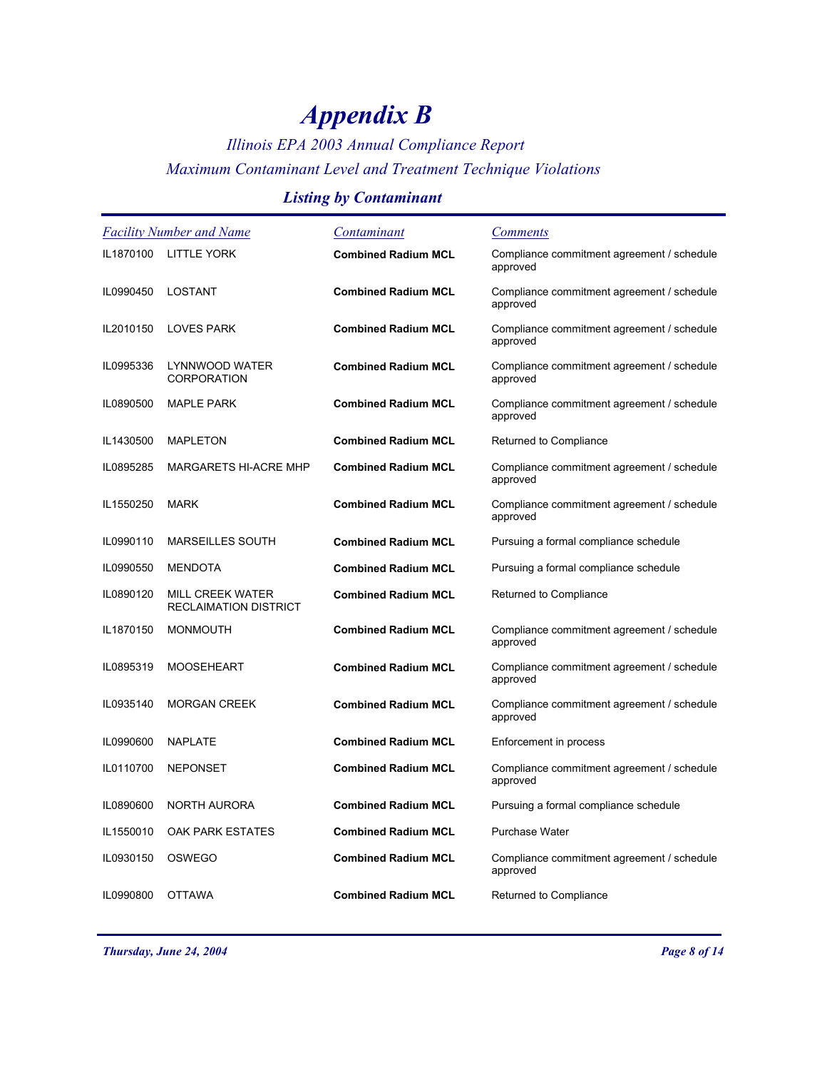# *Appendix B*

*Illinois EPA 2003 Annual Compliance Report*

*Maximum Contaminant Level and Treatment Technique Violations*

### *Listing by Contaminant*

| Facility Number and Name | | Contaminant | Comments |
|---|---|---|---|
| IL1870100 | LITTLE YORK | **Combined Radium MCL** | Compliance commitment agreement / schedule approved |
| IL0990450 | LOSTANT | **Combined Radium MCL** | Compliance commitment agreement / schedule approved |
| IL2010150 | LOVES PARK | **Combined Radium MCL** | Compliance commitment agreement / schedule approved |
| IL0995336 | LYNNWOOD WATER CORPORATION | **Combined Radium MCL** | Compliance commitment agreement / schedule approved |
| IL0890500 | MAPLE PARK | **Combined Radium MCL** | Compliance commitment agreement / schedule approved |
| IL1430500 | MAPLETON | **Combined Radium MCL** | Returned to Compliance |
| IL0895285 | MARGARETS HI-ACRE MHP | **Combined Radium MCL** | Compliance commitment agreement / schedule approved |
| IL1550250 | MARK | **Combined Radium MCL** | Compliance commitment agreement / schedule approved |
| IL0990110 | MARSEILLES SOUTH | **Combined Radium MCL** | Pursuing a formal compliance schedule |
| IL0990550 | MENDOTA | **Combined Radium MCL** | Pursuing a formal compliance schedule |
| IL0890120 | MILL CREEK WATER RECLAIMATION DISTRICT | **Combined Radium MCL** | Returned to Compliance |
| IL1870150 | MONMOUTH | **Combined Radium MCL** | Compliance commitment agreement / schedule approved |
| IL0895319 | MOOSEHEART | **Combined Radium MCL** | Compliance commitment agreement / schedule approved |
| IL0935140 | MORGAN CREEK | **Combined Radium MCL** | Compliance commitment agreement / schedule approved |
| IL0990600 | NAPLATE | **Combined Radium MCL** | Enforcement in process |
| IL0110700 | NEPONSET | **Combined Radium MCL** | Compliance commitment agreement / schedule approved |
| IL0890600 | NORTH AURORA | **Combined Radium MCL** | Pursuing a formal compliance schedule |
| IL1550010 | OAK PARK ESTATES | **Combined Radium MCL** | Purchase Water |
| IL0930150 | OSWEGO | **Combined Radium MCL** | Compliance commitment agreement / schedule approved |
| IL0990800 | OTTAWA | **Combined Radium MCL** | Returned to Compliance |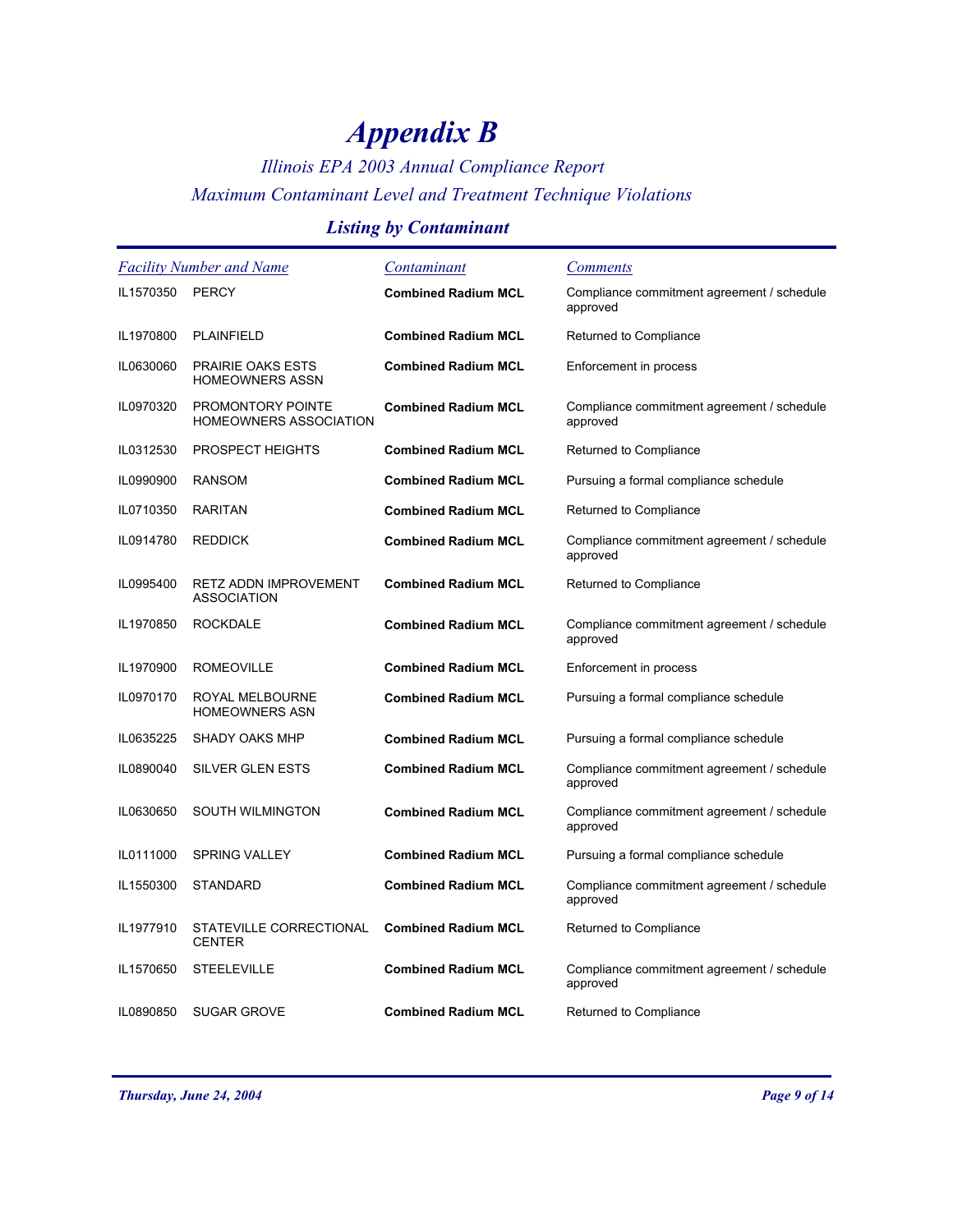# Appendix B

*Illinois EPA 2003 Annual Compliance Report*

*Maximum Contaminant Level and Treatment Technique Violations*

## Listing by Contaminant

| Facility Number and Name | | Contaminant | Comments |
|---|---|---|---|
| IL1570350 | PERCY | **Combined Radium MCL** | Compliance commitment agreement / schedule approved |
| IL1970800 | PLAINFIELD | **Combined Radium MCL** | Returned to Compliance |
| IL0630060 | PRAIRIE OAKS ESTS HOMEOWNERS ASSN | **Combined Radium MCL** | Enforcement in process |
| IL0970320 | PROMONTORY POINTE HOMEOWNERS ASSOCIATION | **Combined Radium MCL** | Compliance commitment agreement / schedule approved |
| IL0312530 | PROSPECT HEIGHTS | **Combined Radium MCL** | Returned to Compliance |
| IL0990900 | RANSOM | **Combined Radium MCL** | Pursuing a formal compliance schedule |
| IL0710350 | RARITAN | **Combined Radium MCL** | Returned to Compliance |
| IL0914780 | REDDICK | **Combined Radium MCL** | Compliance commitment agreement / schedule approved |
| IL0995400 | RETZ ADDN IMPROVEMENT ASSOCIATION | **Combined Radium MCL** | Returned to Compliance |
| IL1970850 | ROCKDALE | **Combined Radium MCL** | Compliance commitment agreement / schedule approved |
| IL1970900 | ROMEOVILLE | **Combined Radium MCL** | Enforcement in process |
| IL0970170 | ROYAL MELBOURNE HOMEOWNERS ASN | **Combined Radium MCL** | Pursuing a formal compliance schedule |
| IL0635225 | SHADY OAKS MHP | **Combined Radium MCL** | Pursuing a formal compliance schedule |
| IL0890040 | SILVER GLEN ESTS | **Combined Radium MCL** | Compliance commitment agreement / schedule approved |
| IL0630650 | SOUTH WILMINGTON | **Combined Radium MCL** | Compliance commitment agreement / schedule approved |
| IL0111000 | SPRING VALLEY | **Combined Radium MCL** | Pursuing a formal compliance schedule |
| IL1550300 | STANDARD | **Combined Radium MCL** | Compliance commitment agreement / schedule approved |
| IL1977910 | STATEVILLE CORRECTIONAL CENTER | **Combined Radium MCL** | Returned to Compliance |
| IL1570650 | STEELEVILLE | **Combined Radium MCL** | Compliance commitment agreement / schedule approved |
| IL0890850 | SUGAR GROVE | **Combined Radium MCL** | Returned to Compliance |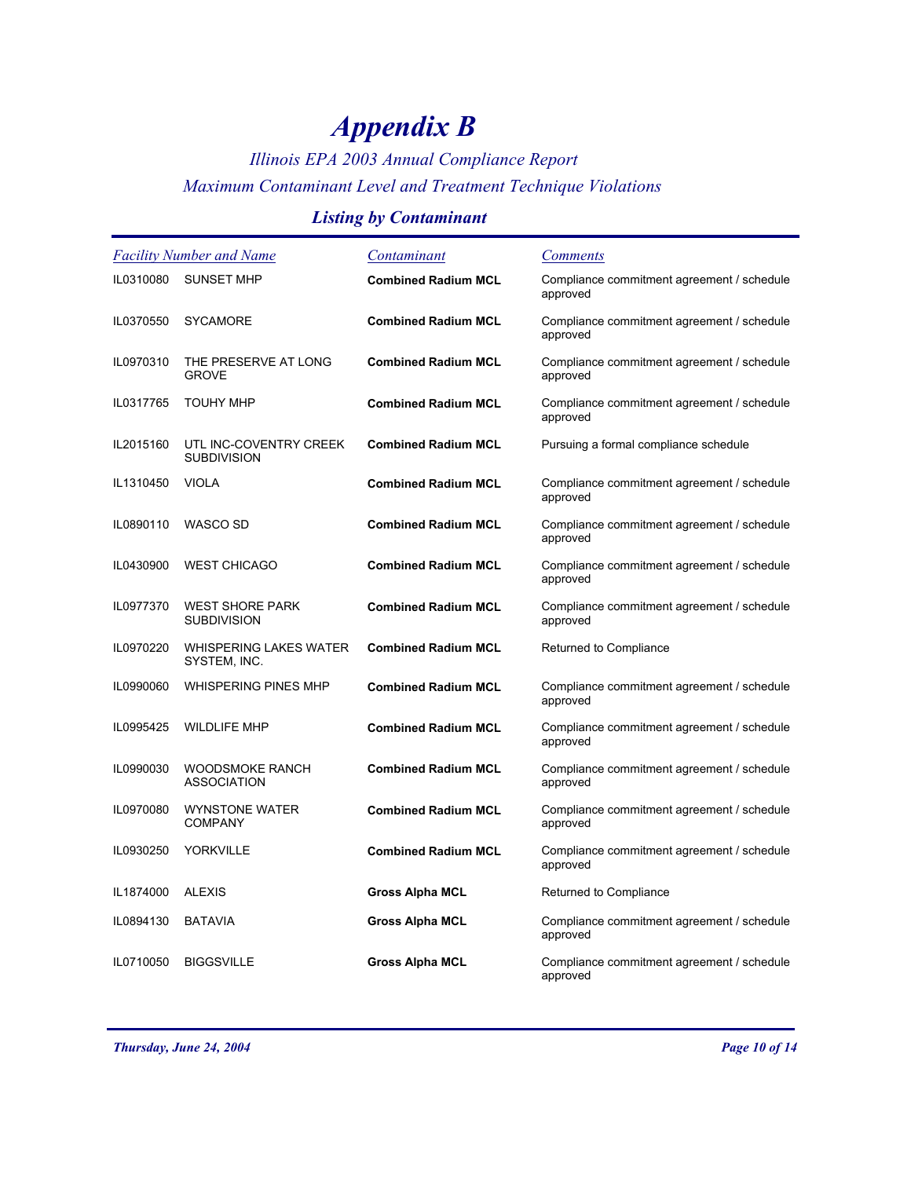# Appendix B

*Illinois EPA 2003 Annual Compliance Report*

*Maximum Contaminant Level and Treatment Technique Violations*

## Listing by Contaminant

| Facility Number | Name | Contaminant | Comments |
|---|---|---|---|
| IL0310080 | SUNSET MHP | **Combined Radium MCL** | Compliance commitment agreement / schedule approved |
| IL0370550 | SYCAMORE | **Combined Radium MCL** | Compliance commitment agreement / schedule approved |
| IL0970310 | THE PRESERVE AT LONG GROVE | **Combined Radium MCL** | Compliance commitment agreement / schedule approved |
| IL0317765 | TOUHY MHP | **Combined Radium MCL** | Compliance commitment agreement / schedule approved |
| IL2015160 | UTL INC-COVENTRY CREEK SUBDIVISION | **Combined Radium MCL** | Pursuing a formal compliance schedule |
| IL1310450 | VIOLA | **Combined Radium MCL** | Compliance commitment agreement / schedule approved |
| IL0890110 | WASCO SD | **Combined Radium MCL** | Compliance commitment agreement / schedule approved |
| IL0430900 | WEST CHICAGO | **Combined Radium MCL** | Compliance commitment agreement / schedule approved |
| IL0977370 | WEST SHORE PARK SUBDIVISION | **Combined Radium MCL** | Compliance commitment agreement / schedule approved |
| IL0970220 | WHISPERING LAKES WATER SYSTEM, INC. | **Combined Radium MCL** | Returned to Compliance |
| IL0990060 | WHISPERING PINES MHP | **Combined Radium MCL** | Compliance commitment agreement / schedule approved |
| IL0995425 | WILDLIFE MHP | **Combined Radium MCL** | Compliance commitment agreement / schedule approved |
| IL0990030 | WOODSMOKE RANCH ASSOCIATION | **Combined Radium MCL** | Compliance commitment agreement / schedule approved |
| IL0970080 | WYNSTONE WATER COMPANY | **Combined Radium MCL** | Compliance commitment agreement / schedule approved |
| IL0930250 | YORKVILLE | **Combined Radium MCL** | Compliance commitment agreement / schedule approved |
| IL1874000 | ALEXIS | **Gross Alpha MCL** | Returned to Compliance |
| IL0894130 | BATAVIA | **Gross Alpha MCL** | Compliance commitment agreement / schedule approved |
| IL0710050 | BIGGSVILLE | **Gross Alpha MCL** | Compliance commitment agreement / schedule approved |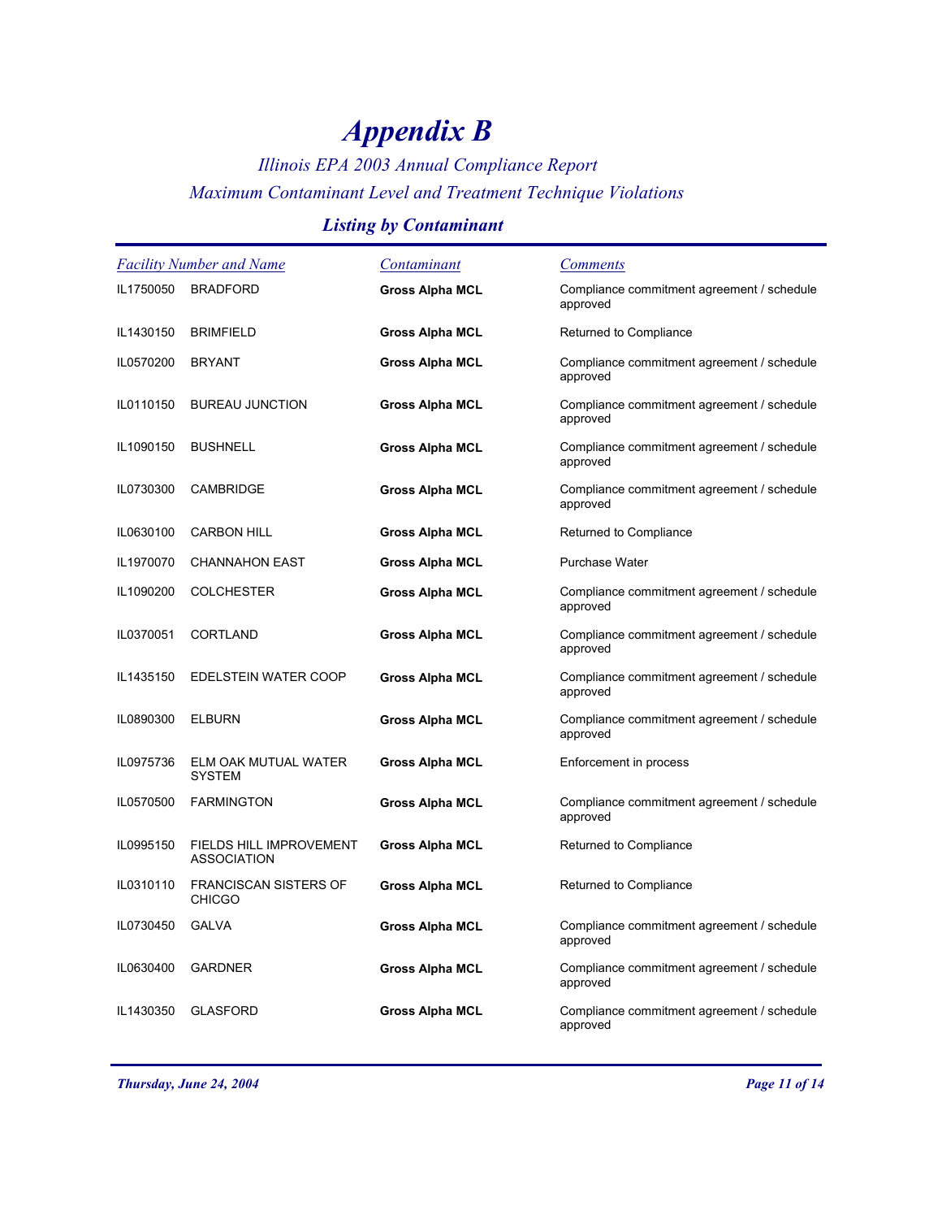# *Appendix B*

*Illinois EPA 2003 Annual Compliance Report*

*Maximum Contaminant Level and Treatment Technique Violations*

### *Listing by Contaminant*

| Facility Number and Name | | Contaminant | Comments |
|---|---|---|---|
| IL1750050 | BRADFORD | **Gross Alpha MCL** | Compliance commitment agreement / schedule approved |
| IL1430150 | BRIMFIELD | **Gross Alpha MCL** | Returned to Compliance |
| IL0570200 | BRYANT | **Gross Alpha MCL** | Compliance commitment agreement / schedule approved |
| IL0110150 | BUREAU JUNCTION | **Gross Alpha MCL** | Compliance commitment agreement / schedule approved |
| IL1090150 | BUSHNELL | **Gross Alpha MCL** | Compliance commitment agreement / schedule approved |
| IL0730300 | CAMBRIDGE | **Gross Alpha MCL** | Compliance commitment agreement / schedule approved |
| IL0630100 | CARBON HILL | **Gross Alpha MCL** | Returned to Compliance |
| IL1970070 | CHANNAHON EAST | **Gross Alpha MCL** | Purchase Water |
| IL1090200 | COLCHESTER | **Gross Alpha MCL** | Compliance commitment agreement / schedule approved |
| IL0370051 | CORTLAND | **Gross Alpha MCL** | Compliance commitment agreement / schedule approved |
| IL1435150 | EDELSTEIN WATER COOP | **Gross Alpha MCL** | Compliance commitment agreement / schedule approved |
| IL0890300 | ELBURN | **Gross Alpha MCL** | Compliance commitment agreement / schedule approved |
| IL0975736 | ELM OAK MUTUAL WATER SYSTEM | **Gross Alpha MCL** | Enforcement in process |
| IL0570500 | FARMINGTON | **Gross Alpha MCL** | Compliance commitment agreement / schedule approved |
| IL0995150 | FIELDS HILL IMPROVEMENT ASSOCIATION | **Gross Alpha MCL** | Returned to Compliance |
| IL0310110 | FRANCISCAN SISTERS OF CHICGO | **Gross Alpha MCL** | Returned to Compliance |
| IL0730450 | GALVA | **Gross Alpha MCL** | Compliance commitment agreement / schedule approved |
| IL0630400 | GARDNER | **Gross Alpha MCL** | Compliance commitment agreement / schedule approved |
| IL1430350 | GLASFORD | **Gross Alpha MCL** | Compliance commitment agreement / schedule approved |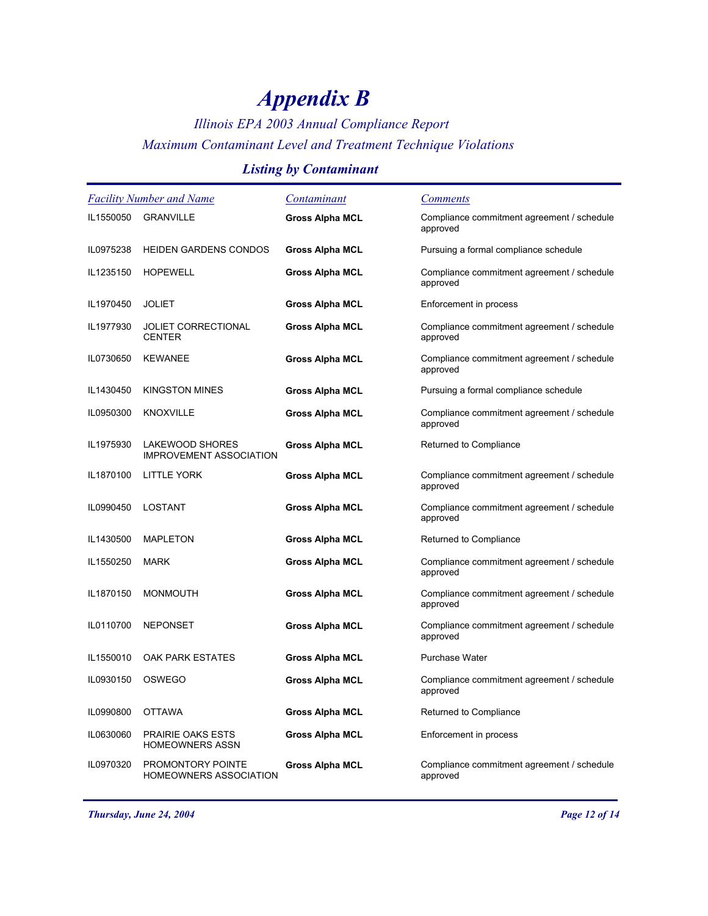# *Appendix B*

*Illinois EPA 2003 Annual Compliance Report*

*Maximum Contaminant Level and Treatment Technique Violations*

### *Listing by Contaminant*

| *Facility Number and Name* | | *Contaminant* | *Comments* |
|---|---|---|---|
| IL1550050 | GRANVILLE | **Gross Alpha MCL** | Compliance commitment agreement / schedule approved |
| IL0975238 | HEIDEN GARDENS CONDOS | **Gross Alpha MCL** | Pursuing a formal compliance schedule |
| IL1235150 | HOPEWELL | **Gross Alpha MCL** | Compliance commitment agreement / schedule approved |
| IL1970450 | JOLIET | **Gross Alpha MCL** | Enforcement in process |
| IL1977930 | JOLIET CORRECTIONAL CENTER | **Gross Alpha MCL** | Compliance commitment agreement / schedule approved |
| IL0730650 | KEWANEE | **Gross Alpha MCL** | Compliance commitment agreement / schedule approved |
| IL1430450 | KINGSTON MINES | **Gross Alpha MCL** | Pursuing a formal compliance schedule |
| IL0950300 | KNOXVILLE | **Gross Alpha MCL** | Compliance commitment agreement / schedule approved |
| IL1975930 | LAKEWOOD SHORES IMPROVEMENT ASSOCIATION | **Gross Alpha MCL** | Returned to Compliance |
| IL1870100 | LITTLE YORK | **Gross Alpha MCL** | Compliance commitment agreement / schedule approved |
| IL0990450 | LOSTANT | **Gross Alpha MCL** | Compliance commitment agreement / schedule approved |
| IL1430500 | MAPLETON | **Gross Alpha MCL** | Returned to Compliance |
| IL1550250 | MARK | **Gross Alpha MCL** | Compliance commitment agreement / schedule approved |
| IL1870150 | MONMOUTH | **Gross Alpha MCL** | Compliance commitment agreement / schedule approved |
| IL0110700 | NEPONSET | **Gross Alpha MCL** | Compliance commitment agreement / schedule approved |
| IL1550010 | OAK PARK ESTATES | **Gross Alpha MCL** | Purchase Water |
| IL0930150 | OSWEGO | **Gross Alpha MCL** | Compliance commitment agreement / schedule approved |
| IL0990800 | OTTAWA | **Gross Alpha MCL** | Returned to Compliance |
| IL0630060 | PRAIRIE OAKS ESTS HOMEOWNERS ASSN | **Gross Alpha MCL** | Enforcement in process |
| IL0970320 | PROMONTORY POINTE HOMEOWNERS ASSOCIATION | **Gross Alpha MCL** | Compliance commitment agreement / schedule approved |

*Thursday, June 24, 2004*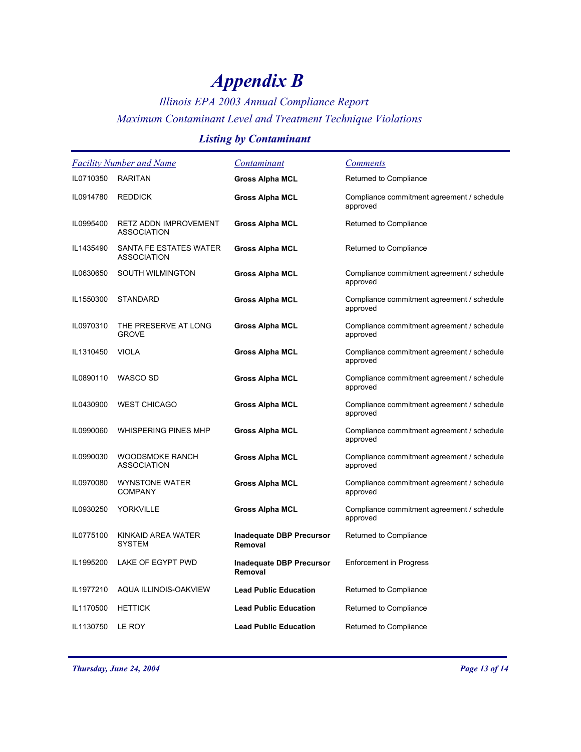# Appendix B

*Illinois EPA 2003 Annual Compliance Report*

*Maximum Contaminant Level and Treatment Technique Violations*

## *Listing by Contaminant*

| Facility Number and Name | | Contaminant | Comments |
|---|---|---|---|
| IL0710350 | RARITAN | **Gross Alpha MCL** | Returned to Compliance |
| IL0914780 | REDDICK | **Gross Alpha MCL** | Compliance commitment agreement / schedule approved |
| IL0995400 | RETZ ADDN IMPROVEMENT ASSOCIATION | **Gross Alpha MCL** | Returned to Compliance |
| IL1435490 | SANTA FE ESTATES WATER ASSOCIATION | **Gross Alpha MCL** | Returned to Compliance |
| IL0630650 | SOUTH WILMINGTON | **Gross Alpha MCL** | Compliance commitment agreement / schedule approved |
| IL1550300 | STANDARD | **Gross Alpha MCL** | Compliance commitment agreement / schedule approved |
| IL0970310 | THE PRESERVE AT LONG GROVE | **Gross Alpha MCL** | Compliance commitment agreement / schedule approved |
| IL1310450 | VIOLA | **Gross Alpha MCL** | Compliance commitment agreement / schedule approved |
| IL0890110 | WASCO SD | **Gross Alpha MCL** | Compliance commitment agreement / schedule approved |
| IL0430900 | WEST CHICAGO | **Gross Alpha MCL** | Compliance commitment agreement / schedule approved |
| IL0990060 | WHISPERING PINES MHP | **Gross Alpha MCL** | Compliance commitment agreement / schedule approved |
| IL0990030 | WOODSMOKE RANCH ASSOCIATION | **Gross Alpha MCL** | Compliance commitment agreement / schedule approved |
| IL0970080 | WYNSTONE WATER COMPANY | **Gross Alpha MCL** | Compliance commitment agreement / schedule approved |
| IL0930250 | YORKVILLE | **Gross Alpha MCL** | Compliance commitment agreement / schedule approved |
| IL0775100 | KINKAID AREA WATER SYSTEM | **Inadequate DBP Precursor Removal** | Returned to Compliance |
| IL1995200 | LAKE OF EGYPT PWD | **Inadequate DBP Precursor Removal** | Enforcement in Progress |
| IL1977210 | AQUA ILLINOIS-OAKVIEW | **Lead Public Education** | Returned to Compliance |
| IL1170500 | HETTICK | **Lead Public Education** | Returned to Compliance |
| IL1130750 | LE ROY | **Lead Public Education** | Returned to Compliance |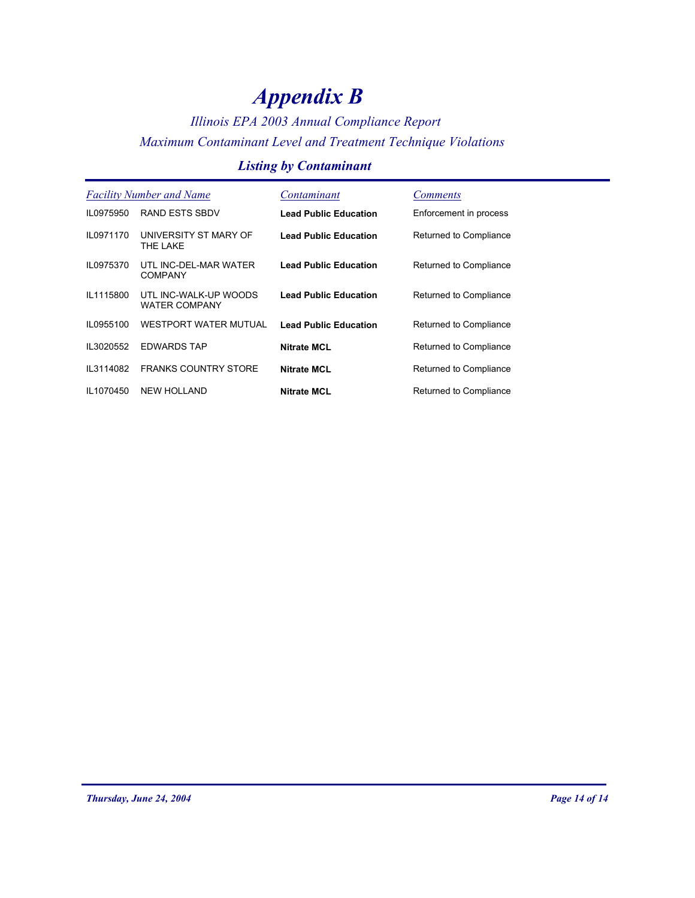# Appendix B

*Illinois EPA 2003 Annual Compliance Report*

*Maximum Contaminant Level and Treatment Technique Violations*

### Listing by Contaminant

| Facility Number and Name | | Contaminant | Comments |
|---|---|---|---|
| IL0975950 | RAND ESTS SBDV | **Lead Public Education** | Enforcement in process |
| IL0971170 | UNIVERSITY ST MARY OF THE LAKE | **Lead Public Education** | Returned to Compliance |
| IL0975370 | UTL INC-DEL-MAR WATER COMPANY | **Lead Public Education** | Returned to Compliance |
| IL1115800 | UTL INC-WALK-UP WOODS WATER COMPANY | **Lead Public Education** | Returned to Compliance |
| IL0955100 | WESTPORT WATER MUTUAL | **Lead Public Education** | Returned to Compliance |
| IL3020552 | EDWARDS TAP | **Nitrate MCL** | Returned to Compliance |
| IL3114082 | FRANKS COUNTRY STORE | **Nitrate MCL** | Returned to Compliance |
| IL1070450 | NEW HOLLAND | **Nitrate MCL** | Returned to Compliance |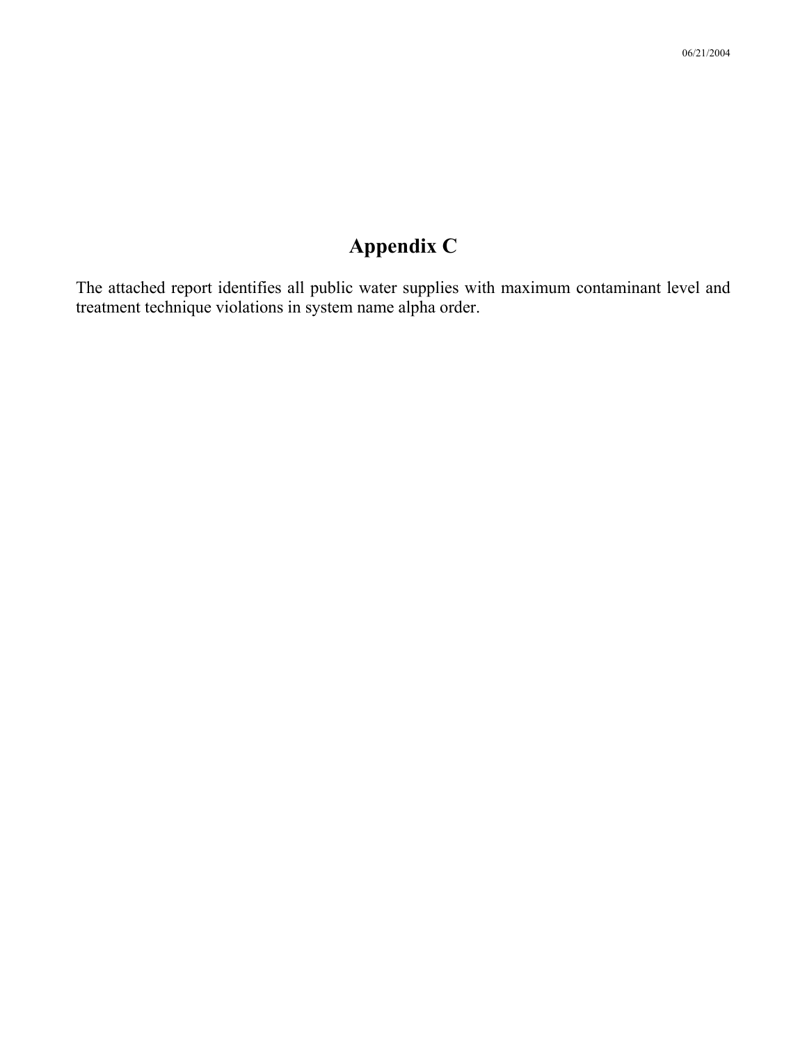# Appendix C

The attached report identifies all public water supplies with maximum contaminant level and treatment technique violations in system name alpha order.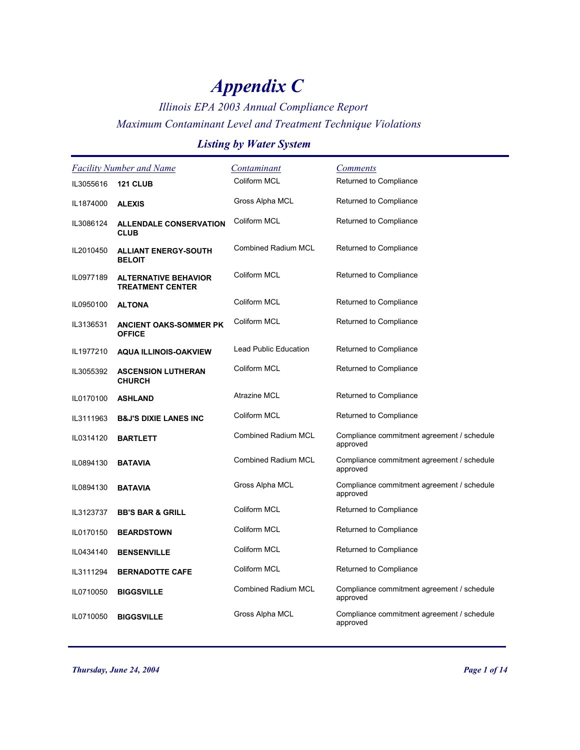# *Appendix C*

## *Illinois EPA 2003 Annual Compliance Report*
## *Maximum Contaminant Level and Treatment Technique Violations*

### *Listing by Water System*

| Facility Number and Name | | Contaminant | Comments |
|---|---|---|---|
| IL3055616 | **121 CLUB** | Coliform MCL | Returned to Compliance |
| IL1874000 | **ALEXIS** | Gross Alpha MCL | Returned to Compliance |
| IL3086124 | **ALLENDALE CONSERVATION CLUB** | Coliform MCL | Returned to Compliance |
| IL2010450 | **ALLIANT ENERGY-SOUTH BELOIT** | Combined Radium MCL | Returned to Compliance |
| IL0977189 | **ALTERNATIVE BEHAVIOR TREATMENT CENTER** | Coliform MCL | Returned to Compliance |
| IL0950100 | **ALTONA** | Coliform MCL | Returned to Compliance |
| IL3136531 | **ANCIENT OAKS-SOMMER PK OFFICE** | Coliform MCL | Returned to Compliance |
| IL1977210 | **AQUA ILLINOIS-OAKVIEW** | Lead Public Education | Returned to Compliance |
| IL3055392 | **ASCENSION LUTHERAN CHURCH** | Coliform MCL | Returned to Compliance |
| IL0170100 | **ASHLAND** | Atrazine MCL | Returned to Compliance |
| IL3111963 | **B&J'S DIXIE LANES INC** | Coliform MCL | Returned to Compliance |
| IL0314120 | **BARTLETT** | Combined Radium MCL | Compliance commitment agreement / schedule approved |
| IL0894130 | **BATAVIA** | Combined Radium MCL | Compliance commitment agreement / schedule approved |
| IL0894130 | **BATAVIA** | Gross Alpha MCL | Compliance commitment agreement / schedule approved |
| IL3123737 | **BB'S BAR & GRILL** | Coliform MCL | Returned to Compliance |
| IL0170150 | **BEARDSTOWN** | Coliform MCL | Returned to Compliance |
| IL0434140 | **BENSENVILLE** | Coliform MCL | Returned to Compliance |
| IL3111294 | **BERNADOTTE CAFE** | Coliform MCL | Returned to Compliance |
| IL0710050 | **BIGGSVILLE** | Combined Radium MCL | Compliance commitment agreement / schedule approved |
| IL0710050 | **BIGGSVILLE** | Gross Alpha MCL | Compliance commitment agreement / schedule approved |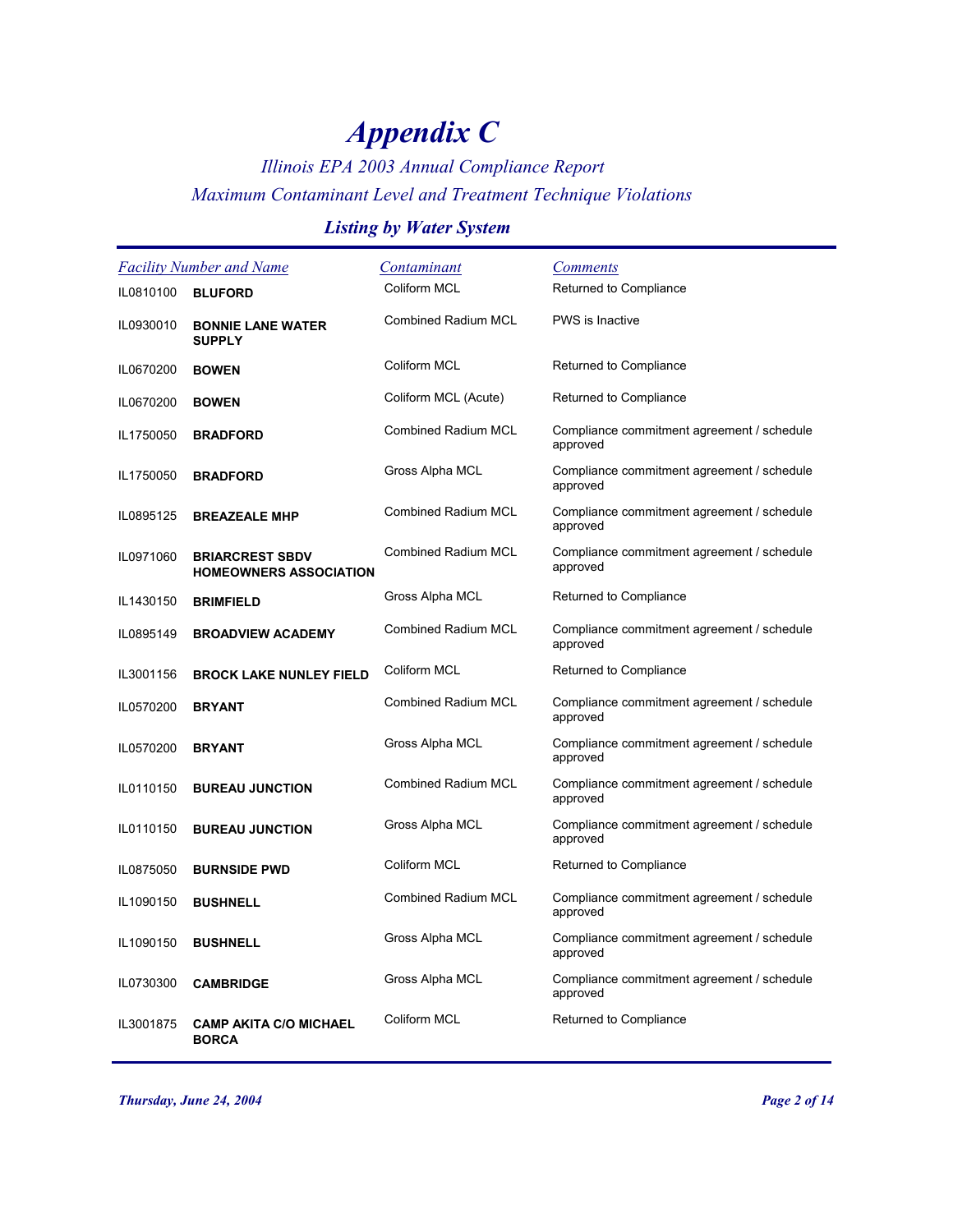# *Appendix C*

## *Illinois EPA 2003 Annual Compliance Report*

## *Maximum Contaminant Level and Treatment Technique Violations*

### *Listing by Water System*

| Facility Number and Name | | Contaminant | Comments |
|---|---|---|---|
| IL0810100 | **BLUFORD** | Coliform MCL | Returned to Compliance |
| IL0930010 | **BONNIE LANE WATER SUPPLY** | Combined Radium MCL | PWS is Inactive |
| IL0670200 | **BOWEN** | Coliform MCL | Returned to Compliance |
| IL0670200 | **BOWEN** | Coliform MCL (Acute) | Returned to Compliance |
| IL1750050 | **BRADFORD** | Combined Radium MCL | Compliance commitment agreement / schedule approved |
| IL1750050 | **BRADFORD** | Gross Alpha MCL | Compliance commitment agreement / schedule approved |
| IL0895125 | **BREAZEALE MHP** | Combined Radium MCL | Compliance commitment agreement / schedule approved |
| IL0971060 | **BRIARCREST SBDV HOMEOWNERS ASSOCIATION** | Combined Radium MCL | Compliance commitment agreement / schedule approved |
| IL1430150 | **BRIMFIELD** | Gross Alpha MCL | Returned to Compliance |
| IL0895149 | **BROADVIEW ACADEMY** | Combined Radium MCL | Compliance commitment agreement / schedule approved |
| IL3001156 | **BROCK LAKE NUNLEY FIELD** | Coliform MCL | Returned to Compliance |
| IL0570200 | **BRYANT** | Combined Radium MCL | Compliance commitment agreement / schedule approved |
| IL0570200 | **BRYANT** | Gross Alpha MCL | Compliance commitment agreement / schedule approved |
| IL0110150 | **BUREAU JUNCTION** | Combined Radium MCL | Compliance commitment agreement / schedule approved |
| IL0110150 | **BUREAU JUNCTION** | Gross Alpha MCL | Compliance commitment agreement / schedule approved |
| IL0875050 | **BURNSIDE PWD** | Coliform MCL | Returned to Compliance |
| IL1090150 | **BUSHNELL** | Combined Radium MCL | Compliance commitment agreement / schedule approved |
| IL1090150 | **BUSHNELL** | Gross Alpha MCL | Compliance commitment agreement / schedule approved |
| IL0730300 | **CAMBRIDGE** | Gross Alpha MCL | Compliance commitment agreement / schedule approved |
| IL3001875 | **CAMP AKITA C/O MICHAEL BORCA** | Coliform MCL | Returned to Compliance |

*Thursday, June 24, 2004*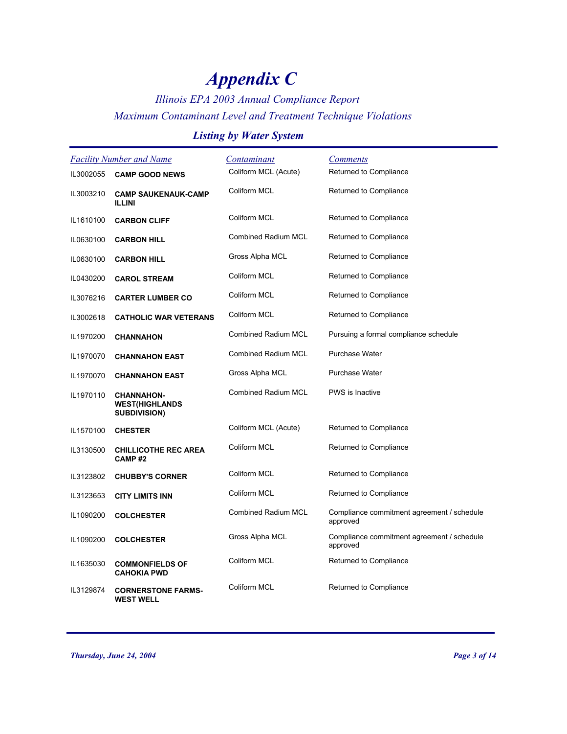# *Appendix C*

## *Illinois EPA 2003 Annual Compliance Report*

## *Maximum Contaminant Level and Treatment Technique Violations*

### *Listing by Water System*

| *Facility Number and Name* | | *Contaminant* | *Comments* |
|---|---|---|---|
| IL3002055 | **CAMP GOOD NEWS** | Coliform MCL (Acute) | Returned to Compliance |
| IL3003210 | **CAMP SAUKENAUK-CAMP ILLINI** | Coliform MCL | Returned to Compliance |
| IL1610100 | **CARBON CLIFF** | Coliform MCL | Returned to Compliance |
| IL0630100 | **CARBON HILL** | Combined Radium MCL | Returned to Compliance |
| IL0630100 | **CARBON HILL** | Gross Alpha MCL | Returned to Compliance |
| IL0430200 | **CAROL STREAM** | Coliform MCL | Returned to Compliance |
| IL3076216 | **CARTER LUMBER CO** | Coliform MCL | Returned to Compliance |
| IL3002618 | **CATHOLIC WAR VETERANS** | Coliform MCL | Returned to Compliance |
| IL1970200 | **CHANNAHON** | Combined Radium MCL | Pursuing a formal compliance schedule |
| IL1970070 | **CHANNAHON EAST** | Combined Radium MCL | Purchase Water |
| IL1970070 | **CHANNAHON EAST** | Gross Alpha MCL | Purchase Water |
| IL1970110 | **CHANNAHON-WEST(HIGHLANDS SUBDIVISION)** | Combined Radium MCL | PWS is Inactive |
| IL1570100 | **CHESTER** | Coliform MCL (Acute) | Returned to Compliance |
| IL3130500 | **CHILLICOTHE REC AREA CAMP #2** | Coliform MCL | Returned to Compliance |
| IL3123802 | **CHUBBY'S CORNER** | Coliform MCL | Returned to Compliance |
| IL3123653 | **CITY LIMITS INN** | Coliform MCL | Returned to Compliance |
| IL1090200 | **COLCHESTER** | Combined Radium MCL | Compliance commitment agreement / schedule approved |
| IL1090200 | **COLCHESTER** | Gross Alpha MCL | Compliance commitment agreement / schedule approved |
| IL1635030 | **COMMONFIELDS OF CAHOKIA PWD** | Coliform MCL | Returned to Compliance |
| IL3129874 | **CORNERSTONE FARMS-WEST WELL** | Coliform MCL | Returned to Compliance |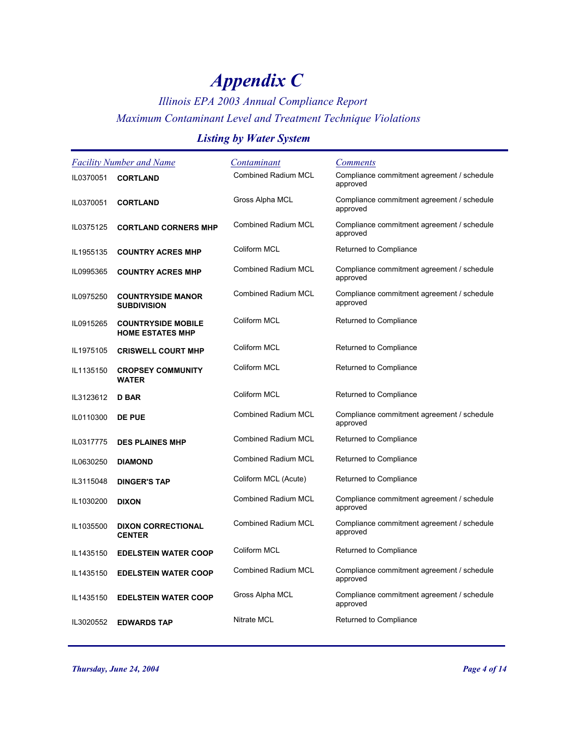# *Appendix C*

## *Illinois EPA 2003 Annual Compliance Report*

## *Maximum Contaminant Level and Treatment Technique Violations*

### *Listing by Water System*

| Facility Number and Name | | Contaminant | Comments |
|---|---|---|---|
| IL0370051 | **CORTLAND** | Combined Radium MCL | Compliance commitment agreement / schedule approved |
| IL0370051 | **CORTLAND** | Gross Alpha MCL | Compliance commitment agreement / schedule approved |
| IL0375125 | **CORTLAND CORNERS MHP** | Combined Radium MCL | Compliance commitment agreement / schedule approved |
| IL1955135 | **COUNTRY ACRES MHP** | Coliform MCL | Returned to Compliance |
| IL0995365 | **COUNTRY ACRES MHP** | Combined Radium MCL | Compliance commitment agreement / schedule approved |
| IL0975250 | **COUNTRYSIDE MANOR SUBDIVISION** | Combined Radium MCL | Compliance commitment agreement / schedule approved |
| IL0915265 | **COUNTRYSIDE MOBILE HOME ESTATES MHP** | Coliform MCL | Returned to Compliance |
| IL1975105 | **CRISWELL COURT MHP** | Coliform MCL | Returned to Compliance |
| IL1135150 | **CROPSEY COMMUNITY WATER** | Coliform MCL | Returned to Compliance |
| IL3123612 | **D BAR** | Coliform MCL | Returned to Compliance |
| IL0110300 | **DE PUE** | Combined Radium MCL | Compliance commitment agreement / schedule approved |
| IL0317775 | **DES PLAINES MHP** | Combined Radium MCL | Returned to Compliance |
| IL0630250 | **DIAMOND** | Combined Radium MCL | Returned to Compliance |
| IL3115048 | **DINGER'S TAP** | Coliform MCL (Acute) | Returned to Compliance |
| IL1030200 | **DIXON** | Combined Radium MCL | Compliance commitment agreement / schedule approved |
| IL1035500 | **DIXON CORRECTIONAL CENTER** | Combined Radium MCL | Compliance commitment agreement / schedule approved |
| IL1435150 | **EDELSTEIN WATER COOP** | Coliform MCL | Returned to Compliance |
| IL1435150 | **EDELSTEIN WATER COOP** | Combined Radium MCL | Compliance commitment agreement / schedule approved |
| IL1435150 | **EDELSTEIN WATER COOP** | Gross Alpha MCL | Compliance commitment agreement / schedule approved |
| IL3020552 | **EDWARDS TAP** | Nitrate MCL | Returned to Compliance |

*Thursday, June 24, 2004*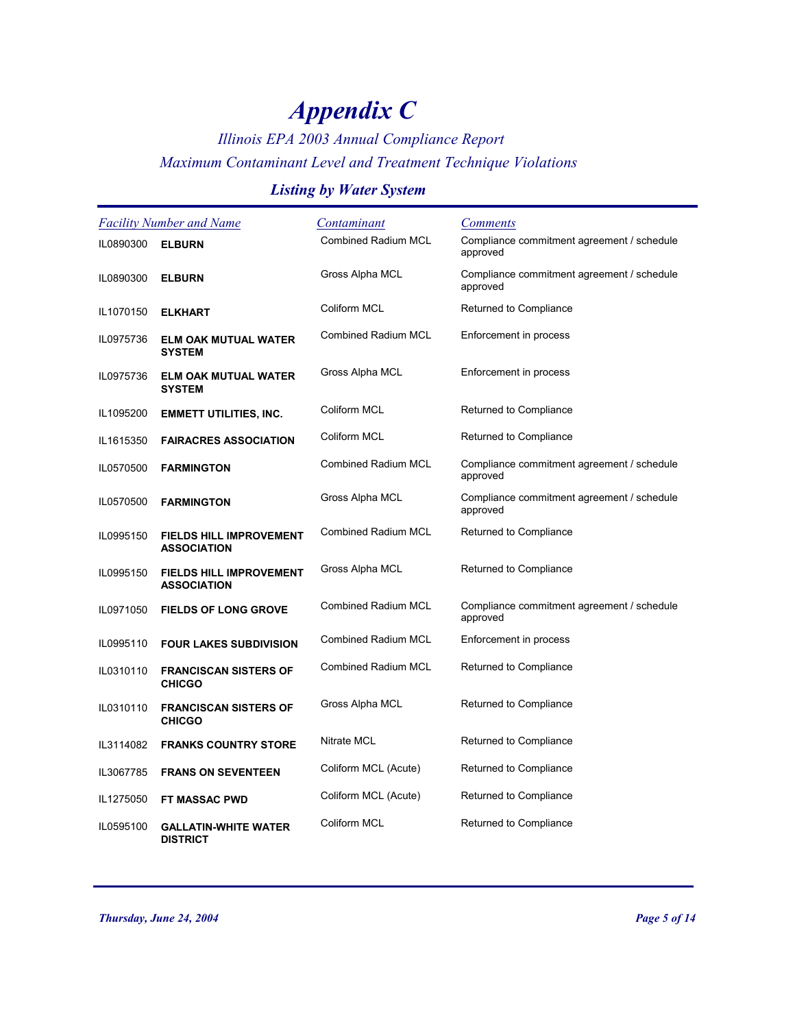# Appendix C

*Illinois EPA 2003 Annual Compliance Report*

*Maximum Contaminant Level and Treatment Technique Violations*

## *Listing by Water System*

| Facility Number and Name | | Contaminant | Comments |
|---|---|---|---|
| IL0890300 | **ELBURN** | Combined Radium MCL | Compliance commitment agreement / schedule approved |
| IL0890300 | **ELBURN** | Gross Alpha MCL | Compliance commitment agreement / schedule approved |
| IL1070150 | **ELKHART** | Coliform MCL | Returned to Compliance |
| IL0975736 | **ELM OAK MUTUAL WATER SYSTEM** | Combined Radium MCL | Enforcement in process |
| IL0975736 | **ELM OAK MUTUAL WATER SYSTEM** | Gross Alpha MCL | Enforcement in process |
| IL1095200 | **EMMETT UTILITIES, INC.** | Coliform MCL | Returned to Compliance |
| IL1615350 | **FAIRACRES ASSOCIATION** | Coliform MCL | Returned to Compliance |
| IL0570500 | **FARMINGTON** | Combined Radium MCL | Compliance commitment agreement / schedule approved |
| IL0570500 | **FARMINGTON** | Gross Alpha MCL | Compliance commitment agreement / schedule approved |
| IL0995150 | **FIELDS HILL IMPROVEMENT ASSOCIATION** | Combined Radium MCL | Returned to Compliance |
| IL0995150 | **FIELDS HILL IMPROVEMENT ASSOCIATION** | Gross Alpha MCL | Returned to Compliance |
| IL0971050 | **FIELDS OF LONG GROVE** | Combined Radium MCL | Compliance commitment agreement / schedule approved |
| IL0995110 | **FOUR LAKES SUBDIVISION** | Combined Radium MCL | Enforcement in process |
| IL0310110 | **FRANCISCAN SISTERS OF CHICGO** | Combined Radium MCL | Returned to Compliance |
| IL0310110 | **FRANCISCAN SISTERS OF CHICGO** | Gross Alpha MCL | Returned to Compliance |
| IL3114082 | **FRANKS COUNTRY STORE** | Nitrate MCL | Returned to Compliance |
| IL3067785 | **FRANS ON SEVENTEEN** | Coliform MCL (Acute) | Returned to Compliance |
| IL1275050 | **FT MASSAC PWD** | Coliform MCL (Acute) | Returned to Compliance |
| IL0595100 | **GALLATIN-WHITE WATER DISTRICT** | Coliform MCL | Returned to Compliance |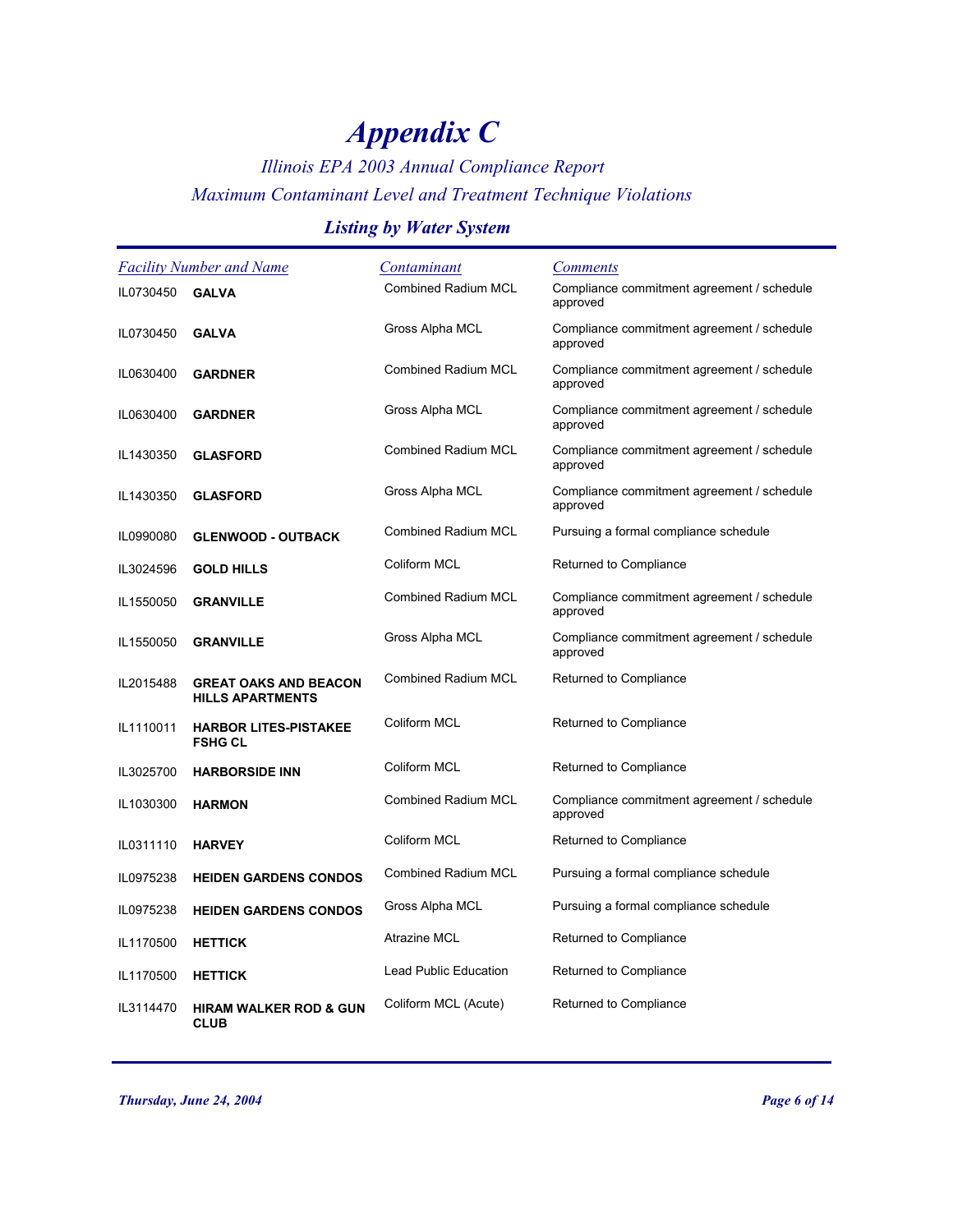# Appendix C

*Illinois EPA 2003 Annual Compliance Report*

*Maximum Contaminant Level and Treatment Technique Violations*

## Listing by Water System

| Facility Number | and Name | Contaminant | Comments |
|---|---|---|---|
| IL0730450 | **GALVA** | Combined Radium MCL | Compliance commitment agreement / schedule approved |
| IL0730450 | **GALVA** | Gross Alpha MCL | Compliance commitment agreement / schedule approved |
| IL0630400 | **GARDNER** | Combined Radium MCL | Compliance commitment agreement / schedule approved |
| IL0630400 | **GARDNER** | Gross Alpha MCL | Compliance commitment agreement / schedule approved |
| IL1430350 | **GLASFORD** | Combined Radium MCL | Compliance commitment agreement / schedule approved |
| IL1430350 | **GLASFORD** | Gross Alpha MCL | Compliance commitment agreement / schedule approved |
| IL0990080 | **GLENWOOD - OUTBACK** | Combined Radium MCL | Pursuing a formal compliance schedule |
| IL3024596 | **GOLD HILLS** | Coliform MCL | Returned to Compliance |
| IL1550050 | **GRANVILLE** | Combined Radium MCL | Compliance commitment agreement / schedule approved |
| IL1550050 | **GRANVILLE** | Gross Alpha MCL | Compliance commitment agreement / schedule approved |
| IL2015488 | **GREAT OAKS AND BEACON HILLS APARTMENTS** | Combined Radium MCL | Returned to Compliance |
| IL1110011 | **HARBOR LITES-PISTAKEE FSHG CL** | Coliform MCL | Returned to Compliance |
| IL3025700 | **HARBORSIDE INN** | Coliform MCL | Returned to Compliance |
| IL1030300 | **HARMON** | Combined Radium MCL | Compliance commitment agreement / schedule approved |
| IL0311110 | **HARVEY** | Coliform MCL | Returned to Compliance |
| IL0975238 | **HEIDEN GARDENS CONDOS** | Combined Radium MCL | Pursuing a formal compliance schedule |
| IL0975238 | **HEIDEN GARDENS CONDOS** | Gross Alpha MCL | Pursuing a formal compliance schedule |
| IL1170500 | **HETTICK** | Atrazine MCL | Returned to Compliance |
| IL1170500 | **HETTICK** | Lead Public Education | Returned to Compliance |
| IL3114470 | **HIRAM WALKER ROD & GUN CLUB** | Coliform MCL (Acute) | Returned to Compliance |

*Thursday, June 24, 2004*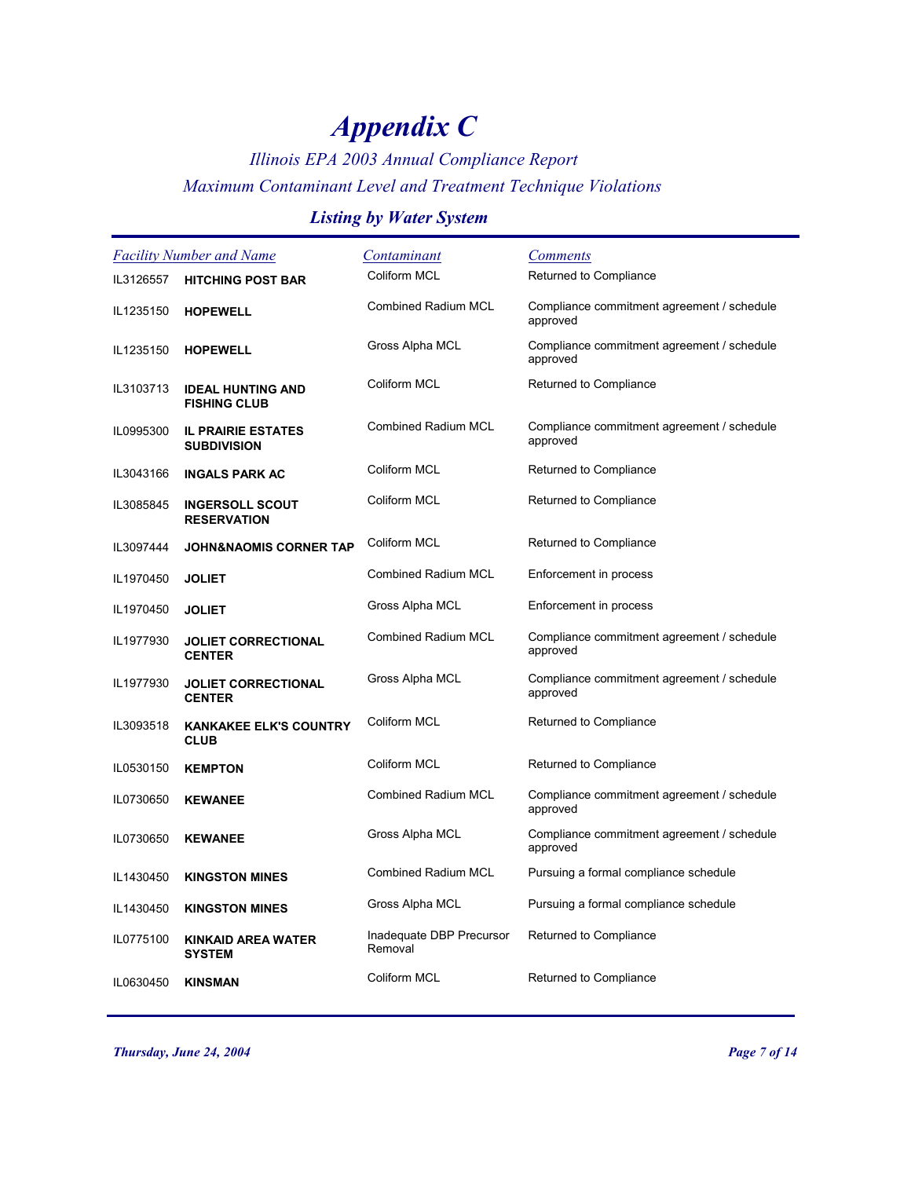# Appendix C

## *Illinois EPA 2003 Annual Compliance Report*
## *Maximum Contaminant Level and Treatment Technique Violations*

### *Listing by Water System*

| Facility Number and Name | | Contaminant | Comments |
|---|---|---|---|
| IL3126557 | **HITCHING POST BAR** | Coliform MCL | Returned to Compliance |
| IL1235150 | **HOPEWELL** | Combined Radium MCL | Compliance commitment agreement / schedule approved |
| IL1235150 | **HOPEWELL** | Gross Alpha MCL | Compliance commitment agreement / schedule approved |
| IL3103713 | **IDEAL HUNTING AND FISHING CLUB** | Coliform MCL | Returned to Compliance |
| IL0995300 | **IL PRAIRIE ESTATES SUBDIVISION** | Combined Radium MCL | Compliance commitment agreement / schedule approved |
| IL3043166 | **INGALS PARK AC** | Coliform MCL | Returned to Compliance |
| IL3085845 | **INGERSOLL SCOUT RESERVATION** | Coliform MCL | Returned to Compliance |
| IL3097444 | **JOHN&NAOMIS CORNER TAP** | Coliform MCL | Returned to Compliance |
| IL1970450 | **JOLIET** | Combined Radium MCL | Enforcement in process |
| IL1970450 | **JOLIET** | Gross Alpha MCL | Enforcement in process |
| IL1977930 | **JOLIET CORRECTIONAL CENTER** | Combined Radium MCL | Compliance commitment agreement / schedule approved |
| IL1977930 | **JOLIET CORRECTIONAL CENTER** | Gross Alpha MCL | Compliance commitment agreement / schedule approved |
| IL3093518 | **KANKAKEE ELK'S COUNTRY CLUB** | Coliform MCL | Returned to Compliance |
| IL0530150 | **KEMPTON** | Coliform MCL | Returned to Compliance |
| IL0730650 | **KEWANEE** | Combined Radium MCL | Compliance commitment agreement / schedule approved |
| IL0730650 | **KEWANEE** | Gross Alpha MCL | Compliance commitment agreement / schedule approved |
| IL1430450 | **KINGSTON MINES** | Combined Radium MCL | Pursuing a formal compliance schedule |
| IL1430450 | **KINGSTON MINES** | Gross Alpha MCL | Pursuing a formal compliance schedule |
| IL0775100 | **KINKAID AREA WATER SYSTEM** | Inadequate DBP Precursor Removal | Returned to Compliance |
| IL0630450 | **KINSMAN** | Coliform MCL | Returned to Compliance |

*Thursday, June 24, 2004*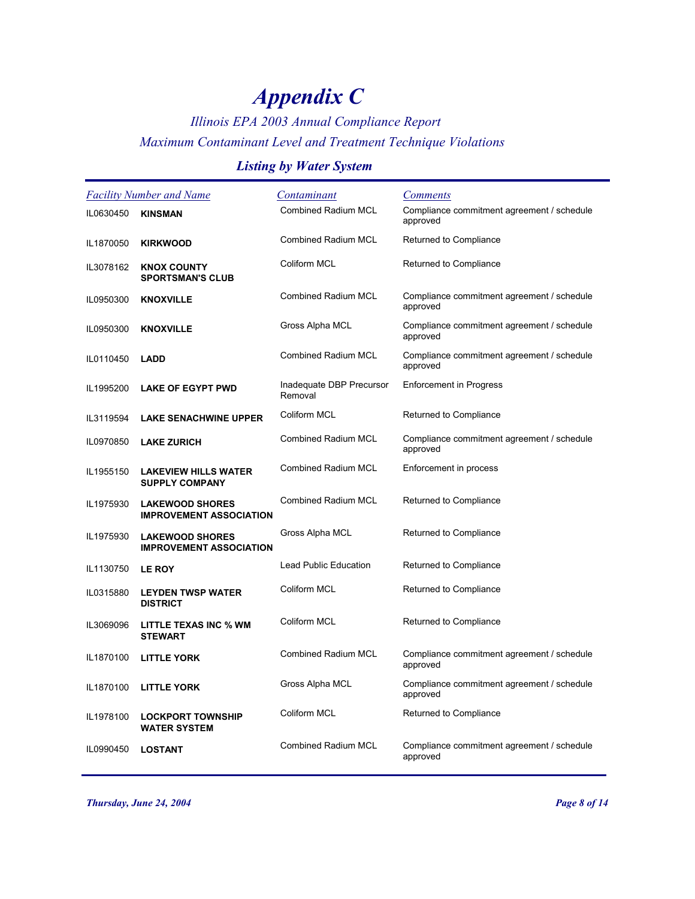# Appendix C

*Illinois EPA 2003 Annual Compliance Report*

*Maximum Contaminant Level and Treatment Technique Violations*

## *Listing by Water System*

| Facility Number and Name | | Contaminant | Comments |
|---|---|---|---|
| IL0630450 | **KINSMAN** | Combined Radium MCL | Compliance commitment agreement / schedule approved |
| IL1870050 | **KIRKWOOD** | Combined Radium MCL | Returned to Compliance |
| IL3078162 | **KNOX COUNTY SPORTSMAN'S CLUB** | Coliform MCL | Returned to Compliance |
| IL0950300 | **KNOXVILLE** | Combined Radium MCL | Compliance commitment agreement / schedule approved |
| IL0950300 | **KNOXVILLE** | Gross Alpha MCL | Compliance commitment agreement / schedule approved |
| IL0110450 | **LADD** | Combined Radium MCL | Compliance commitment agreement / schedule approved |
| IL1995200 | **LAKE OF EGYPT PWD** | Inadequate DBP Precursor Removal | Enforcement in Progress |
| IL3119594 | **LAKE SENACHWINE UPPER** | Coliform MCL | Returned to Compliance |
| IL0970850 | **LAKE ZURICH** | Combined Radium MCL | Compliance commitment agreement / schedule approved |
| IL1955150 | **LAKEVIEW HILLS WATER SUPPLY COMPANY** | Combined Radium MCL | Enforcement in process |
| IL1975930 | **LAKEWOOD SHORES IMPROVEMENT ASSOCIATION** | Combined Radium MCL | Returned to Compliance |
| IL1975930 | **LAKEWOOD SHORES IMPROVEMENT ASSOCIATION** | Gross Alpha MCL | Returned to Compliance |
| IL1130750 | **LE ROY** | Lead Public Education | Returned to Compliance |
| IL0315880 | **LEYDEN TWSP WATER DISTRICT** | Coliform MCL | Returned to Compliance |
| IL3069096 | **LITTLE TEXAS INC % WM STEWART** | Coliform MCL | Returned to Compliance |
| IL1870100 | **LITTLE YORK** | Combined Radium MCL | Compliance commitment agreement / schedule approved |
| IL1870100 | **LITTLE YORK** | Gross Alpha MCL | Compliance commitment agreement / schedule approved |
| IL1978100 | **LOCKPORT TOWNSHIP WATER SYSTEM** | Coliform MCL | Returned to Compliance |
| IL0990450 | **LOSTANT** | Combined Radium MCL | Compliance commitment agreement / schedule approved |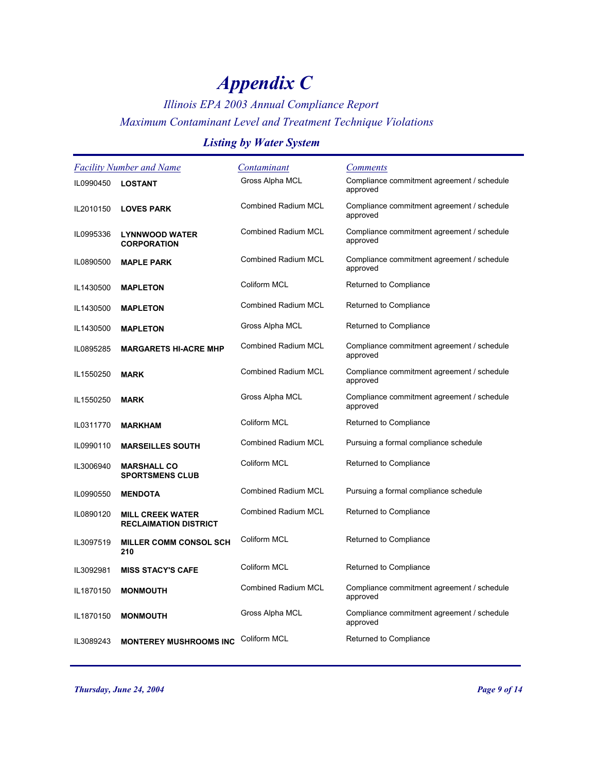# *Appendix C*

## *Illinois EPA 2003 Annual Compliance Report*
## *Maximum Contaminant Level and Treatment Technique Violations*

### *Listing by Water System*

| *Facility Number and Name* | | *Contaminant* | *Comments* |
|---|---|---|---|
| IL0990450 | **LOSTANT** | Gross Alpha MCL | Compliance commitment agreement / schedule approved |
| IL2010150 | **LOVES PARK** | Combined Radium MCL | Compliance commitment agreement / schedule approved |
| IL0995336 | **LYNNWOOD WATER CORPORATION** | Combined Radium MCL | Compliance commitment agreement / schedule approved |
| IL0890500 | **MAPLE PARK** | Combined Radium MCL | Compliance commitment agreement / schedule approved |
| IL1430500 | **MAPLETON** | Coliform MCL | Returned to Compliance |
| IL1430500 | **MAPLETON** | Combined Radium MCL | Returned to Compliance |
| IL1430500 | **MAPLETON** | Gross Alpha MCL | Returned to Compliance |
| IL0895285 | **MARGARETS HI-ACRE MHP** | Combined Radium MCL | Compliance commitment agreement / schedule approved |
| IL1550250 | **MARK** | Combined Radium MCL | Compliance commitment agreement / schedule approved |
| IL1550250 | **MARK** | Gross Alpha MCL | Compliance commitment agreement / schedule approved |
| IL0311770 | **MARKHAM** | Coliform MCL | Returned to Compliance |
| IL0990110 | **MARSEILLES SOUTH** | Combined Radium MCL | Pursuing a formal compliance schedule |
| IL3006940 | **MARSHALL CO SPORTSMENS CLUB** | Coliform MCL | Returned to Compliance |
| IL0990550 | **MENDOTA** | Combined Radium MCL | Pursuing a formal compliance schedule |
| IL0890120 | **MILL CREEK WATER RECLAIMATION DISTRICT** | Combined Radium MCL | Returned to Compliance |
| IL3097519 | **MILLER COMM CONSOL SCH 210** | Coliform MCL | Returned to Compliance |
| IL3092981 | **MISS STACY'S CAFE** | Coliform MCL | Returned to Compliance |
| IL1870150 | **MONMOUTH** | Combined Radium MCL | Compliance commitment agreement / schedule approved |
| IL1870150 | **MONMOUTH** | Gross Alpha MCL | Compliance commitment agreement / schedule approved |
| IL3089243 | **MONTEREY MUSHROOMS INC** | Coliform MCL | Returned to Compliance |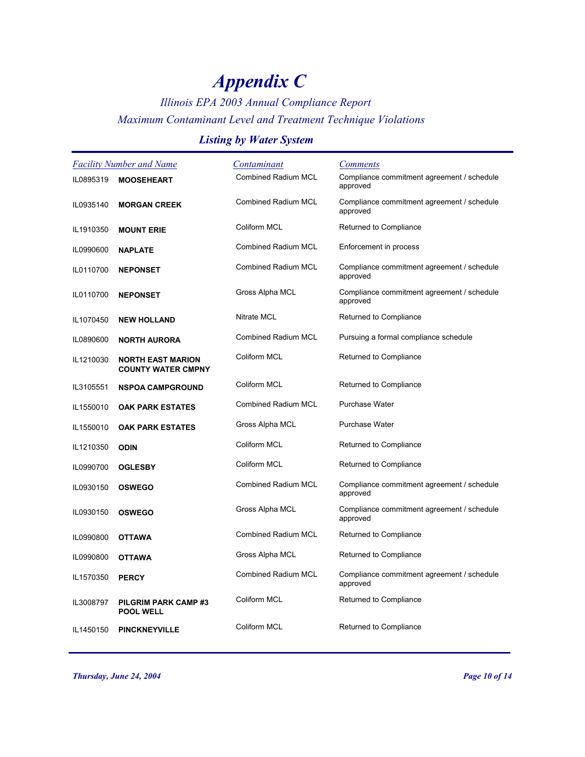# *Appendix C*

## *Illinois EPA 2003 Annual Compliance Report*

## *Maximum Contaminant Level and Treatment Technique Violations*

### *Listing by Water System*

| Facility Number and Name | | Contaminant | Comments |
|---|---|---|---|
| IL0895319 | **MOOSEHEART** | Combined Radium MCL | Compliance commitment agreement / schedule approved |
| IL0935140 | **MORGAN CREEK** | Combined Radium MCL | Compliance commitment agreement / schedule approved |
| IL1910350 | **MOUNT ERIE** | Coliform MCL | Returned to Compliance |
| IL0990600 | **NAPLATE** | Combined Radium MCL | Enforcement in process |
| IL0110700 | **NEPONSET** | Combined Radium MCL | Compliance commitment agreement / schedule approved |
| IL0110700 | **NEPONSET** | Gross Alpha MCL | Compliance commitment agreement / schedule approved |
| IL1070450 | **NEW HOLLAND** | Nitrate MCL | Returned to Compliance |
| IL0890600 | **NORTH AURORA** | Combined Radium MCL | Pursuing a formal compliance schedule |
| IL1210030 | **NORTH EAST MARION COUNTY WATER CMPNY** | Coliform MCL | Returned to Compliance |
| IL3105551 | **NSPOA CAMPGROUND** | Coliform MCL | Returned to Compliance |
| IL1550010 | **OAK PARK ESTATES** | Combined Radium MCL | Purchase Water |
| IL1550010 | **OAK PARK ESTATES** | Gross Alpha MCL | Purchase Water |
| IL1210350 | **ODIN** | Coliform MCL | Returned to Compliance |
| IL0990700 | **OGLESBY** | Coliform MCL | Returned to Compliance |
| IL0930150 | **OSWEGO** | Combined Radium MCL | Compliance commitment agreement / schedule approved |
| IL0930150 | **OSWEGO** | Gross Alpha MCL | Compliance commitment agreement / schedule approved |
| IL0990800 | **OTTAWA** | Combined Radium MCL | Returned to Compliance |
| IL0990800 | **OTTAWA** | Gross Alpha MCL | Returned to Compliance |
| IL1570350 | **PERCY** | Combined Radium MCL | Compliance commitment agreement / schedule approved |
| IL3008797 | **PILGRIM PARK CAMP #3 POOL WELL** | Coliform MCL | Returned to Compliance |
| IL1450150 | **PINCKNEYVILLE** | Coliform MCL | Returned to Compliance |

*Thursday, June 24, 2004*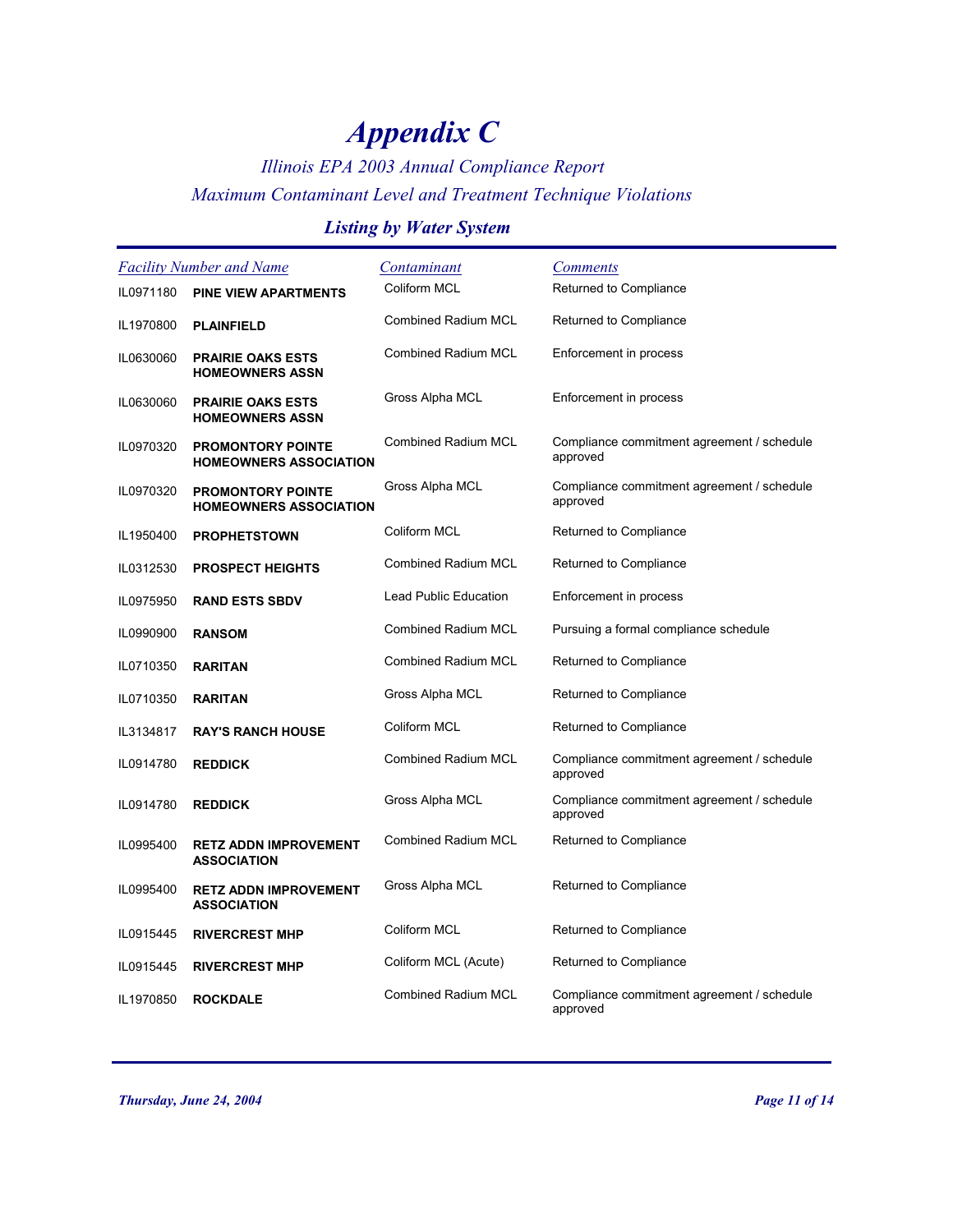# *Appendix C*

*Illinois EPA 2003 Annual Compliance Report*

*Maximum Contaminant Level and Treatment Technique Violations*

## *Listing by Water System*

| *Facility Number and Name* | | *Contaminant* | *Comments* |
|---|---|---|---|
| IL0971180 | **PINE VIEW APARTMENTS** | Coliform MCL | Returned to Compliance |
| IL1970800 | **PLAINFIELD** | Combined Radium MCL | Returned to Compliance |
| IL0630060 | **PRAIRIE OAKS ESTS HOMEOWNERS ASSN** | Combined Radium MCL | Enforcement in process |
| IL0630060 | **PRAIRIE OAKS ESTS HOMEOWNERS ASSN** | Gross Alpha MCL | Enforcement in process |
| IL0970320 | **PROMONTORY POINTE HOMEOWNERS ASSOCIATION** | Combined Radium MCL | Compliance commitment agreement / schedule approved |
| IL0970320 | **PROMONTORY POINTE HOMEOWNERS ASSOCIATION** | Gross Alpha MCL | Compliance commitment agreement / schedule approved |
| IL1950400 | **PROPHETSTOWN** | Coliform MCL | Returned to Compliance |
| IL0312530 | **PROSPECT HEIGHTS** | Combined Radium MCL | Returned to Compliance |
| IL0975950 | **RAND ESTS SBDV** | Lead Public Education | Enforcement in process |
| IL0990900 | **RANSOM** | Combined Radium MCL | Pursuing a formal compliance schedule |
| IL0710350 | **RARITAN** | Combined Radium MCL | Returned to Compliance |
| IL0710350 | **RARITAN** | Gross Alpha MCL | Returned to Compliance |
| IL3134817 | **RAY'S RANCH HOUSE** | Coliform MCL | Returned to Compliance |
| IL0914780 | **REDDICK** | Combined Radium MCL | Compliance commitment agreement / schedule approved |
| IL0914780 | **REDDICK** | Gross Alpha MCL | Compliance commitment agreement / schedule approved |
| IL0995400 | **RETZ ADDN IMPROVEMENT ASSOCIATION** | Combined Radium MCL | Returned to Compliance |
| IL0995400 | **RETZ ADDN IMPROVEMENT ASSOCIATION** | Gross Alpha MCL | Returned to Compliance |
| IL0915445 | **RIVERCREST MHP** | Coliform MCL | Returned to Compliance |
| IL0915445 | **RIVERCREST MHP** | Coliform MCL (Acute) | Returned to Compliance |
| IL1970850 | **ROCKDALE** | Combined Radium MCL | Compliance commitment agreement / schedule approved |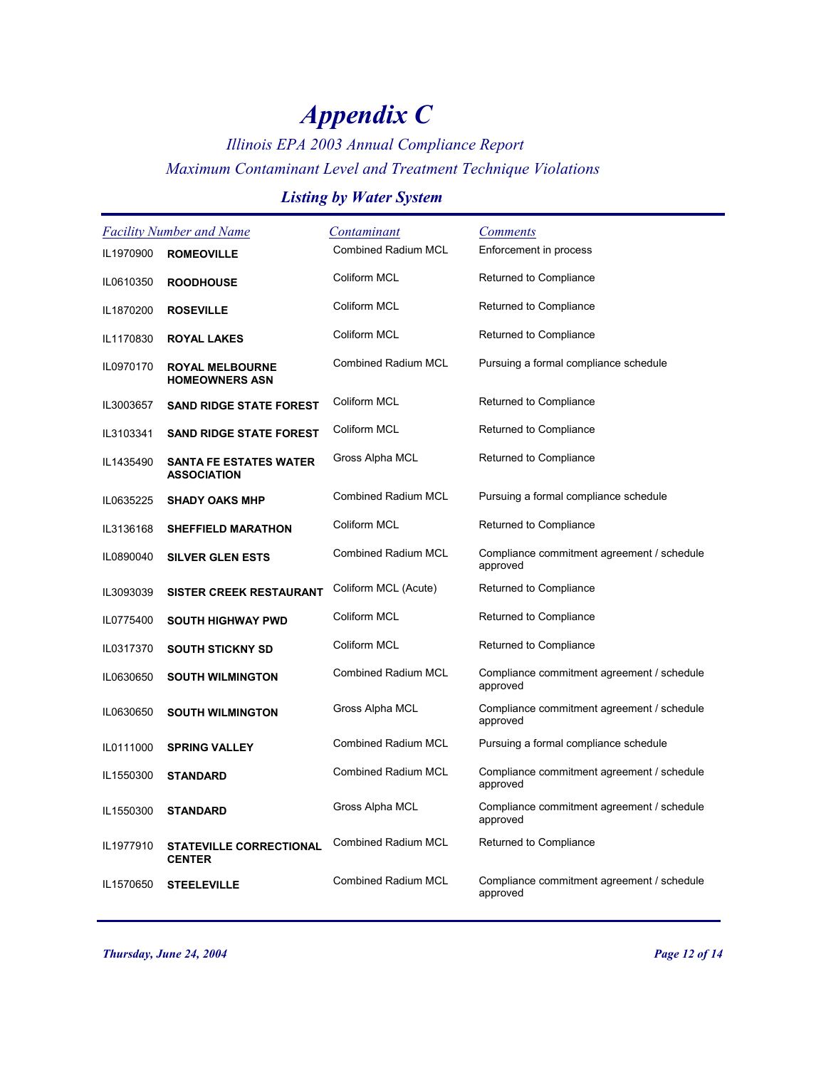# Appendix C

*Illinois EPA 2003 Annual Compliance Report*

*Maximum Contaminant Level and Treatment Technique Violations*

## Listing by Water System

| Facility Number | Name | Contaminant | Comments |
|---|---|---|---|
| IL1970900 | **ROMEOVILLE** | Combined Radium MCL | Enforcement in process |
| IL0610350 | **ROODHOUSE** | Coliform MCL | Returned to Compliance |
| IL1870200 | **ROSEVILLE** | Coliform MCL | Returned to Compliance |
| IL1170830 | **ROYAL LAKES** | Coliform MCL | Returned to Compliance |
| IL0970170 | **ROYAL MELBOURNE HOMEOWNERS ASN** | Combined Radium MCL | Pursuing a formal compliance schedule |
| IL3003657 | **SAND RIDGE STATE FOREST** | Coliform MCL | Returned to Compliance |
| IL3103341 | **SAND RIDGE STATE FOREST** | Coliform MCL | Returned to Compliance |
| IL1435490 | **SANTA FE ESTATES WATER ASSOCIATION** | Gross Alpha MCL | Returned to Compliance |
| IL0635225 | **SHADY OAKS MHP** | Combined Radium MCL | Pursuing a formal compliance schedule |
| IL3136168 | **SHEFFIELD MARATHON** | Coliform MCL | Returned to Compliance |
| IL0890040 | **SILVER GLEN ESTS** | Combined Radium MCL | Compliance commitment agreement / schedule approved |
| IL3093039 | **SISTER CREEK RESTAURANT** | Coliform MCL (Acute) | Returned to Compliance |
| IL0775400 | **SOUTH HIGHWAY PWD** | Coliform MCL | Returned to Compliance |
| IL0317370 | **SOUTH STICKNY SD** | Coliform MCL | Returned to Compliance |
| IL0630650 | **SOUTH WILMINGTON** | Combined Radium MCL | Compliance commitment agreement / schedule approved |
| IL0630650 | **SOUTH WILMINGTON** | Gross Alpha MCL | Compliance commitment agreement / schedule approved |
| IL0111000 | **SPRING VALLEY** | Combined Radium MCL | Pursuing a formal compliance schedule |
| IL1550300 | **STANDARD** | Combined Radium MCL | Compliance commitment agreement / schedule approved |
| IL1550300 | **STANDARD** | Gross Alpha MCL | Compliance commitment agreement / schedule approved |
| IL1977910 | **STATEVILLE CORRECTIONAL CENTER** | Combined Radium MCL | Returned to Compliance |
| IL1570650 | **STEELEVILLE** | Combined Radium MCL | Compliance commitment agreement / schedule approved |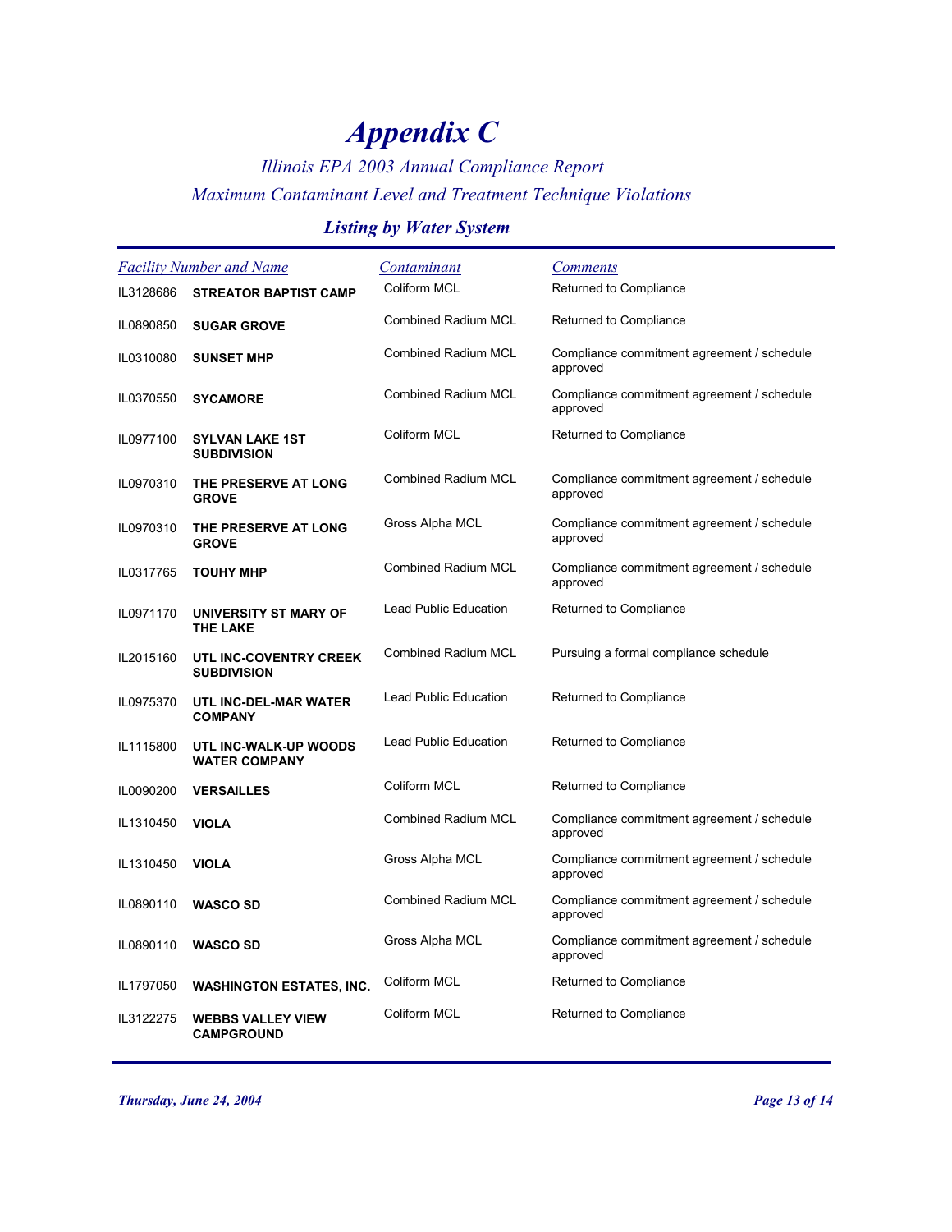# Appendix C

### *Illinois EPA 2003 Annual Compliance Report*
### *Maximum Contaminant Level and Treatment Technique Violations*

## *Listing by Water System*

| *Facility Number and Name* | | *Contaminant* | *Comments* |
|---|---|---|---|
| IL3128686 | **STREATOR BAPTIST CAMP** | Coliform MCL | Returned to Compliance |
| IL0890850 | **SUGAR GROVE** | Combined Radium MCL | Returned to Compliance |
| IL0310080 | **SUNSET MHP** | Combined Radium MCL | Compliance commitment agreement / schedule approved |
| IL0370550 | **SYCAMORE** | Combined Radium MCL | Compliance commitment agreement / schedule approved |
| IL0977100 | **SYLVAN LAKE 1ST SUBDIVISION** | Coliform MCL | Returned to Compliance |
| IL0970310 | **THE PRESERVE AT LONG GROVE** | Combined Radium MCL | Compliance commitment agreement / schedule approved |
| IL0970310 | **THE PRESERVE AT LONG GROVE** | Gross Alpha MCL | Compliance commitment agreement / schedule approved |
| IL0317765 | **TOUHY MHP** | Combined Radium MCL | Compliance commitment agreement / schedule approved |
| IL0971170 | **UNIVERSITY ST MARY OF THE LAKE** | Lead Public Education | Returned to Compliance |
| IL2015160 | **UTL INC-COVENTRY CREEK SUBDIVISION** | Combined Radium MCL | Pursuing a formal compliance schedule |
| IL0975370 | **UTL INC-DEL-MAR WATER COMPANY** | Lead Public Education | Returned to Compliance |
| IL1115800 | **UTL INC-WALK-UP WOODS WATER COMPANY** | Lead Public Education | Returned to Compliance |
| IL0090200 | **VERSAILLES** | Coliform MCL | Returned to Compliance |
| IL1310450 | **VIOLA** | Combined Radium MCL | Compliance commitment agreement / schedule approved |
| IL1310450 | **VIOLA** | Gross Alpha MCL | Compliance commitment agreement / schedule approved |
| IL0890110 | **WASCO SD** | Combined Radium MCL | Compliance commitment agreement / schedule approved |
| IL0890110 | **WASCO SD** | Gross Alpha MCL | Compliance commitment agreement / schedule approved |
| IL1797050 | **WASHINGTON ESTATES, INC.** | Coliform MCL | Returned to Compliance |
| IL3122275 | **WEBBS VALLEY VIEW CAMPGROUND** | Coliform MCL | Returned to Compliance |

*Thursday, June 24, 2004*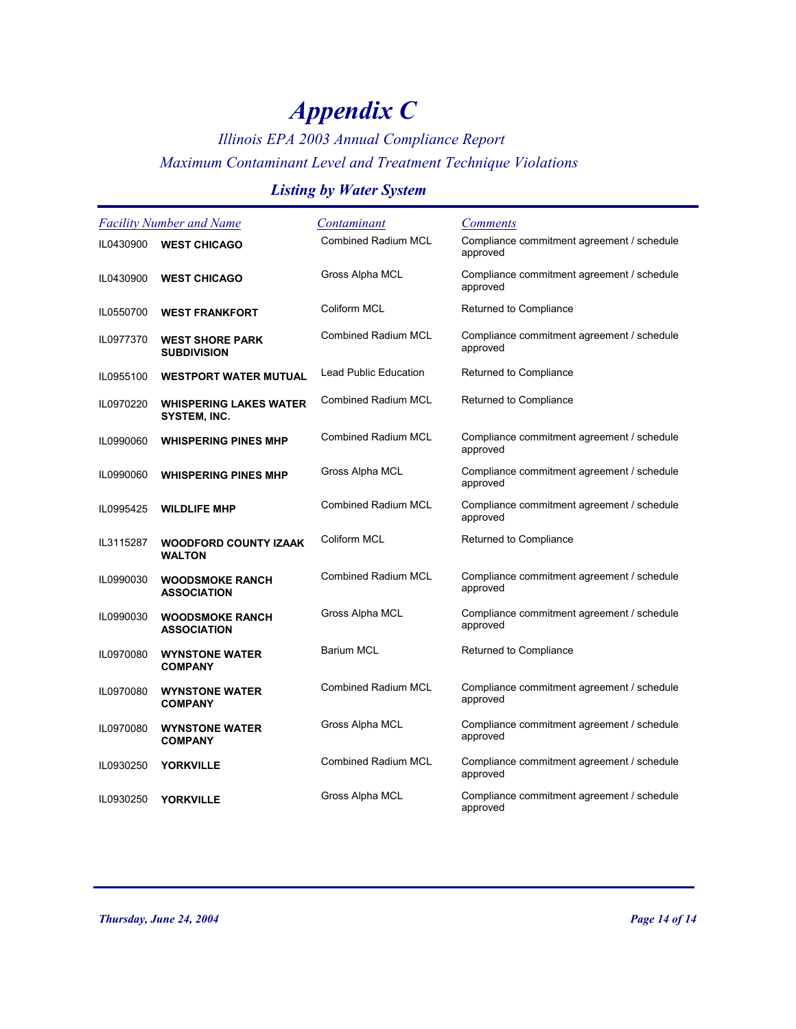# Appendix C

*Illinois EPA 2003 Annual Compliance Report*

*Maximum Contaminant Level and Treatment Technique Violations*

## Listing by Water System

| Facility Number | and Name | Contaminant | Comments |
|---|---|---|---|
| IL0430900 | **WEST CHICAGO** | Combined Radium MCL | Compliance commitment agreement / schedule approved |
| IL0430900 | **WEST CHICAGO** | Gross Alpha MCL | Compliance commitment agreement / schedule approved |
| IL0550700 | **WEST FRANKFORT** | Coliform MCL | Returned to Compliance |
| IL0977370 | **WEST SHORE PARK SUBDIVISION** | Combined Radium MCL | Compliance commitment agreement / schedule approved |
| IL0955100 | **WESTPORT WATER MUTUAL** | Lead Public Education | Returned to Compliance |
| IL0970220 | **WHISPERING LAKES WATER SYSTEM, INC.** | Combined Radium MCL | Returned to Compliance |
| IL0990060 | **WHISPERING PINES MHP** | Combined Radium MCL | Compliance commitment agreement / schedule approved |
| IL0990060 | **WHISPERING PINES MHP** | Gross Alpha MCL | Compliance commitment agreement / schedule approved |
| IL0995425 | **WILDLIFE MHP** | Combined Radium MCL | Compliance commitment agreement / schedule approved |
| IL3115287 | **WOODFORD COUNTY IZAAK WALTON** | Coliform MCL | Returned to Compliance |
| IL0990030 | **WOODSMOKE RANCH ASSOCIATION** | Combined Radium MCL | Compliance commitment agreement / schedule approved |
| IL0990030 | **WOODSMOKE RANCH ASSOCIATION** | Gross Alpha MCL | Compliance commitment agreement / schedule approved |
| IL0970080 | **WYNSTONE WATER COMPANY** | Barium MCL | Returned to Compliance |
| IL0970080 | **WYNSTONE WATER COMPANY** | Combined Radium MCL | Compliance commitment agreement / schedule approved |
| IL0970080 | **WYNSTONE WATER COMPANY** | Gross Alpha MCL | Compliance commitment agreement / schedule approved |
| IL0930250 | **YORKVILLE** | Combined Radium MCL | Compliance commitment agreement / schedule approved |
| IL0930250 | **YORKVILLE** | Gross Alpha MCL | Compliance commitment agreement / schedule approved |

*Thursday, June 24, 2004*